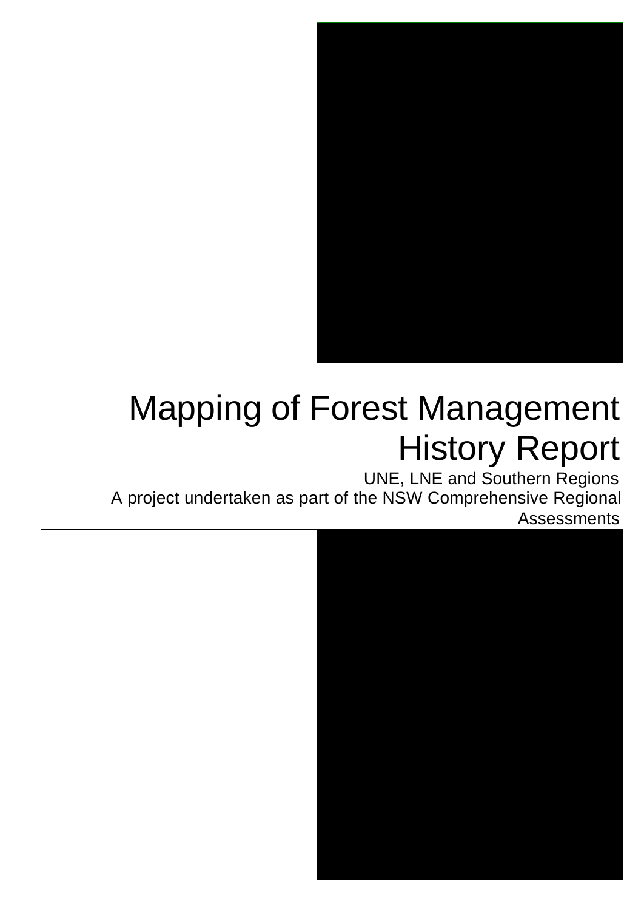# Mapping of Forest Management History Report

UNE, LNE and Southern Regions

A project undertaken as part of the NSW Comprehensive Regional Assessments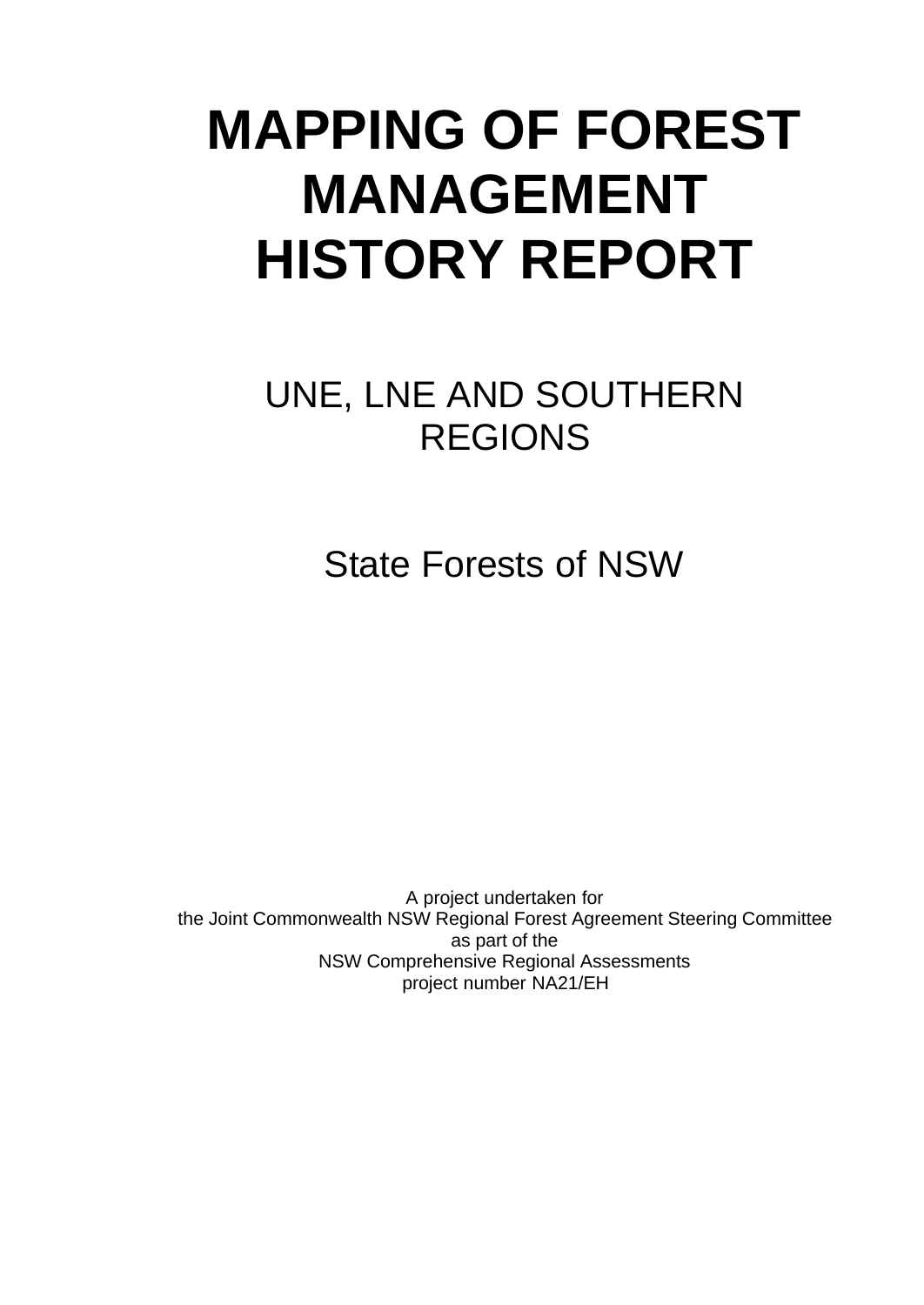# MAPPING OF FOREST MANAGEMENT HISTORY REPORT

## UNE, LNE AND SOUTHERN REGIONS

State Forests of NSW

A project undertaken for
the Joint Commonwealth NSW Regional Forest Agreement Steering Committee
as part of the
NSW Comprehensive Regional Assessments
project number NA21/EH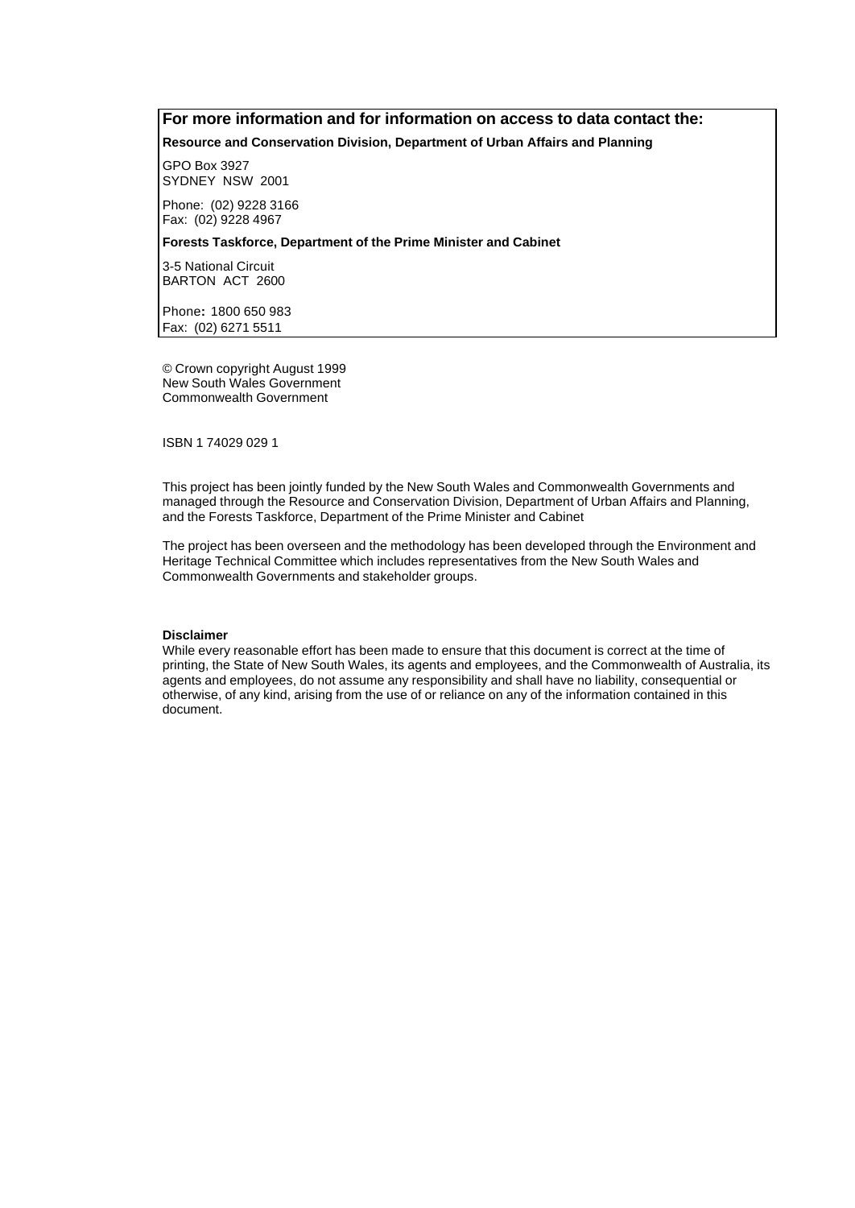**For more information and for information on access to data contact the:**

**Resource and Conservation Division, Department of Urban Affairs and Planning**

GPO Box 3927
SYDNEY NSW 2001

Phone: (02) 9228 3166
Fax: (02) 9228 4967

**Forests Taskforce, Department of the Prime Minister and Cabinet**

3-5 National Circuit
BARTON ACT 2600

Phone**:** 1800 650 983
Fax: (02) 6271 5511

© Crown copyright August 1999
New South Wales Government
Commonwealth Government

ISBN 1 74029 029 1

This project has been jointly funded by the New South Wales and Commonwealth Governments and managed through the Resource and Conservation Division, Department of Urban Affairs and Planning, and the Forests Taskforce, Department of the Prime Minister and Cabinet

The project has been overseen and the methodology has been developed through the Environment and Heritage Technical Committee which includes representatives from the New South Wales and Commonwealth Governments and stakeholder groups.

**Disclaimer**

While every reasonable effort has been made to ensure that this document is correct at the time of printing, the State of New South Wales, its agents and employees, and the Commonwealth of Australia, its agents and employees, do not assume any responsibility and shall have no liability, consequential or otherwise, of any kind, arising from the use of or reliance on any of the information contained in this document.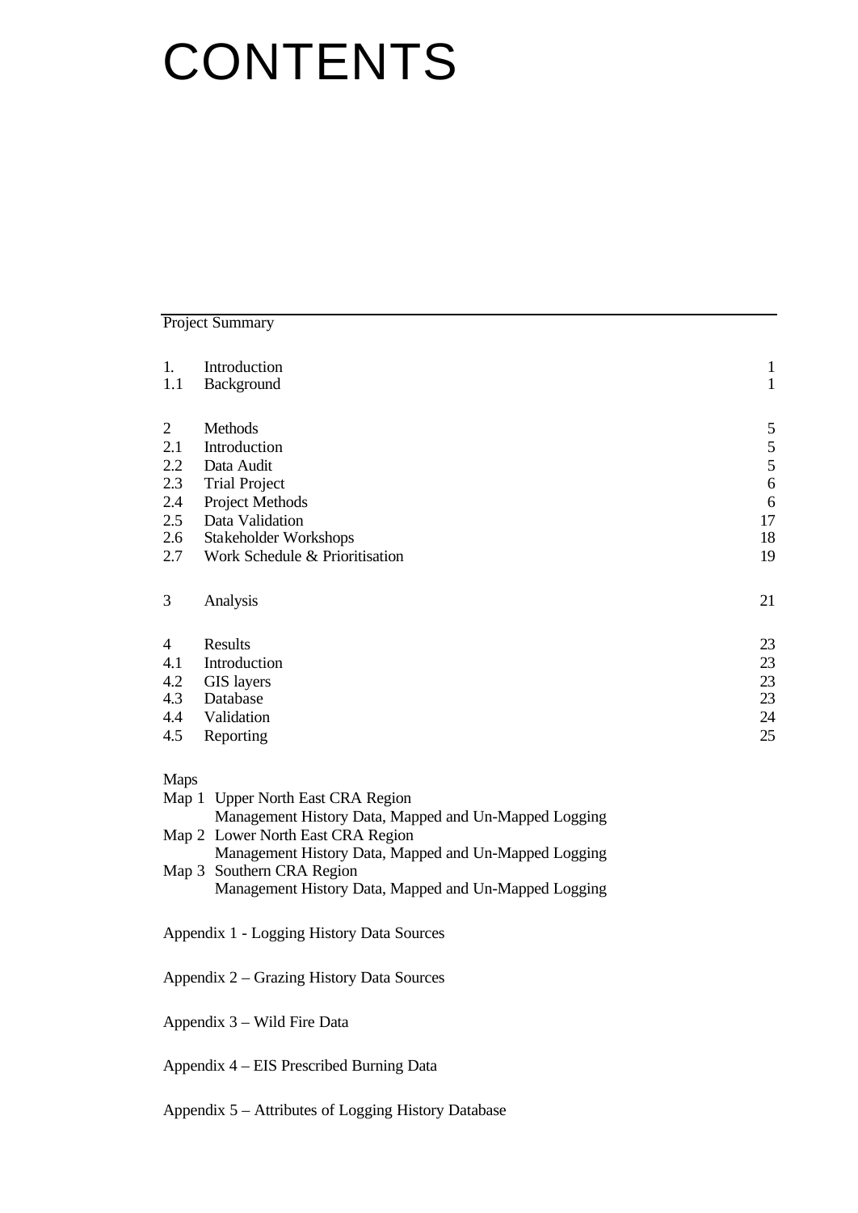# CONTENTS

Project Summary

| | | |
|---|---|---|
| 1. | Introduction | 1 |
| 1.1 | Background | 1 |
| | | |
| 2 | Methods | 5 |
| 2.1 | Introduction | 5 |
| 2.2 | Data Audit | 5 |
| 2.3 | Trial Project | 6 |
| 2.4 | Project Methods | 6 |
| 2.5 | Data Validation | 17 |
| 2.6 | Stakeholder Workshops | 18 |
| 2.7 | Work Schedule & Prioritisation | 19 |
| | | |
| 3 | Analysis | 21 |
| | | |
| 4 | Results | 23 |
| 4.1 | Introduction | 23 |
| 4.2 | GIS layers | 23 |
| 4.3 | Database | 23 |
| 4.4 | Validation | 24 |
| 4.5 | Reporting | 25 |

Maps

Map 1 Upper North East CRA Region
Management History Data, Mapped and Un-Mapped Logging

Map 2 Lower North East CRA Region
Management History Data, Mapped and Un-Mapped Logging

Map 3 Southern CRA Region
Management History Data, Mapped and Un-Mapped Logging

Appendix 1 - Logging History Data Sources

Appendix 2 – Grazing History Data Sources

Appendix 3 – Wild Fire Data

Appendix 4 – EIS Prescribed Burning Data

Appendix 5 – Attributes of Logging History Database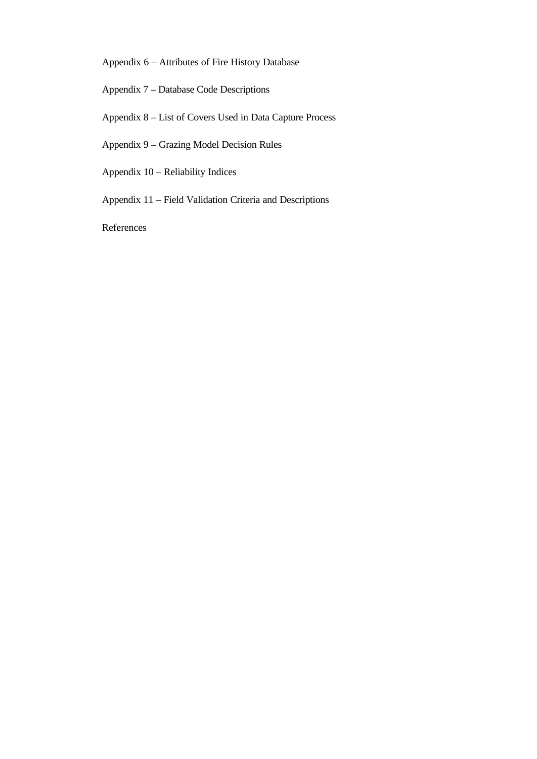Appendix 6 – Attributes of Fire History Database

Appendix 7 – Database Code Descriptions

Appendix 8 – List of Covers Used in Data Capture Process

Appendix 9 – Grazing Model Decision Rules

Appendix 10 – Reliability Indices

Appendix 11 – Field Validation Criteria and Descriptions

References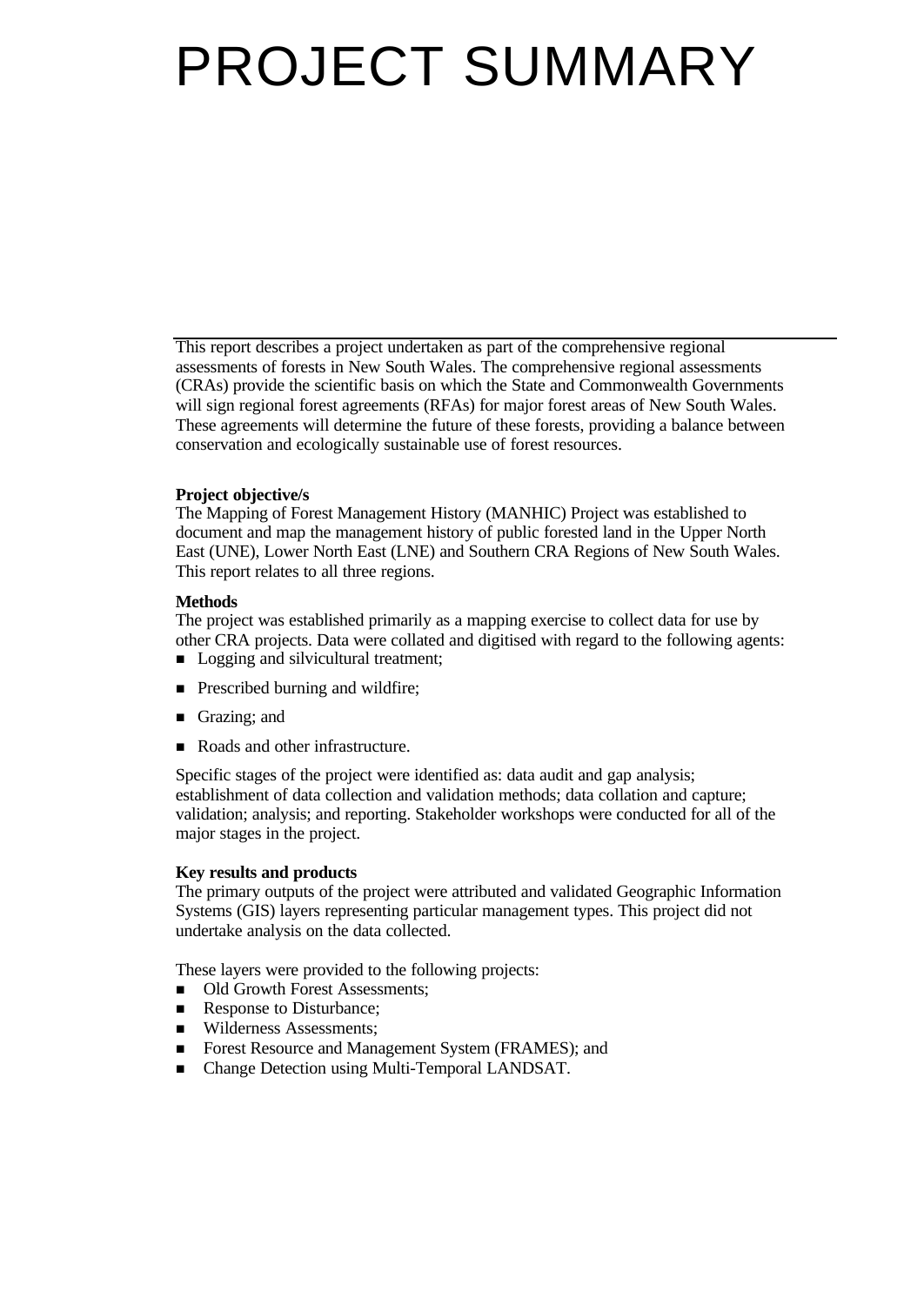# PROJECT SUMMARY

This report describes a project undertaken as part of the comprehensive regional assessments of forests in New South Wales. The comprehensive regional assessments (CRAs) provide the scientific basis on which the State and Commonwealth Governments will sign regional forest agreements (RFAs) for major forest areas of New South Wales. These agreements will determine the future of these forests, providing a balance between conservation and ecologically sustainable use of forest resources.

**Project objective/s**

The Mapping of Forest Management History (MANHIC) Project was established to document and map the management history of public forested land in the Upper North East (UNE), Lower North East (LNE) and Southern CRA Regions of New South Wales. This report relates to all three regions.

**Methods**

The project was established primarily as a mapping exercise to collect data for use by other CRA projects. Data were collated and digitised with regard to the following agents:

- Logging and silvicultural treatment;
- Prescribed burning and wildfire;
- Grazing; and
- Roads and other infrastructure.

Specific stages of the project were identified as: data audit and gap analysis; establishment of data collection and validation methods; data collation and capture; validation; analysis; and reporting. Stakeholder workshops were conducted for all of the major stages in the project.

**Key results and products**

The primary outputs of the project were attributed and validated Geographic Information Systems (GIS) layers representing particular management types. This project did not undertake analysis on the data collected.

These layers were provided to the following projects:

- Old Growth Forest Assessments;
- Response to Disturbance;
- Wilderness Assessments;
- Forest Resource and Management System (FRAMES); and
- Change Detection using Multi-Temporal LANDSAT.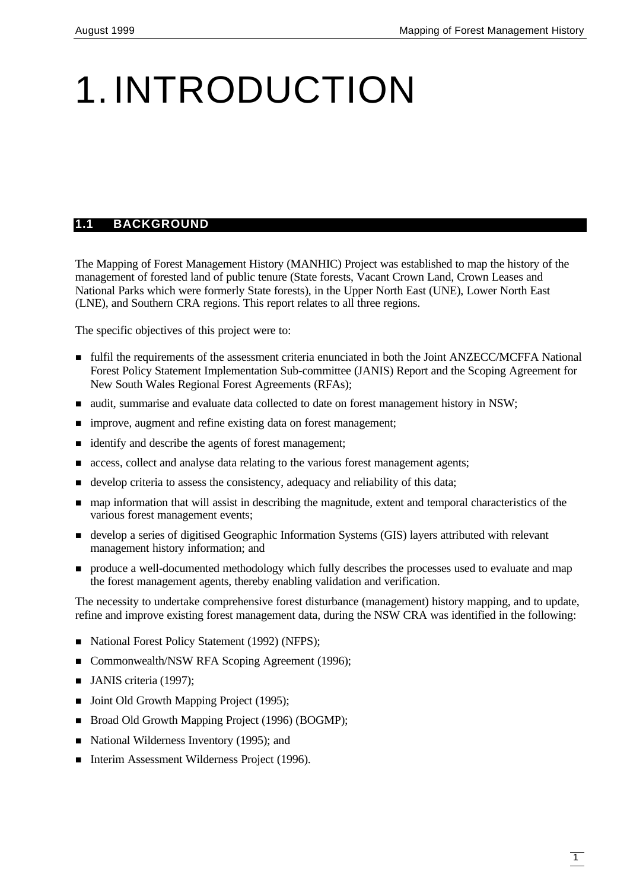# 1. INTRODUCTION

## 1.1 BACKGROUND

The Mapping of Forest Management History (MANHIC) Project was established to map the history of the management of forested land of public tenure (State forests, Vacant Crown Land, Crown Leases and National Parks which were formerly State forests), in the Upper North East (UNE), Lower North East (LNE), and Southern CRA regions. This report relates to all three regions.

The specific objectives of this project were to:

- fulfil the requirements of the assessment criteria enunciated in both the Joint ANZECC/MCFFA National Forest Policy Statement Implementation Sub-committee (JANIS) Report and the Scoping Agreement for New South Wales Regional Forest Agreements (RFAs);
- audit, summarise and evaluate data collected to date on forest management history in NSW;
- improve, augment and refine existing data on forest management;
- identify and describe the agents of forest management;
- access, collect and analyse data relating to the various forest management agents;
- develop criteria to assess the consistency, adequacy and reliability of this data;
- map information that will assist in describing the magnitude, extent and temporal characteristics of the various forest management events;
- develop a series of digitised Geographic Information Systems (GIS) layers attributed with relevant management history information; and
- produce a well-documented methodology which fully describes the processes used to evaluate and map the forest management agents, thereby enabling validation and verification.

The necessity to undertake comprehensive forest disturbance (management) history mapping, and to update, refine and improve existing forest management data, during the NSW CRA was identified in the following:

- National Forest Policy Statement (1992) (NFPS);
- Commonwealth/NSW RFA Scoping Agreement (1996);
- JANIS criteria (1997);
- Joint Old Growth Mapping Project (1995);
- Broad Old Growth Mapping Project (1996) (BOGMP);
- National Wilderness Inventory (1995); and
- Interim Assessment Wilderness Project (1996).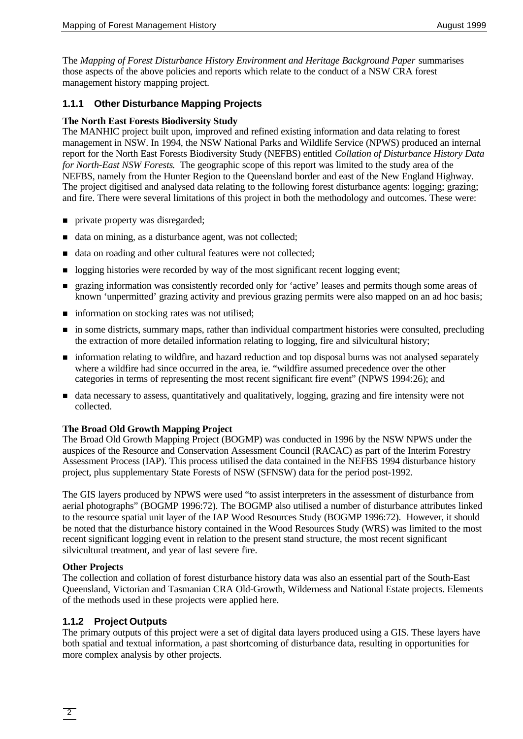The *Mapping of Forest Disturbance History Environment and Heritage Background Paper* summarises those aspects of the above policies and reports which relate to the conduct of a NSW CRA forest management history mapping project.

### 1.1.1 Other Disturbance Mapping Projects

**The North East Forests Biodiversity Study**

The MANHIC project built upon, improved and refined existing information and data relating to forest management in NSW. In 1994, the NSW National Parks and Wildlife Service (NPWS) produced an internal report for the North East Forests Biodiversity Study (NEFBS) entitled *Collation of Disturbance History Data for North-East NSW Forests*. The geographic scope of this report was limited to the study area of the NEFBS, namely from the Hunter Region to the Queensland border and east of the New England Highway. The project digitised and analysed data relating to the following forest disturbance agents: logging; grazing; and fire. There were several limitations of this project in both the methodology and outcomes. These were:

- private property was disregarded;
- data on mining, as a disturbance agent, was not collected;
- data on roading and other cultural features were not collected;
- logging histories were recorded by way of the most significant recent logging event;
- grazing information was consistently recorded only for 'active' leases and permits though some areas of known 'unpermitted' grazing activity and previous grazing permits were also mapped on an ad hoc basis;
- information on stocking rates was not utilised;
- in some districts, summary maps, rather than individual compartment histories were consulted, precluding the extraction of more detailed information relating to logging, fire and silvicultural history;
- information relating to wildfire, and hazard reduction and top disposal burns was not analysed separately where a wildfire had since occurred in the area, ie. "wildfire assumed precedence over the other categories in terms of representing the most recent significant fire event" (NPWS 1994:26); and
- data necessary to assess, quantitatively and qualitatively, logging, grazing and fire intensity were not collected.

**The Broad Old Growth Mapping Project**

The Broad Old Growth Mapping Project (BOGMP) was conducted in 1996 by the NSW NPWS under the auspices of the Resource and Conservation Assessment Council (RACAC) as part of the Interim Forestry Assessment Process (IAP). This process utilised the data contained in the NEFBS 1994 disturbance history project, plus supplementary State Forests of NSW (SFNSW) data for the period post-1992.

The GIS layers produced by NPWS were used "to assist interpreters in the assessment of disturbance from aerial photographs" (BOGMP 1996:72). The BOGMP also utilised a number of disturbance attributes linked to the resource spatial unit layer of the IAP Wood Resources Study (BOGMP 1996:72). However, it should be noted that the disturbance history contained in the Wood Resources Study (WRS) was limited to the most recent significant logging event in relation to the present stand structure, the most recent significant silvicultural treatment, and year of last severe fire.

**Other Projects**

The collection and collation of forest disturbance history data was also an essential part of the South-East Queensland, Victorian and Tasmanian CRA Old-Growth, Wilderness and National Estate projects. Elements of the methods used in these projects were applied here.

### 1.1.2 Project Outputs

The primary outputs of this project were a set of digital data layers produced using a GIS. These layers have both spatial and textual information, a past shortcoming of disturbance data, resulting in opportunities for more complex analysis by other projects.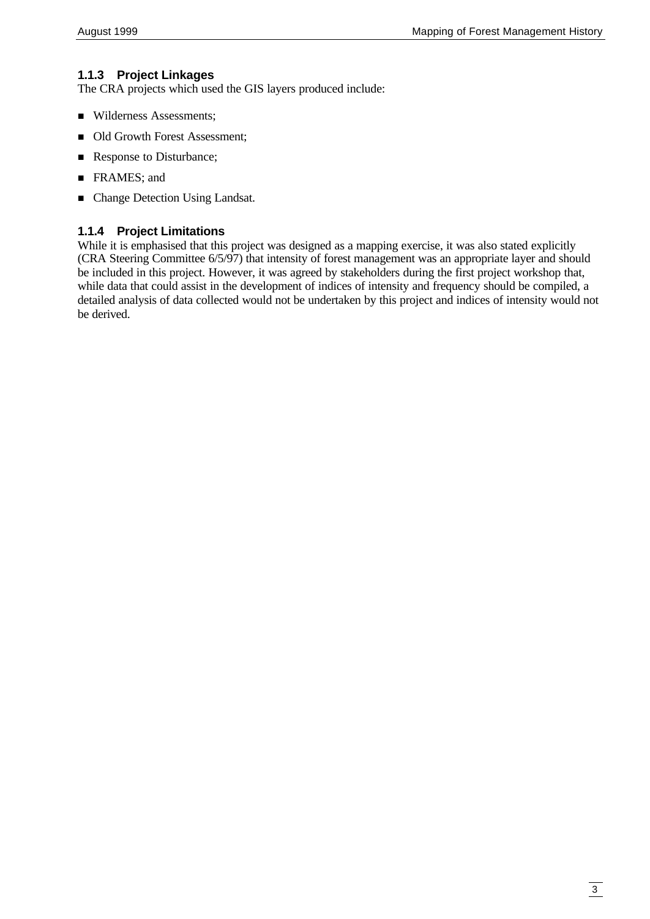### 1.1.3 Project Linkages

The CRA projects which used the GIS layers produced include:

- Wilderness Assessments;
- Old Growth Forest Assessment;
- Response to Disturbance;
- FRAMES; and
- Change Detection Using Landsat.

### 1.1.4 Project Limitations

While it is emphasised that this project was designed as a mapping exercise, it was also stated explicitly (CRA Steering Committee 6/5/97) that intensity of forest management was an appropriate layer and should be included in this project. However, it was agreed by stakeholders during the first project workshop that, while data that could assist in the development of indices of intensity and frequency should be compiled, a detailed analysis of data collected would not be undertaken by this project and indices of intensity would not be derived.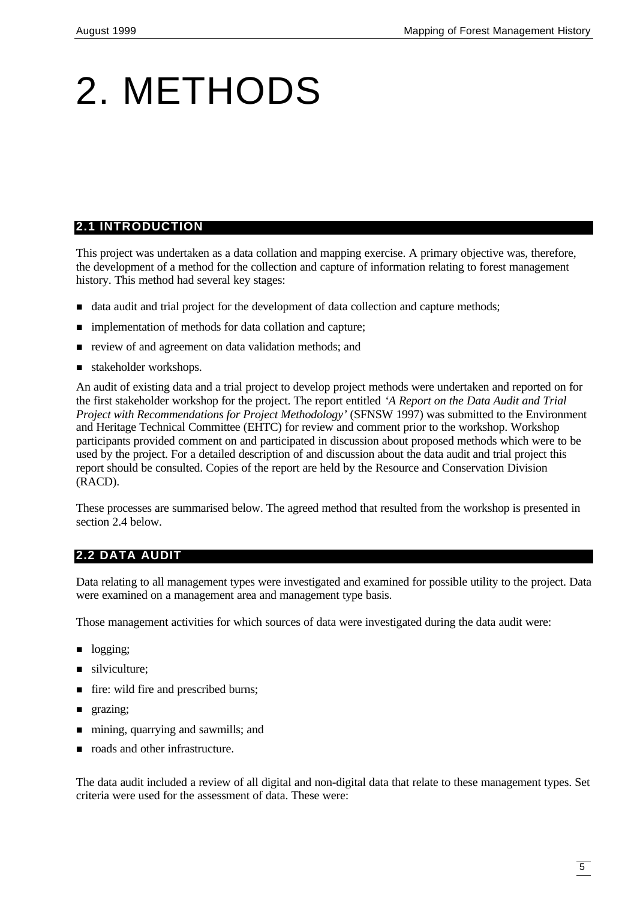# 2. METHODS

## 2.1 INTRODUCTION

This project was undertaken as a data collation and mapping exercise. A primary objective was, therefore, the development of a method for the collection and capture of information relating to forest management history. This method had several key stages:

- data audit and trial project for the development of data collection and capture methods;
- implementation of methods for data collation and capture;
- review of and agreement on data validation methods; and
- stakeholder workshops.

An audit of existing data and a trial project to develop project methods were undertaken and reported on for the first stakeholder workshop for the project. The report entitled *'A Report on the Data Audit and Trial Project with Recommendations for Project Methodology'* (SFNSW 1997) was submitted to the Environment and Heritage Technical Committee (EHTC) for review and comment prior to the workshop. Workshop participants provided comment on and participated in discussion about proposed methods which were to be used by the project. For a detailed description of and discussion about the data audit and trial project this report should be consulted. Copies of the report are held by the Resource and Conservation Division (RACD).

These processes are summarised below. The agreed method that resulted from the workshop is presented in section 2.4 below.

## 2.2 DATA AUDIT

Data relating to all management types were investigated and examined for possible utility to the project. Data were examined on a management area and management type basis.

Those management activities for which sources of data were investigated during the data audit were:

- logging;
- silviculture;
- fire: wild fire and prescribed burns;
- grazing;
- mining, quarrying and sawmills; and
- roads and other infrastructure.

The data audit included a review of all digital and non-digital data that relate to these management types. Set criteria were used for the assessment of data. These were: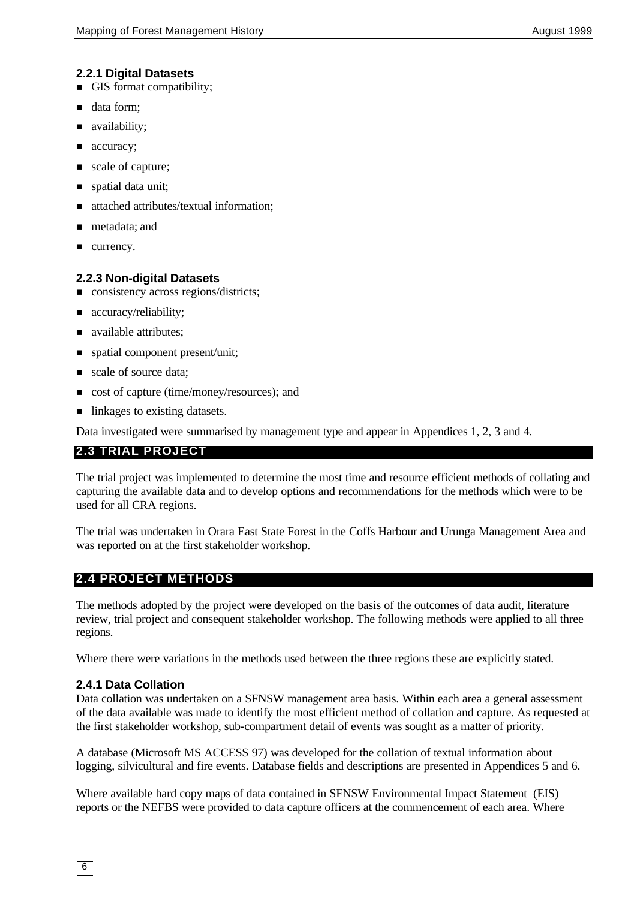### 2.2.1 Digital Datasets

- GIS format compatibility;
- data form;
- availability;
- accuracy;
- scale of capture;
- spatial data unit;
- attached attributes/textual information;
- metadata; and
- currency.

### 2.2.3 Non-digital Datasets

- consistency across regions/districts;
- accuracy/reliability;
- available attributes;
- spatial component present/unit;
- scale of source data;
- cost of capture (time/money/resources); and
- linkages to existing datasets.

Data investigated were summarised by management type and appear in Appendices 1, 2, 3 and 4.

## 2.3 TRIAL PROJECT

The trial project was implemented to determine the most time and resource efficient methods of collating and capturing the available data and to develop options and recommendations for the methods which were to be used for all CRA regions.

The trial was undertaken in Orara East State Forest in the Coffs Harbour and Urunga Management Area and was reported on at the first stakeholder workshop.

## 2.4 PROJECT METHODS

The methods adopted by the project were developed on the basis of the outcomes of data audit, literature review, trial project and consequent stakeholder workshop. The following methods were applied to all three regions.

Where there were variations in the methods used between the three regions these are explicitly stated.

### 2.4.1 Data Collation

Data collation was undertaken on a SFNSW management area basis. Within each area a general assessment of the data available was made to identify the most efficient method of collation and capture. As requested at the first stakeholder workshop, sub-compartment detail of events was sought as a matter of priority.

A database (Microsoft MS ACCESS 97) was developed for the collation of textual information about logging, silvicultural and fire events. Database fields and descriptions are presented in Appendices 5 and 6.

Where available hard copy maps of data contained in SFNSW Environmental Impact Statement (EIS) reports or the NEFBS were provided to data capture officers at the commencement of each area. Where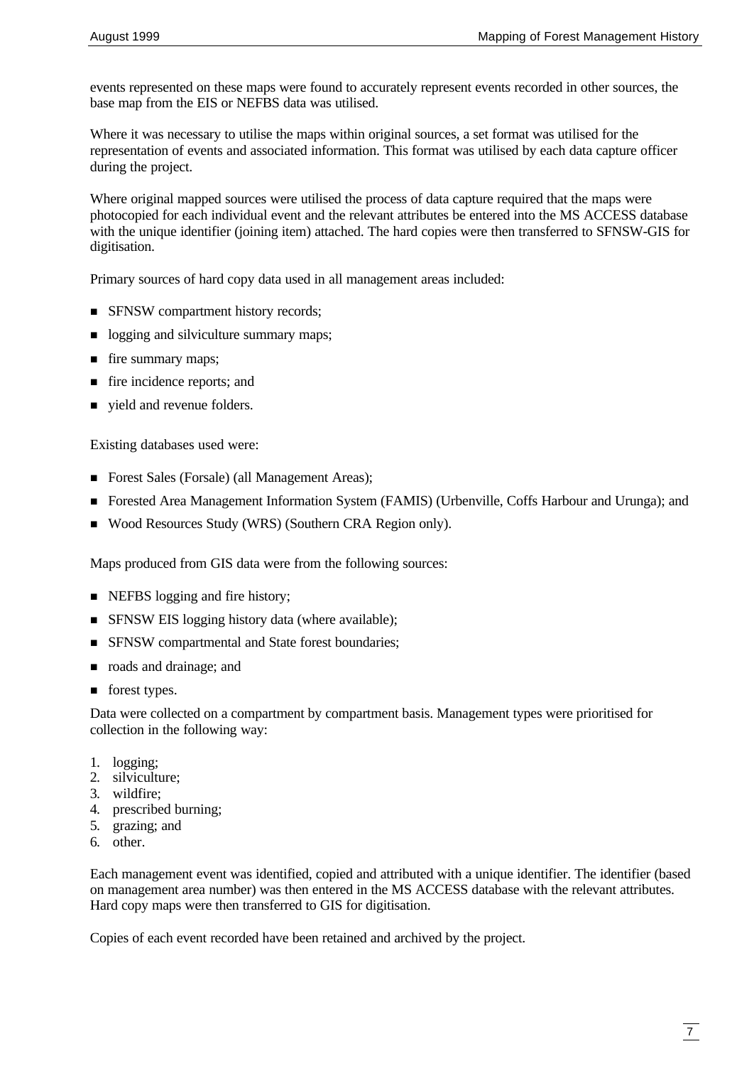events represented on these maps were found to accurately represent events recorded in other sources, the base map from the EIS or NEFBS data was utilised.

Where it was necessary to utilise the maps within original sources, a set format was utilised for the representation of events and associated information. This format was utilised by each data capture officer during the project.

Where original mapped sources were utilised the process of data capture required that the maps were photocopied for each individual event and the relevant attributes be entered into the MS ACCESS database with the unique identifier (joining item) attached. The hard copies were then transferred to SFNSW-GIS for digitisation.

Primary sources of hard copy data used in all management areas included:

- SFNSW compartment history records;
- logging and silviculture summary maps;
- fire summary maps;
- fire incidence reports; and
- yield and revenue folders.

Existing databases used were:

- Forest Sales (Forsale) (all Management Areas);
- Forested Area Management Information System (FAMIS) (Urbenville, Coffs Harbour and Urunga); and
- Wood Resources Study (WRS) (Southern CRA Region only).

Maps produced from GIS data were from the following sources:

- NEFBS logging and fire history;
- SFNSW EIS logging history data (where available);
- SFNSW compartmental and State forest boundaries;
- roads and drainage; and
- forest types.

Data were collected on a compartment by compartment basis. Management types were prioritised for collection in the following way:

1. logging;
2. silviculture;
3. wildfire;
4. prescribed burning;
5. grazing; and
6. other.

Each management event was identified, copied and attributed with a unique identifier. The identifier (based on management area number) was then entered in the MS ACCESS database with the relevant attributes. Hard copy maps were then transferred to GIS for digitisation.

Copies of each event recorded have been retained and archived by the project.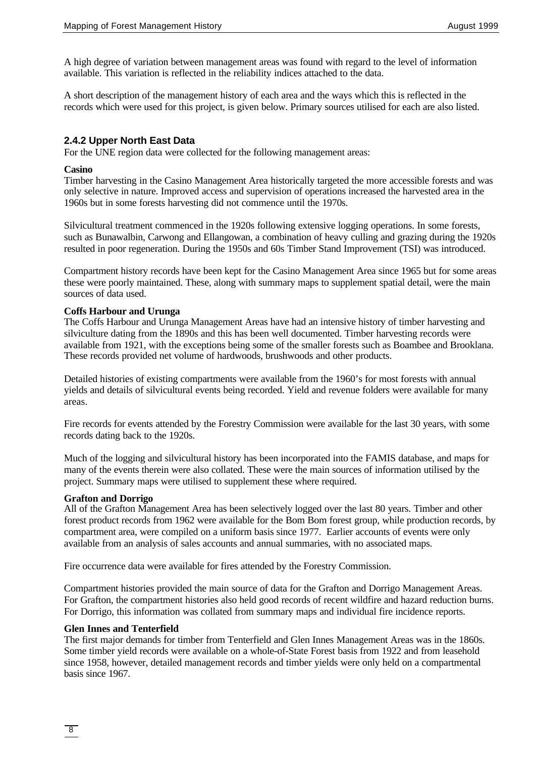A high degree of variation between management areas was found with regard to the level of information available. This variation is reflected in the reliability indices attached to the data.

A short description of the management history of each area and the ways which this is reflected in the records which were used for this project, is given below. Primary sources utilised for each are also listed.

### 2.4.2 Upper North East Data

For the UNE region data were collected for the following management areas:

**Casino**

Timber harvesting in the Casino Management Area historically targeted the more accessible forests and was only selective in nature. Improved access and supervision of operations increased the harvested area in the 1960s but in some forests harvesting did not commence until the 1970s.

Silvicultural treatment commenced in the 1920s following extensive logging operations. In some forests, such as Bunawalbin, Carwong and Ellangowan, a combination of heavy culling and grazing during the 1920s resulted in poor regeneration. During the 1950s and 60s Timber Stand Improvement (TSI) was introduced.

Compartment history records have been kept for the Casino Management Area since 1965 but for some areas these were poorly maintained. These, along with summary maps to supplement spatial detail, were the main sources of data used.

**Coffs Harbour and Urunga**

The Coffs Harbour and Urunga Management Areas have had an intensive history of timber harvesting and silviculture dating from the 1890s and this has been well documented. Timber harvesting records were available from 1921, with the exceptions being some of the smaller forests such as Boambee and Brooklana. These records provided net volume of hardwoods, brushwoods and other products.

Detailed histories of existing compartments were available from the 1960's for most forests with annual yields and details of silvicultural events being recorded. Yield and revenue folders were available for many areas.

Fire records for events attended by the Forestry Commission were available for the last 30 years, with some records dating back to the 1920s.

Much of the logging and silvicultural history has been incorporated into the FAMIS database, and maps for many of the events therein were also collated. These were the main sources of information utilised by the project. Summary maps were utilised to supplement these where required.

**Grafton and Dorrigo**

All of the Grafton Management Area has been selectively logged over the last 80 years. Timber and other forest product records from 1962 were available for the Bom Bom forest group, while production records, by compartment area, were compiled on a uniform basis since 1977. Earlier accounts of events were only available from an analysis of sales accounts and annual summaries, with no associated maps.

Fire occurrence data were available for fires attended by the Forestry Commission.

Compartment histories provided the main source of data for the Grafton and Dorrigo Management Areas. For Grafton, the compartment histories also held good records of recent wildfire and hazard reduction burns. For Dorrigo, this information was collated from summary maps and individual fire incidence reports.

**Glen Innes and Tenterfield**

The first major demands for timber from Tenterfield and Glen Innes Management Areas was in the 1860s. Some timber yield records were available on a whole-of-State Forest basis from 1922 and from leasehold since 1958, however, detailed management records and timber yields were only held on a compartmental basis since 1967.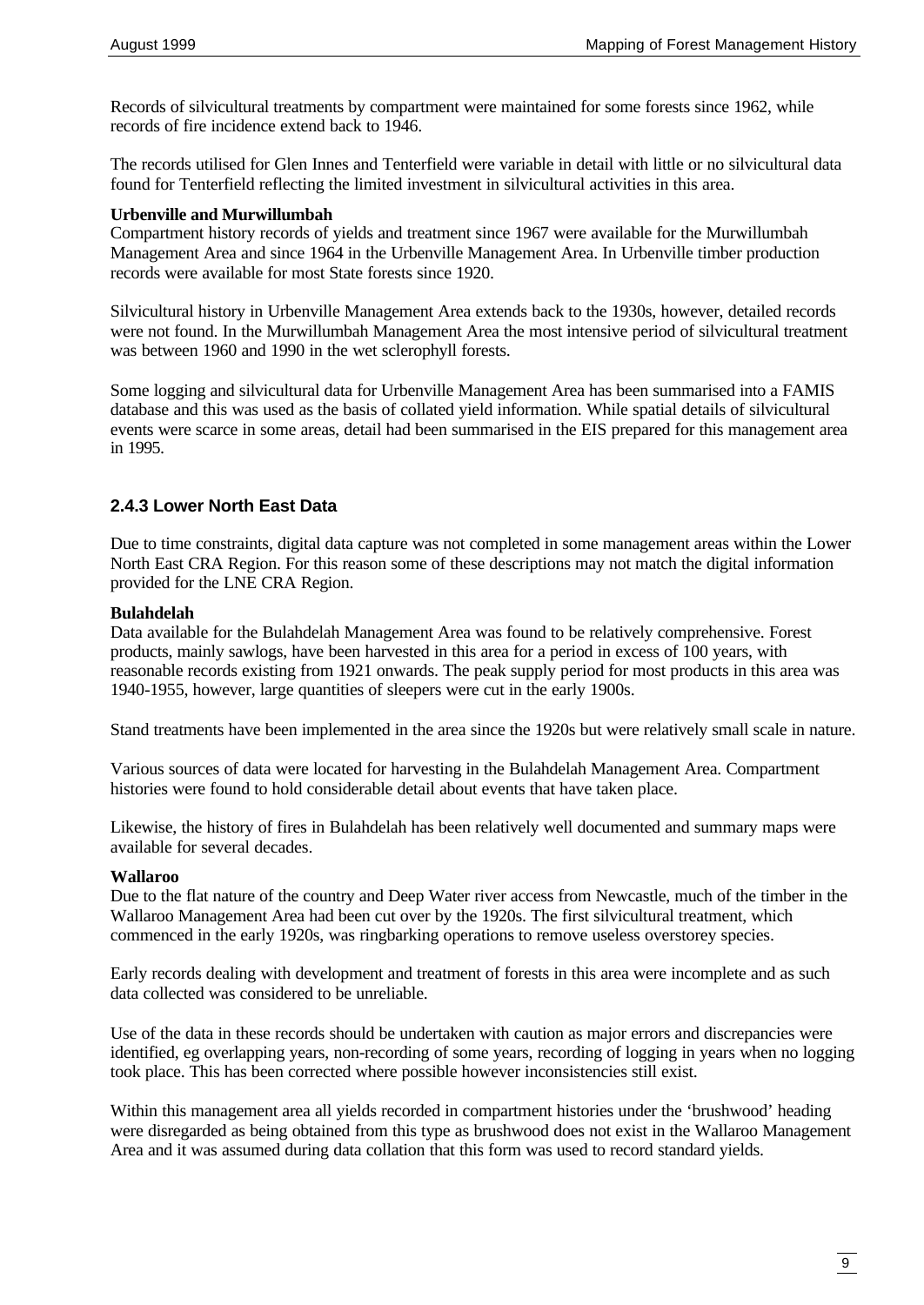Records of silvicultural treatments by compartment were maintained for some forests since 1962, while records of fire incidence extend back to 1946.

The records utilised for Glen Innes and Tenterfield were variable in detail with little or no silvicultural data found for Tenterfield reflecting the limited investment in silvicultural activities in this area.

**Urbenville and Murwillumbah**

Compartment history records of yields and treatment since 1967 were available for the Murwillumbah Management Area and since 1964 in the Urbenville Management Area. In Urbenville timber production records were available for most State forests since 1920.

Silvicultural history in Urbenville Management Area extends back to the 1930s, however, detailed records were not found. In the Murwillumbah Management Area the most intensive period of silvicultural treatment was between 1960 and 1990 in the wet sclerophyll forests.

Some logging and silvicultural data for Urbenville Management Area has been summarised into a FAMIS database and this was used as the basis of collated yield information. While spatial details of silvicultural events were scarce in some areas, detail had been summarised in the EIS prepared for this management area in 1995.

### 2.4.3 Lower North East Data

Due to time constraints, digital data capture was not completed in some management areas within the Lower North East CRA Region. For this reason some of these descriptions may not match the digital information provided for the LNE CRA Region.

**Bulahdelah**

Data available for the Bulahdelah Management Area was found to be relatively comprehensive. Forest products, mainly sawlogs, have been harvested in this area for a period in excess of 100 years, with reasonable records existing from 1921 onwards. The peak supply period for most products in this area was 1940-1955, however, large quantities of sleepers were cut in the early 1900s.

Stand treatments have been implemented in the area since the 1920s but were relatively small scale in nature.

Various sources of data were located for harvesting in the Bulahdelah Management Area. Compartment histories were found to hold considerable detail about events that have taken place.

Likewise, the history of fires in Bulahdelah has been relatively well documented and summary maps were available for several decades.

**Wallaroo**

Due to the flat nature of the country and Deep Water river access from Newcastle, much of the timber in the Wallaroo Management Area had been cut over by the 1920s. The first silvicultural treatment, which commenced in the early 1920s, was ringbarking operations to remove useless overstorey species.

Early records dealing with development and treatment of forests in this area were incomplete and as such data collected was considered to be unreliable.

Use of the data in these records should be undertaken with caution as major errors and discrepancies were identified, eg overlapping years, non-recording of some years, recording of logging in years when no logging took place. This has been corrected where possible however inconsistencies still exist.

Within this management area all yields recorded in compartment histories under the 'brushwood' heading were disregarded as being obtained from this type as brushwood does not exist in the Wallaroo Management Area and it was assumed during data collation that this form was used to record standard yields.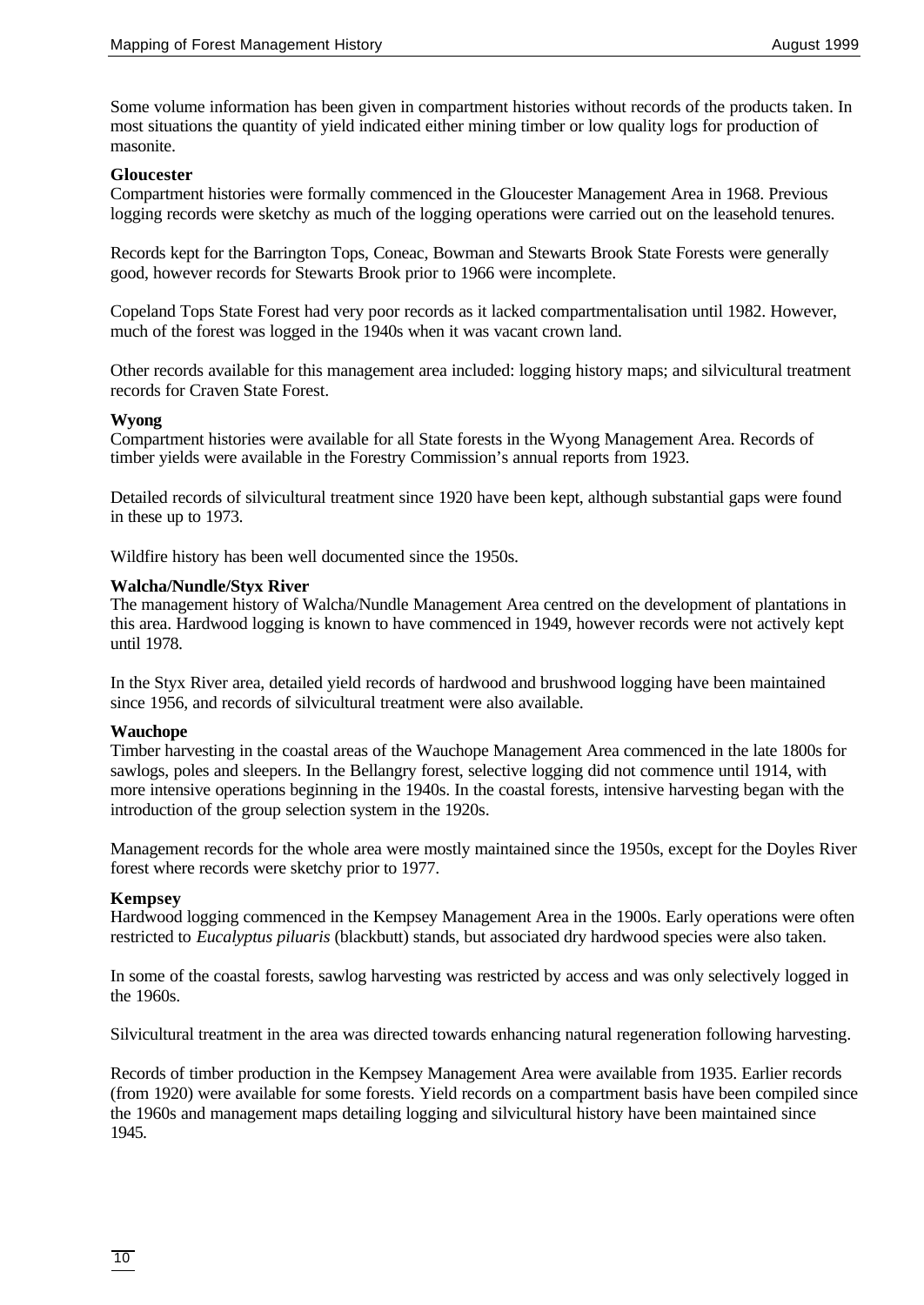Some volume information has been given in compartment histories without records of the products taken. In most situations the quantity of yield indicated either mining timber or low quality logs for production of masonite.

**Gloucester**

Compartment histories were formally commenced in the Gloucester Management Area in 1968. Previous logging records were sketchy as much of the logging operations were carried out on the leasehold tenures.

Records kept for the Barrington Tops, Coneac, Bowman and Stewarts Brook State Forests were generally good, however records for Stewarts Brook prior to 1966 were incomplete.

Copeland Tops State Forest had very poor records as it lacked compartmentalisation until 1982. However, much of the forest was logged in the 1940s when it was vacant crown land.

Other records available for this management area included: logging history maps; and silvicultural treatment records for Craven State Forest.

**Wyong**

Compartment histories were available for all State forests in the Wyong Management Area. Records of timber yields were available in the Forestry Commission's annual reports from 1923.

Detailed records of silvicultural treatment since 1920 have been kept, although substantial gaps were found in these up to 1973.

Wildfire history has been well documented since the 1950s.

**Walcha/Nundle/Styx River**

The management history of Walcha/Nundle Management Area centred on the development of plantations in this area. Hardwood logging is known to have commenced in 1949, however records were not actively kept until 1978.

In the Styx River area, detailed yield records of hardwood and brushwood logging have been maintained since 1956, and records of silvicultural treatment were also available.

**Wauchope**

Timber harvesting in the coastal areas of the Wauchope Management Area commenced in the late 1800s for sawlogs, poles and sleepers. In the Bellangry forest, selective logging did not commence until 1914, with more intensive operations beginning in the 1940s. In the coastal forests, intensive harvesting began with the introduction of the group selection system in the 1920s.

Management records for the whole area were mostly maintained since the 1950s, except for the Doyles River forest where records were sketchy prior to 1977.

**Kempsey**

Hardwood logging commenced in the Kempsey Management Area in the 1900s. Early operations were often restricted to *Eucalyptus piluaris* (blackbutt) stands, but associated dry hardwood species were also taken.

In some of the coastal forests, sawlog harvesting was restricted by access and was only selectively logged in the 1960s.

Silvicultural treatment in the area was directed towards enhancing natural regeneration following harvesting.

Records of timber production in the Kempsey Management Area were available from 1935. Earlier records (from 1920) were available for some forests. Yield records on a compartment basis have been compiled since the 1960s and management maps detailing logging and silvicultural history have been maintained since 1945.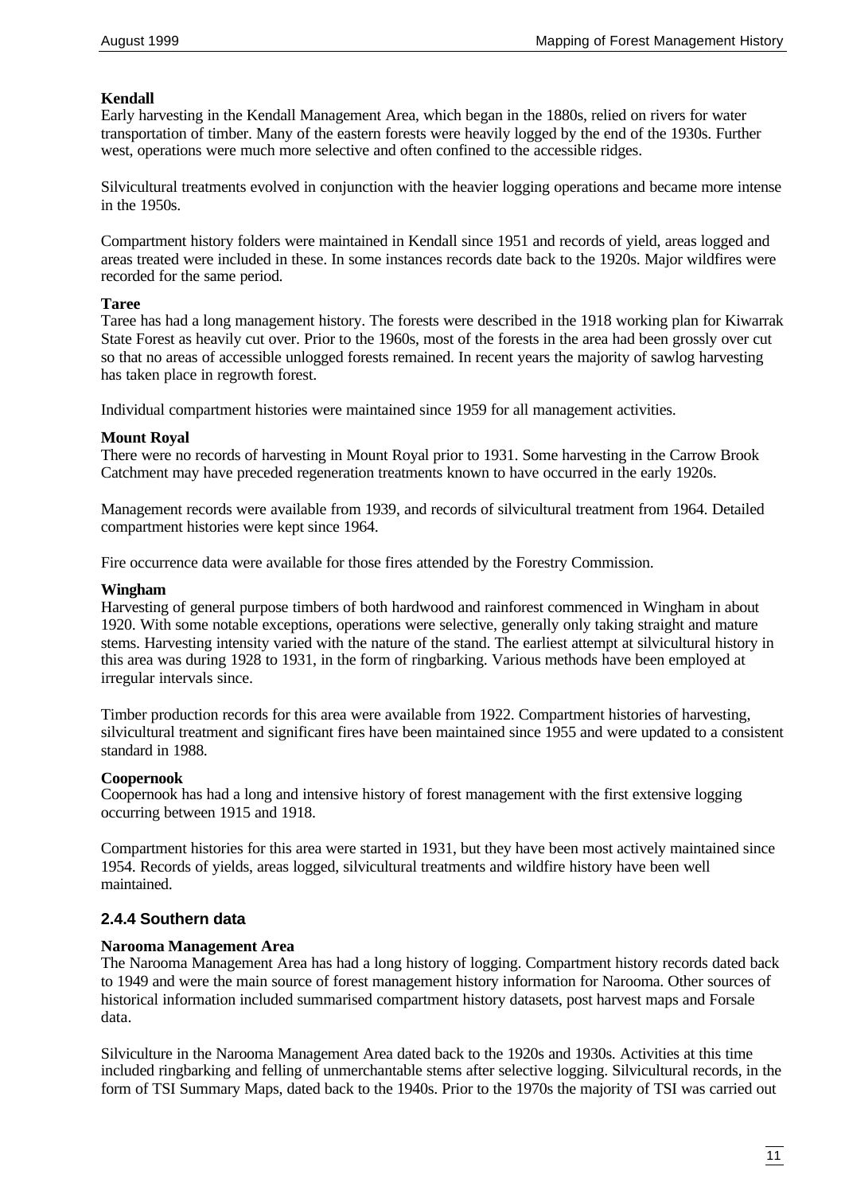**Kendall**
Early harvesting in the Kendall Management Area, which began in the 1880s, relied on rivers for water transportation of timber. Many of the eastern forests were heavily logged by the end of the 1930s. Further west, operations were much more selective and often confined to the accessible ridges.

Silvicultural treatments evolved in conjunction with the heavier logging operations and became more intense in the 1950s.

Compartment history folders were maintained in Kendall since 1951 and records of yield, areas logged and areas treated were included in these. In some instances records date back to the 1920s. Major wildfires were recorded for the same period.

**Taree**
Taree has had a long management history. The forests were described in the 1918 working plan for Kiwarrak State Forest as heavily cut over. Prior to the 1960s, most of the forests in the area had been grossly over cut so that no areas of accessible unlogged forests remained. In recent years the majority of sawlog harvesting has taken place in regrowth forest.

Individual compartment histories were maintained since 1959 for all management activities.

**Mount Royal**
There were no records of harvesting in Mount Royal prior to 1931. Some harvesting in the Carrow Brook Catchment may have preceded regeneration treatments known to have occurred in the early 1920s.

Management records were available from 1939, and records of silvicultural treatment from 1964. Detailed compartment histories were kept since 1964.

Fire occurrence data were available for those fires attended by the Forestry Commission.

**Wingham**
Harvesting of general purpose timbers of both hardwood and rainforest commenced in Wingham in about 1920. With some notable exceptions, operations were selective, generally only taking straight and mature stems. Harvesting intensity varied with the nature of the stand. The earliest attempt at silvicultural history in this area was during 1928 to 1931, in the form of ringbarking. Various methods have been employed at irregular intervals since.

Timber production records for this area were available from 1922. Compartment histories of harvesting, silvicultural treatment and significant fires have been maintained since 1955 and were updated to a consistent standard in 1988.

**Coopernook**
Coopernook has had a long and intensive history of forest management with the first extensive logging occurring between 1915 and 1918.

Compartment histories for this area were started in 1931, but they have been most actively maintained since 1954. Records of yields, areas logged, silvicultural treatments and wildfire history have been well maintained.

### 2.4.4 Southern data

**Narooma Management Area**
The Narooma Management Area has had a long history of logging. Compartment history records dated back to 1949 and were the main source of forest management history information for Narooma. Other sources of historical information included summarised compartment history datasets, post harvest maps and Forsale data.

Silviculture in the Narooma Management Area dated back to the 1920s and 1930s. Activities at this time included ringbarking and felling of unmerchantable stems after selective logging. Silvicultural records, in the form of TSI Summary Maps, dated back to the 1940s. Prior to the 1970s the majority of TSI was carried out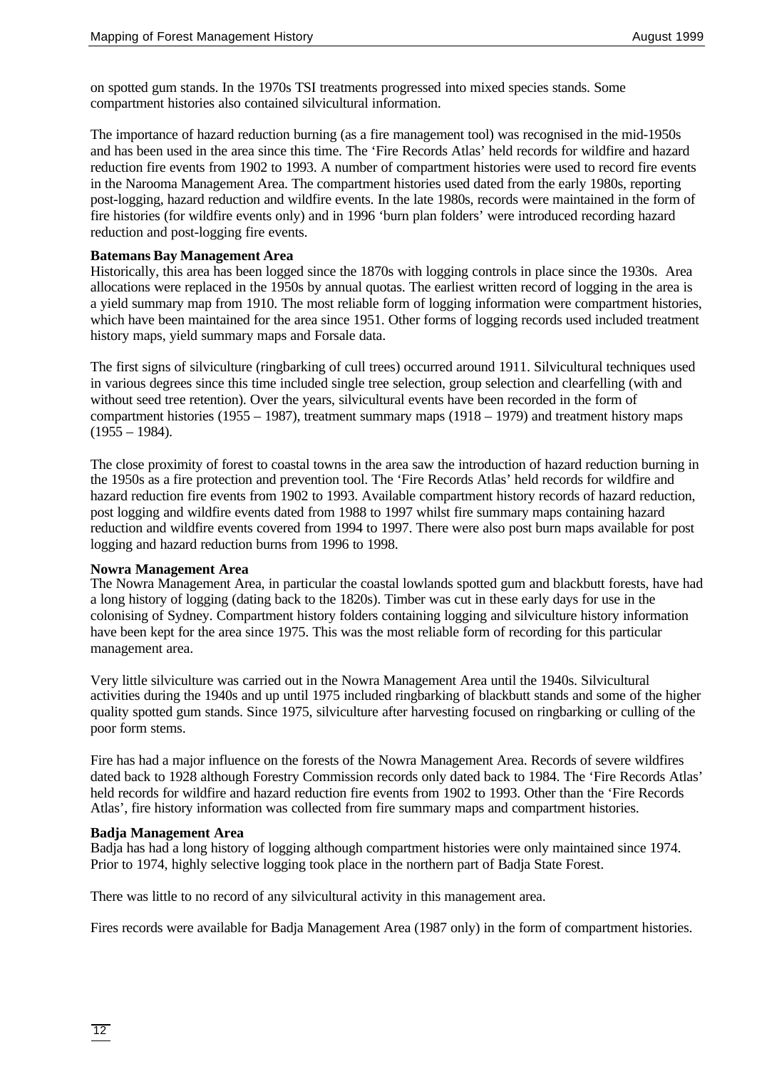on spotted gum stands. In the 1970s TSI treatments progressed into mixed species stands. Some compartment histories also contained silvicultural information.

The importance of hazard reduction burning (as a fire management tool) was recognised in the mid-1950s and has been used in the area since this time. The 'Fire Records Atlas' held records for wildfire and hazard reduction fire events from 1902 to 1993. A number of compartment histories were used to record fire events in the Narooma Management Area. The compartment histories used dated from the early 1980s, reporting post-logging, hazard reduction and wildfire events. In the late 1980s, records were maintained in the form of fire histories (for wildfire events only) and in 1996 'burn plan folders' were introduced recording hazard reduction and post-logging fire events.

**Batemans Bay Management Area**

Historically, this area has been logged since the 1870s with logging controls in place since the 1930s. Area allocations were replaced in the 1950s by annual quotas. The earliest written record of logging in the area is a yield summary map from 1910. The most reliable form of logging information were compartment histories, which have been maintained for the area since 1951. Other forms of logging records used included treatment history maps, yield summary maps and Forsale data.

The first signs of silviculture (ringbarking of cull trees) occurred around 1911. Silvicultural techniques used in various degrees since this time included single tree selection, group selection and clearfelling (with and without seed tree retention). Over the years, silvicultural events have been recorded in the form of compartment histories (1955 – 1987), treatment summary maps (1918 – 1979) and treatment history maps (1955 – 1984).

The close proximity of forest to coastal towns in the area saw the introduction of hazard reduction burning in the 1950s as a fire protection and prevention tool. The 'Fire Records Atlas' held records for wildfire and hazard reduction fire events from 1902 to 1993. Available compartment history records of hazard reduction, post logging and wildfire events dated from 1988 to 1997 whilst fire summary maps containing hazard reduction and wildfire events covered from 1994 to 1997. There were also post burn maps available for post logging and hazard reduction burns from 1996 to 1998.

**Nowra Management Area**

The Nowra Management Area, in particular the coastal lowlands spotted gum and blackbutt forests, have had a long history of logging (dating back to the 1820s). Timber was cut in these early days for use in the colonising of Sydney. Compartment history folders containing logging and silviculture history information have been kept for the area since 1975. This was the most reliable form of recording for this particular management area.

Very little silviculture was carried out in the Nowra Management Area until the 1940s. Silvicultural activities during the 1940s and up until 1975 included ringbarking of blackbutt stands and some of the higher quality spotted gum stands. Since 1975, silviculture after harvesting focused on ringbarking or culling of the poor form stems.

Fire has had a major influence on the forests of the Nowra Management Area. Records of severe wildfires dated back to 1928 although Forestry Commission records only dated back to 1984. The 'Fire Records Atlas' held records for wildfire and hazard reduction fire events from 1902 to 1993. Other than the 'Fire Records Atlas', fire history information was collected from fire summary maps and compartment histories.

**Badja Management Area**

Badja has had a long history of logging although compartment histories were only maintained since 1974. Prior to 1974, highly selective logging took place in the northern part of Badja State Forest.

There was little to no record of any silvicultural activity in this management area.

Fires records were available for Badja Management Area (1987 only) in the form of compartment histories.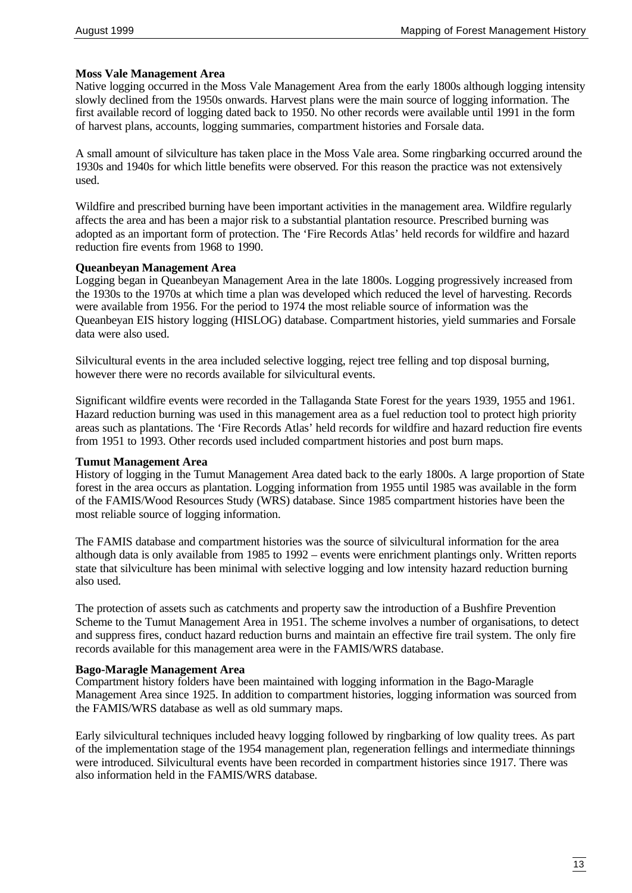**Moss Vale Management Area**

Native logging occurred in the Moss Vale Management Area from the early 1800s although logging intensity slowly declined from the 1950s onwards. Harvest plans were the main source of logging information. The first available record of logging dated back to 1950. No other records were available until 1991 in the form of harvest plans, accounts, logging summaries, compartment histories and Forsale data.

A small amount of silviculture has taken place in the Moss Vale area. Some ringbarking occurred around the 1930s and 1940s for which little benefits were observed. For this reason the practice was not extensively used.

Wildfire and prescribed burning have been important activities in the management area. Wildfire regularly affects the area and has been a major risk to a substantial plantation resource. Prescribed burning was adopted as an important form of protection. The 'Fire Records Atlas' held records for wildfire and hazard reduction fire events from 1968 to 1990.

**Queanbeyan Management Area**

Logging began in Queanbeyan Management Area in the late 1800s. Logging progressively increased from the 1930s to the 1970s at which time a plan was developed which reduced the level of harvesting. Records were available from 1956. For the period to 1974 the most reliable source of information was the Queanbeyan EIS history logging (HISLOG) database. Compartment histories, yield summaries and Forsale data were also used.

Silvicultural events in the area included selective logging, reject tree felling and top disposal burning, however there were no records available for silvicultural events.

Significant wildfire events were recorded in the Tallaganda State Forest for the years 1939, 1955 and 1961. Hazard reduction burning was used in this management area as a fuel reduction tool to protect high priority areas such as plantations. The 'Fire Records Atlas' held records for wildfire and hazard reduction fire events from 1951 to 1993. Other records used included compartment histories and post burn maps.

**Tumut Management Area**

History of logging in the Tumut Management Area dated back to the early 1800s. A large proportion of State forest in the area occurs as plantation. Logging information from 1955 until 1985 was available in the form of the FAMIS/Wood Resources Study (WRS) database. Since 1985 compartment histories have been the most reliable source of logging information.

The FAMIS database and compartment histories was the source of silvicultural information for the area although data is only available from 1985 to 1992 – events were enrichment plantings only. Written reports state that silviculture has been minimal with selective logging and low intensity hazard reduction burning also used.

The protection of assets such as catchments and property saw the introduction of a Bushfire Prevention Scheme to the Tumut Management Area in 1951. The scheme involves a number of organisations, to detect and suppress fires, conduct hazard reduction burns and maintain an effective fire trail system. The only fire records available for this management area were in the FAMIS/WRS database.

**Bago-Maragle Management Area**

Compartment history folders have been maintained with logging information in the Bago-Maragle Management Area since 1925. In addition to compartment histories, logging information was sourced from the FAMIS/WRS database as well as old summary maps.

Early silvicultural techniques included heavy logging followed by ringbarking of low quality trees. As part of the implementation stage of the 1954 management plan, regeneration fellings and intermediate thinnings were introduced. Silvicultural events have been recorded in compartment histories since 1917. There was also information held in the FAMIS/WRS database.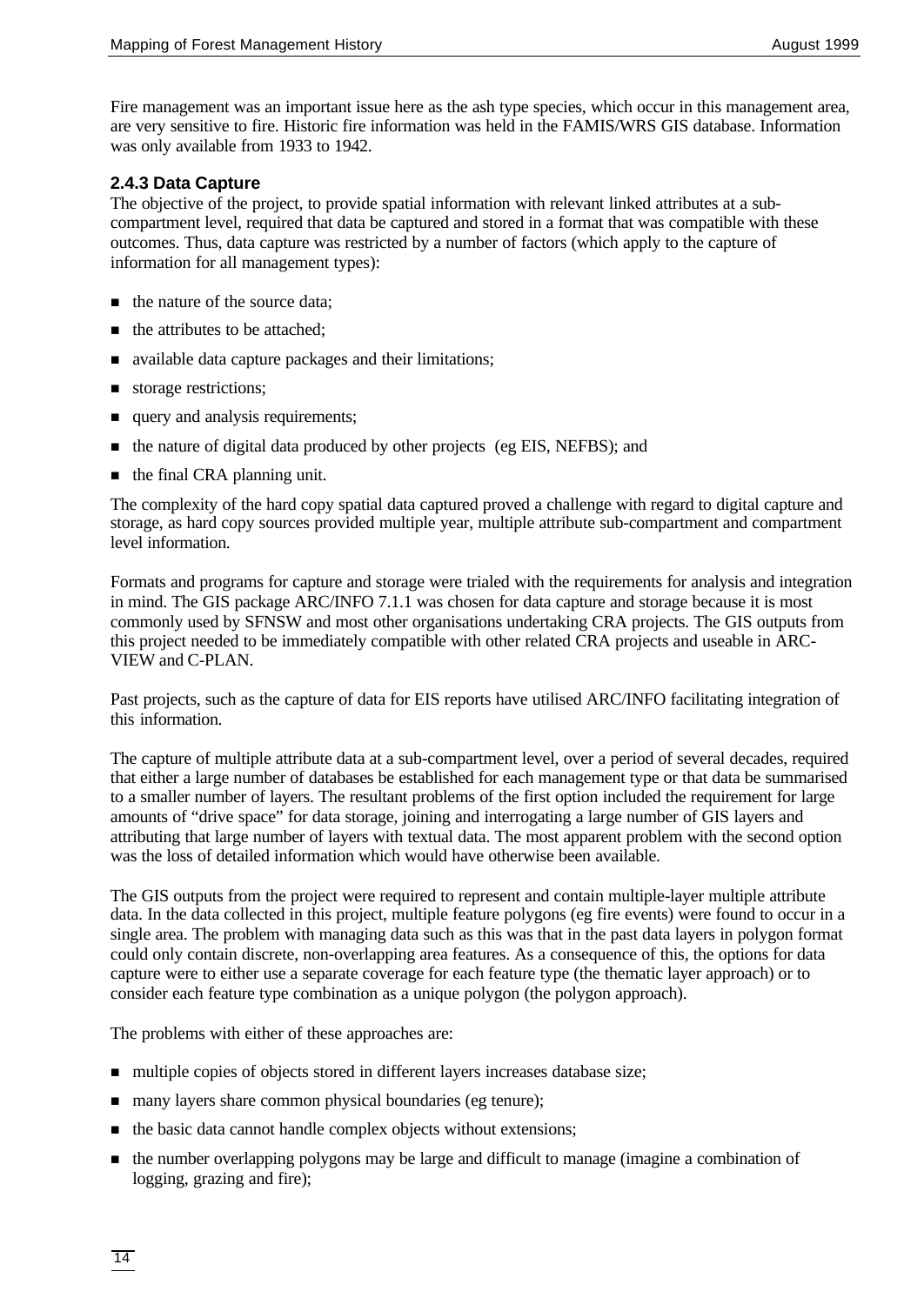Fire management was an important issue here as the ash type species, which occur in this management area, are very sensitive to fire. Historic fire information was held in the FAMIS/WRS GIS database. Information was only available from 1933 to 1942.

### 2.4.3 Data Capture

The objective of the project, to provide spatial information with relevant linked attributes at a sub-compartment level, required that data be captured and stored in a format that was compatible with these outcomes. Thus, data capture was restricted by a number of factors (which apply to the capture of information for all management types):

- the nature of the source data;
- the attributes to be attached;
- available data capture packages and their limitations;
- storage restrictions;
- query and analysis requirements;
- the nature of digital data produced by other projects (eg EIS, NEFBS); and
- the final CRA planning unit.

The complexity of the hard copy spatial data captured proved a challenge with regard to digital capture and storage, as hard copy sources provided multiple year, multiple attribute sub-compartment and compartment level information.

Formats and programs for capture and storage were trialed with the requirements for analysis and integration in mind. The GIS package ARC/INFO 7.1.1 was chosen for data capture and storage because it is most commonly used by SFNSW and most other organisations undertaking CRA projects. The GIS outputs from this project needed to be immediately compatible with other related CRA projects and useable in ARC-VIEW and C-PLAN.

Past projects, such as the capture of data for EIS reports have utilised ARC/INFO facilitating integration of this information.

The capture of multiple attribute data at a sub-compartment level, over a period of several decades, required that either a large number of databases be established for each management type or that data be summarised to a smaller number of layers. The resultant problems of the first option included the requirement for large amounts of "drive space" for data storage, joining and interrogating a large number of GIS layers and attributing that large number of layers with textual data. The most apparent problem with the second option was the loss of detailed information which would have otherwise been available.

The GIS outputs from the project were required to represent and contain multiple-layer multiple attribute data. In the data collected in this project, multiple feature polygons (eg fire events) were found to occur in a single area. The problem with managing data such as this was that in the past data layers in polygon format could only contain discrete, non-overlapping area features. As a consequence of this, the options for data capture were to either use a separate coverage for each feature type (the thematic layer approach) or to consider each feature type combination as a unique polygon (the polygon approach).

The problems with either of these approaches are:

- multiple copies of objects stored in different layers increases database size;
- many layers share common physical boundaries (eg tenure);
- the basic data cannot handle complex objects without extensions;
- the number overlapping polygons may be large and difficult to manage (imagine a combination of logging, grazing and fire);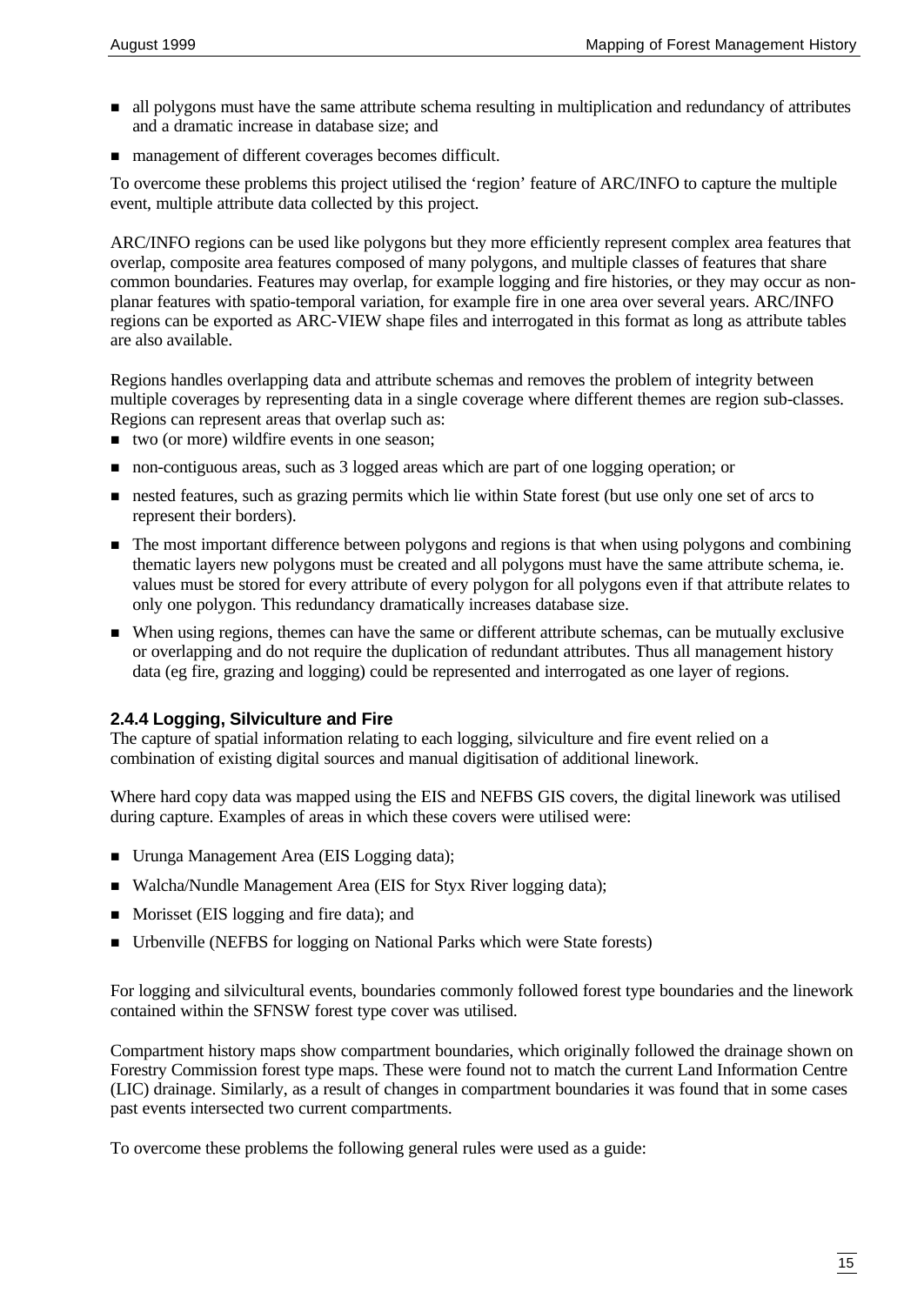- all polygons must have the same attribute schema resulting in multiplication and redundancy of attributes and a dramatic increase in database size; and
- management of different coverages becomes difficult.

To overcome these problems this project utilised the 'region' feature of ARC/INFO to capture the multiple event, multiple attribute data collected by this project.

ARC/INFO regions can be used like polygons but they more efficiently represent complex area features that overlap, composite area features composed of many polygons, and multiple classes of features that share common boundaries. Features may overlap, for example logging and fire histories, or they may occur as non-planar features with spatio-temporal variation, for example fire in one area over several years. ARC/INFO regions can be exported as ARC-VIEW shape files and interrogated in this format as long as attribute tables are also available.

Regions handles overlapping data and attribute schemas and removes the problem of integrity between multiple coverages by representing data in a single coverage where different themes are region sub-classes. Regions can represent areas that overlap such as:

- two (or more) wildfire events in one season;
- non-contiguous areas, such as 3 logged areas which are part of one logging operation; or
- nested features, such as grazing permits which lie within State forest (but use only one set of arcs to represent their borders).
- The most important difference between polygons and regions is that when using polygons and combining thematic layers new polygons must be created and all polygons must have the same attribute schema, ie. values must be stored for every attribute of every polygon for all polygons even if that attribute relates to only one polygon. This redundancy dramatically increases database size.
- When using regions, themes can have the same or different attribute schemas, can be mutually exclusive or overlapping and do not require the duplication of redundant attributes. Thus all management history data (eg fire, grazing and logging) could be represented and interrogated as one layer of regions.

### 2.4.4 Logging, Silviculture and Fire

The capture of spatial information relating to each logging, silviculture and fire event relied on a combination of existing digital sources and manual digitisation of additional linework.

Where hard copy data was mapped using the EIS and NEFBS GIS covers, the digital linework was utilised during capture. Examples of areas in which these covers were utilised were:

- Urunga Management Area (EIS Logging data);
- Walcha/Nundle Management Area (EIS for Styx River logging data);
- Morisset (EIS logging and fire data); and
- Urbenville (NEFBS for logging on National Parks which were State forests)

For logging and silvicultural events, boundaries commonly followed forest type boundaries and the linework contained within the SFNSW forest type cover was utilised.

Compartment history maps show compartment boundaries, which originally followed the drainage shown on Forestry Commission forest type maps. These were found not to match the current Land Information Centre (LIC) drainage. Similarly, as a result of changes in compartment boundaries it was found that in some cases past events intersected two current compartments.

To overcome these problems the following general rules were used as a guide: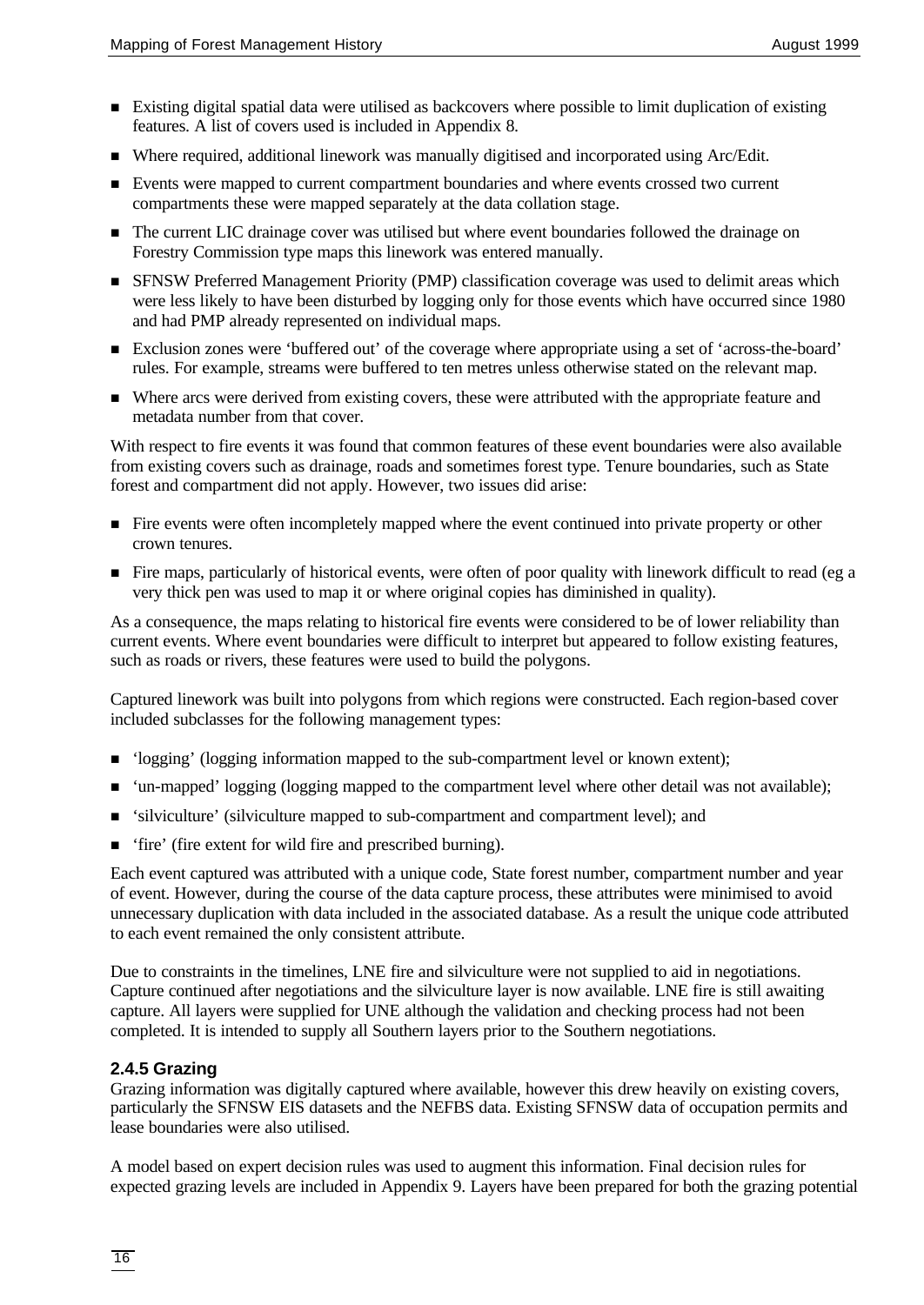- Existing digital spatial data were utilised as backcovers where possible to limit duplication of existing features. A list of covers used is included in Appendix 8.
- Where required, additional linework was manually digitised and incorporated using Arc/Edit.
- Events were mapped to current compartment boundaries and where events crossed two current compartments these were mapped separately at the data collation stage.
- The current LIC drainage cover was utilised but where event boundaries followed the drainage on Forestry Commission type maps this linework was entered manually.
- SFNSW Preferred Management Priority (PMP) classification coverage was used to delimit areas which were less likely to have been disturbed by logging only for those events which have occurred since 1980 and had PMP already represented on individual maps.
- Exclusion zones were 'buffered out' of the coverage where appropriate using a set of 'across-the-board' rules. For example, streams were buffered to ten metres unless otherwise stated on the relevant map.
- Where arcs were derived from existing covers, these were attributed with the appropriate feature and metadata number from that cover.

With respect to fire events it was found that common features of these event boundaries were also available from existing covers such as drainage, roads and sometimes forest type. Tenure boundaries, such as State forest and compartment did not apply. However, two issues did arise:

- Fire events were often incompletely mapped where the event continued into private property or other crown tenures.
- Fire maps, particularly of historical events, were often of poor quality with linework difficult to read (eg a very thick pen was used to map it or where original copies has diminished in quality).

As a consequence, the maps relating to historical fire events were considered to be of lower reliability than current events. Where event boundaries were difficult to interpret but appeared to follow existing features, such as roads or rivers, these features were used to build the polygons.

Captured linework was built into polygons from which regions were constructed. Each region-based cover included subclasses for the following management types:

- 'logging' (logging information mapped to the sub-compartment level or known extent);
- 'un-mapped' logging (logging mapped to the compartment level where other detail was not available);
- 'silviculture' (silviculture mapped to sub-compartment and compartment level); and
- 'fire' (fire extent for wild fire and prescribed burning).

Each event captured was attributed with a unique code, State forest number, compartment number and year of event. However, during the course of the data capture process, these attributes were minimised to avoid unnecessary duplication with data included in the associated database. As a result the unique code attributed to each event remained the only consistent attribute.

Due to constraints in the timelines, LNE fire and silviculture were not supplied to aid in negotiations. Capture continued after negotiations and the silviculture layer is now available. LNE fire is still awaiting capture. All layers were supplied for UNE although the validation and checking process had not been completed. It is intended to supply all Southern layers prior to the Southern negotiations.

### 2.4.5 Grazing

Grazing information was digitally captured where available, however this drew heavily on existing covers, particularly the SFNSW EIS datasets and the NEFBS data. Existing SFNSW data of occupation permits and lease boundaries were also utilised.

A model based on expert decision rules was used to augment this information. Final decision rules for expected grazing levels are included in Appendix 9. Layers have been prepared for both the grazing potential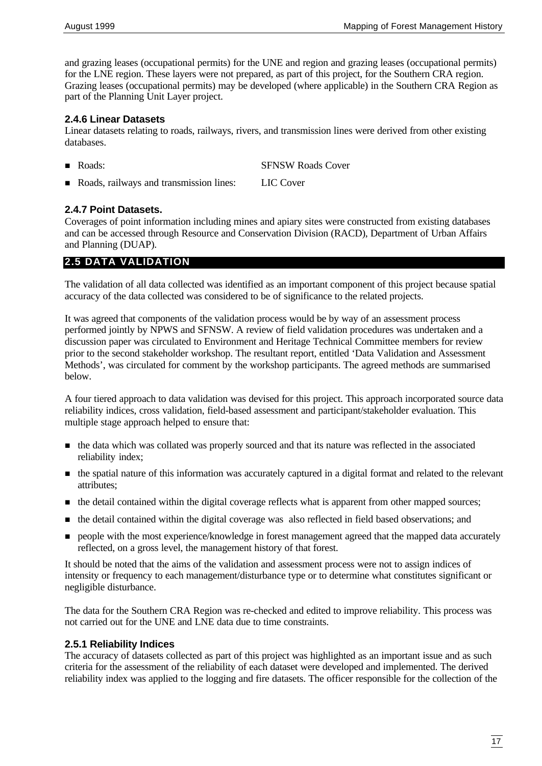and grazing leases (occupational permits) for the UNE and region and grazing leases (occupational permits) for the LNE region. These layers were not prepared, as part of this project, for the Southern CRA region. Grazing leases (occupational permits) may be developed (where applicable) in the Southern CRA Region as part of the Planning Unit Layer project.

### 2.4.6 Linear Datasets

Linear datasets relating to roads, railways, rivers, and transmission lines were derived from other existing databases.

- Roads: SFNSW Roads Cover
- Roads, railways and transmission lines: LIC Cover

### 2.4.7 Point Datasets.

Coverages of point information including mines and apiary sites were constructed from existing databases and can be accessed through Resource and Conservation Division (RACD), Department of Urban Affairs and Planning (DUAP).

## 2.5 DATA VALIDATION

The validation of all data collected was identified as an important component of this project because spatial accuracy of the data collected was considered to be of significance to the related projects.

It was agreed that components of the validation process would be by way of an assessment process performed jointly by NPWS and SFNSW. A review of field validation procedures was undertaken and a discussion paper was circulated to Environment and Heritage Technical Committee members for review prior to the second stakeholder workshop. The resultant report, entitled 'Data Validation and Assessment Methods', was circulated for comment by the workshop participants. The agreed methods are summarised below.

A four tiered approach to data validation was devised for this project. This approach incorporated source data reliability indices, cross validation, field-based assessment and participant/stakeholder evaluation. This multiple stage approach helped to ensure that:

- the data which was collated was properly sourced and that its nature was reflected in the associated reliability index;
- the spatial nature of this information was accurately captured in a digital format and related to the relevant attributes;
- the detail contained within the digital coverage reflects what is apparent from other mapped sources;
- the detail contained within the digital coverage was also reflected in field based observations; and
- people with the most experience/knowledge in forest management agreed that the mapped data accurately reflected, on a gross level, the management history of that forest.

It should be noted that the aims of the validation and assessment process were not to assign indices of intensity or frequency to each management/disturbance type or to determine what constitutes significant or negligible disturbance.

The data for the Southern CRA Region was re-checked and edited to improve reliability. This process was not carried out for the UNE and LNE data due to time constraints.

### 2.5.1 Reliability Indices

The accuracy of datasets collected as part of this project was highlighted as an important issue and as such criteria for the assessment of the reliability of each dataset were developed and implemented. The derived reliability index was applied to the logging and fire datasets. The officer responsible for the collection of the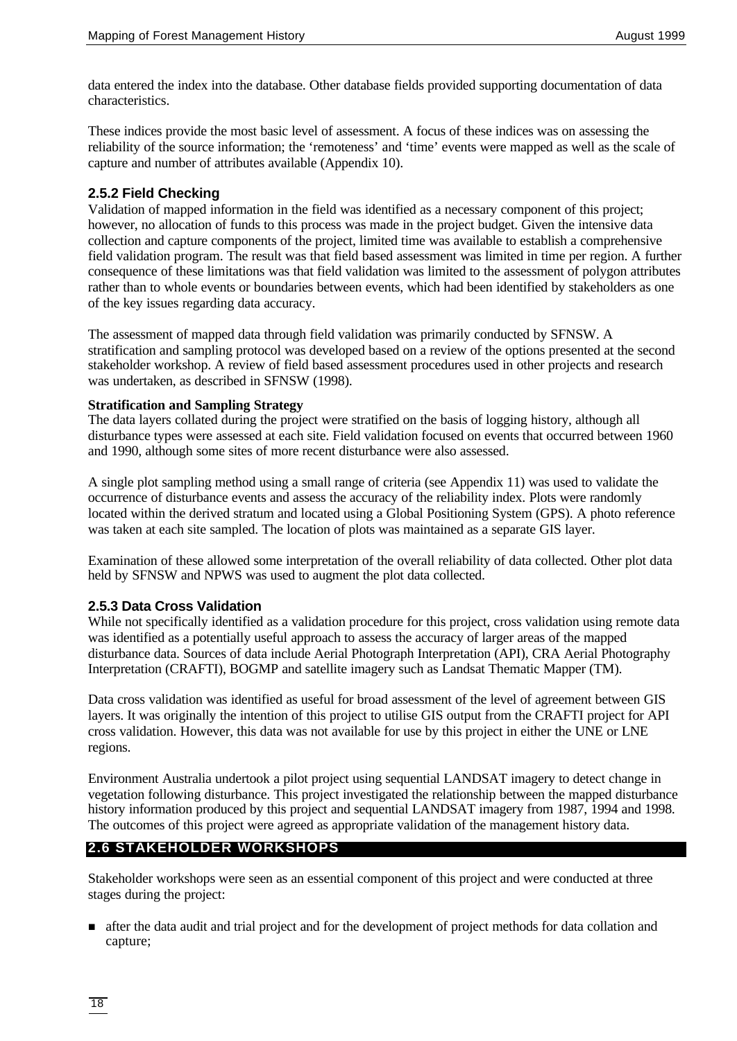data entered the index into the database. Other database fields provided supporting documentation of data characteristics.

These indices provide the most basic level of assessment. A focus of these indices was on assessing the reliability of the source information; the 'remoteness' and 'time' events were mapped as well as the scale of capture and number of attributes available (Appendix 10).

### 2.5.2 Field Checking

Validation of mapped information in the field was identified as a necessary component of this project; however, no allocation of funds to this process was made in the project budget. Given the intensive data collection and capture components of the project, limited time was available to establish a comprehensive field validation program. The result was that field based assessment was limited in time per region. A further consequence of these limitations was that field validation was limited to the assessment of polygon attributes rather than to whole events or boundaries between events, which had been identified by stakeholders as one of the key issues regarding data accuracy.

The assessment of mapped data through field validation was primarily conducted by SFNSW. A stratification and sampling protocol was developed based on a review of the options presented at the second stakeholder workshop. A review of field based assessment procedures used in other projects and research was undertaken, as described in SFNSW (1998).

**Stratification and Sampling Strategy**

The data layers collated during the project were stratified on the basis of logging history, although all disturbance types were assessed at each site. Field validation focused on events that occurred between 1960 and 1990, although some sites of more recent disturbance were also assessed.

A single plot sampling method using a small range of criteria (see Appendix 11) was used to validate the occurrence of disturbance events and assess the accuracy of the reliability index. Plots were randomly located within the derived stratum and located using a Global Positioning System (GPS). A photo reference was taken at each site sampled. The location of plots was maintained as a separate GIS layer.

Examination of these allowed some interpretation of the overall reliability of data collected. Other plot data held by SFNSW and NPWS was used to augment the plot data collected.

### 2.5.3 Data Cross Validation

While not specifically identified as a validation procedure for this project, cross validation using remote data was identified as a potentially useful approach to assess the accuracy of larger areas of the mapped disturbance data. Sources of data include Aerial Photograph Interpretation (API), CRA Aerial Photography Interpretation (CRAFTI), BOGMP and satellite imagery such as Landsat Thematic Mapper (TM).

Data cross validation was identified as useful for broad assessment of the level of agreement between GIS layers. It was originally the intention of this project to utilise GIS output from the CRAFTI project for API cross validation. However, this data was not available for use by this project in either the UNE or LNE regions.

Environment Australia undertook a pilot project using sequential LANDSAT imagery to detect change in vegetation following disturbance. This project investigated the relationship between the mapped disturbance history information produced by this project and sequential LANDSAT imagery from 1987, 1994 and 1998. The outcomes of this project were agreed as appropriate validation of the management history data.

## 2.6 STAKEHOLDER WORKSHOPS

Stakeholder workshops were seen as an essential component of this project and were conducted at three stages during the project:

- after the data audit and trial project and for the development of project methods for data collation and capture;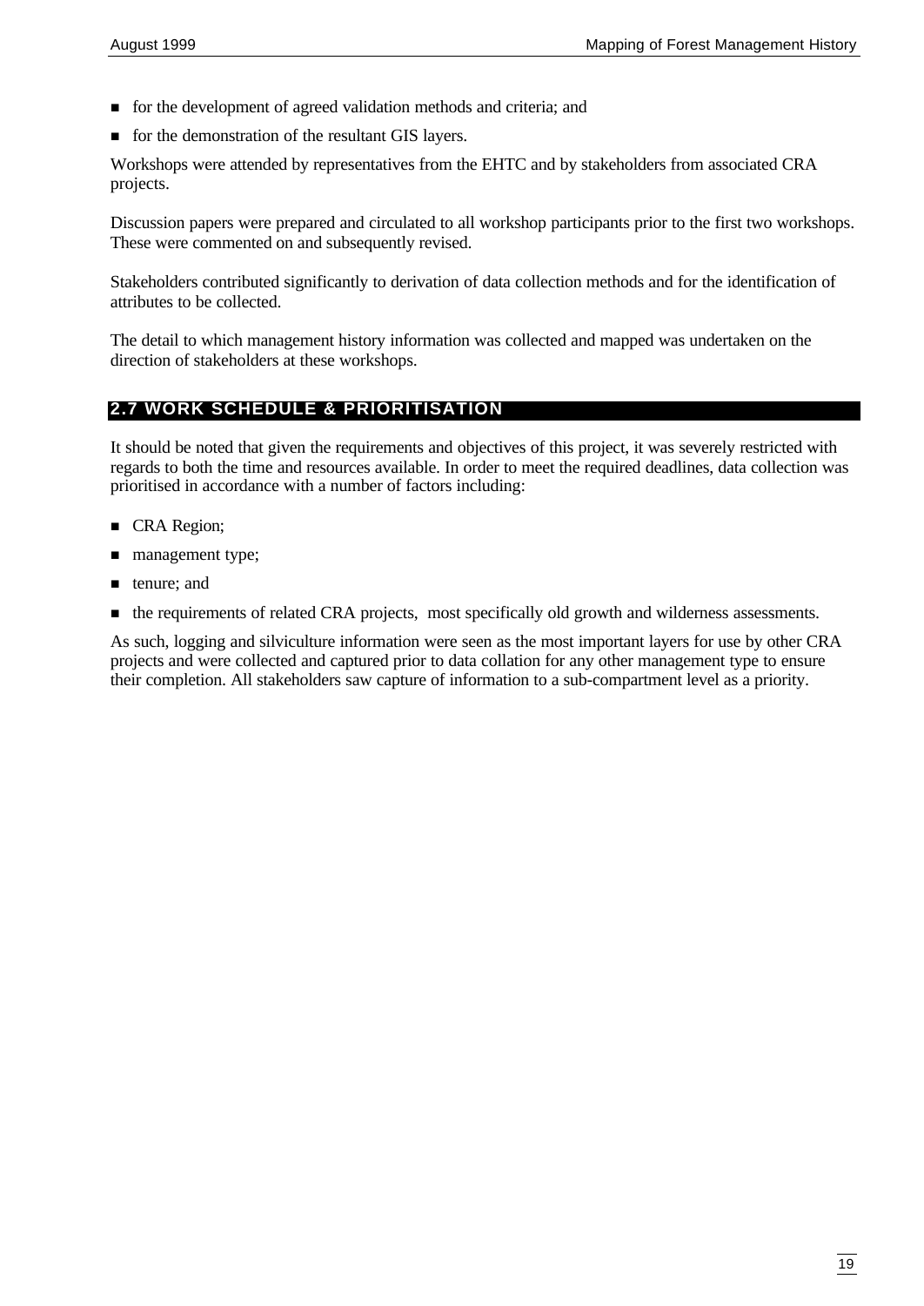- for the development of agreed validation methods and criteria; and
- for the demonstration of the resultant GIS layers.

Workshops were attended by representatives from the EHTC and by stakeholders from associated CRA projects.

Discussion papers were prepared and circulated to all workshop participants prior to the first two workshops. These were commented on and subsequently revised.

Stakeholders contributed significantly to derivation of data collection methods and for the identification of attributes to be collected.

The detail to which management history information was collected and mapped was undertaken on the direction of stakeholders at these workshops.

## 2.7 WORK SCHEDULE & PRIORITISATION

It should be noted that given the requirements and objectives of this project, it was severely restricted with regards to both the time and resources available. In order to meet the required deadlines, data collection was prioritised in accordance with a number of factors including:

- CRA Region;
- management type;
- tenure; and
- the requirements of related CRA projects, most specifically old growth and wilderness assessments.

As such, logging and silviculture information were seen as the most important layers for use by other CRA projects and were collected and captured prior to data collation for any other management type to ensure their completion. All stakeholders saw capture of information to a sub-compartment level as a priority.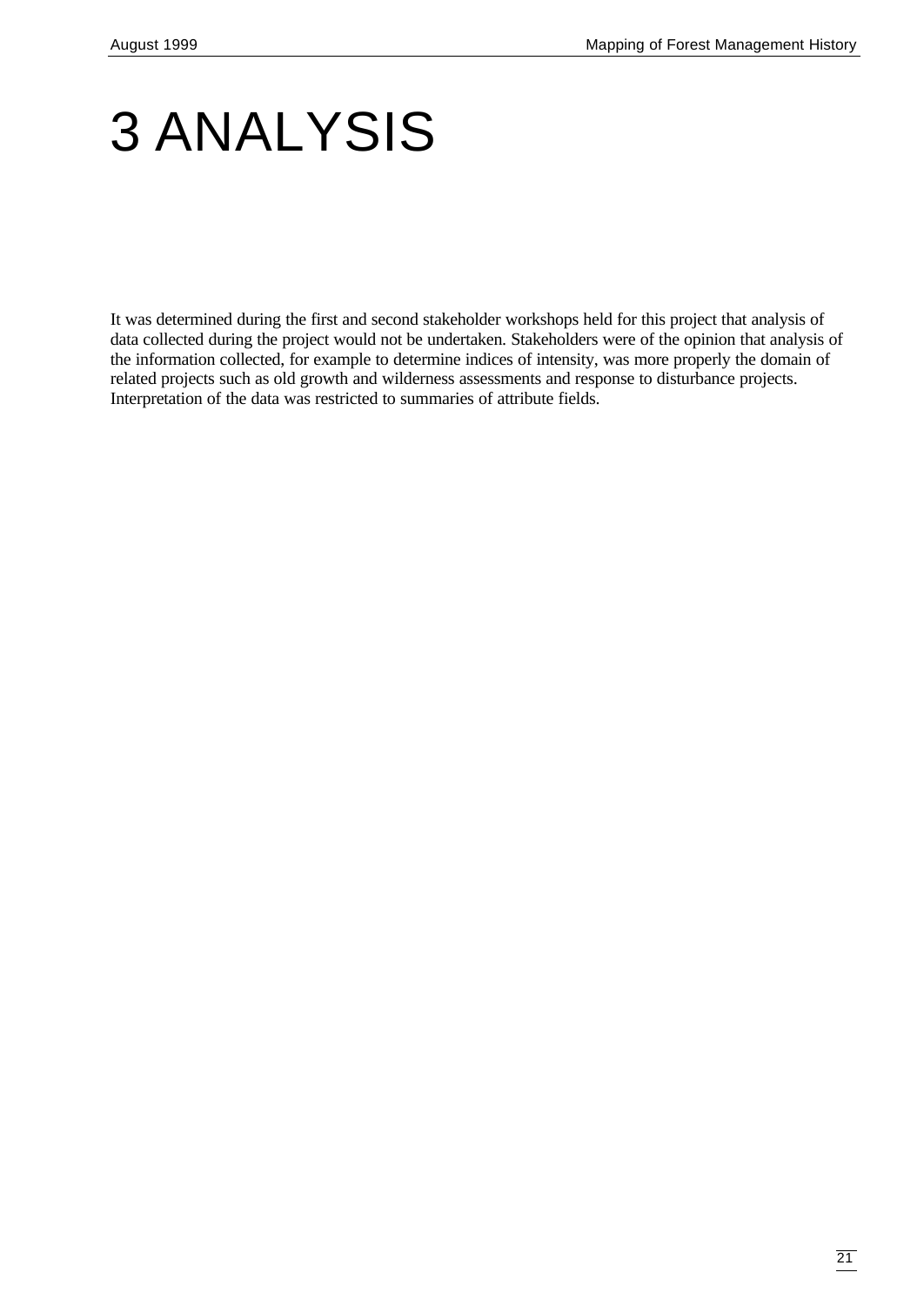# 3 ANALYSIS

It was determined during the first and second stakeholder workshops held for this project that analysis of data collected during the project would not be undertaken. Stakeholders were of the opinion that analysis of the information collected, for example to determine indices of intensity, was more properly the domain of related projects such as old growth and wilderness assessments and response to disturbance projects. Interpretation of the data was restricted to summaries of attribute fields.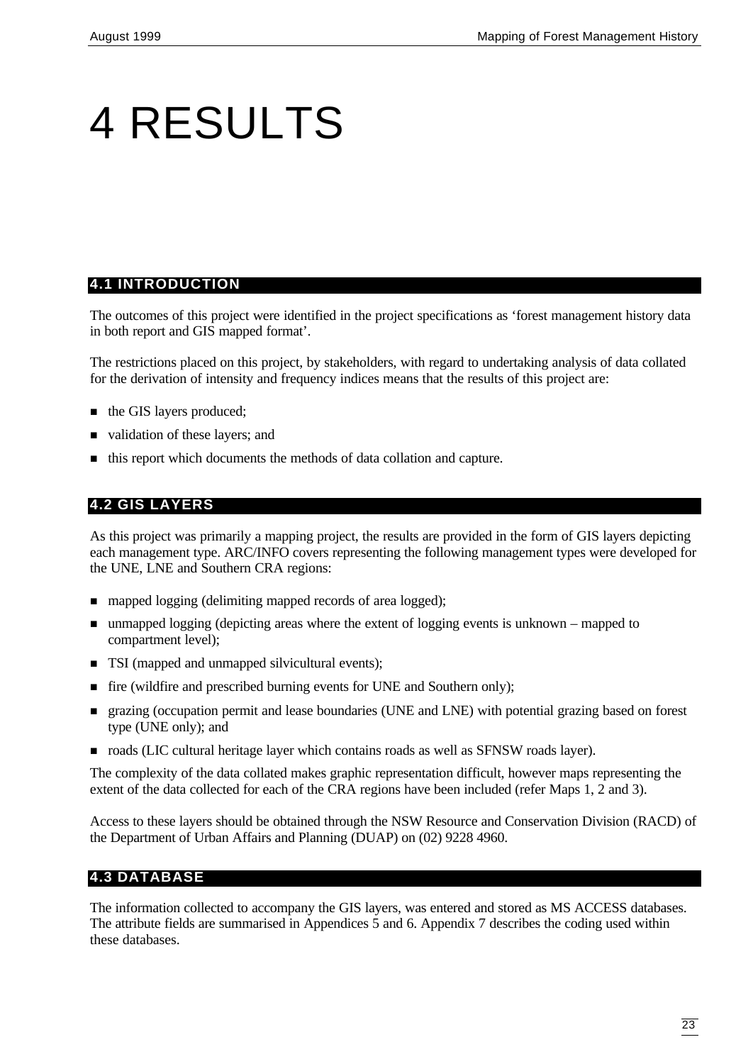# 4 RESULTS

## 4.1 INTRODUCTION

The outcomes of this project were identified in the project specifications as 'forest management history data in both report and GIS mapped format'.

The restrictions placed on this project, by stakeholders, with regard to undertaking analysis of data collated for the derivation of intensity and frequency indices means that the results of this project are:

- the GIS layers produced;
- validation of these layers; and
- this report which documents the methods of data collation and capture.

## 4.2 GIS LAYERS

As this project was primarily a mapping project, the results are provided in the form of GIS layers depicting each management type. ARC/INFO covers representing the following management types were developed for the UNE, LNE and Southern CRA regions:

- mapped logging (delimiting mapped records of area logged);
- unmapped logging (depicting areas where the extent of logging events is unknown – mapped to compartment level);
- TSI (mapped and unmapped silvicultural events);
- fire (wildfire and prescribed burning events for UNE and Southern only);
- grazing (occupation permit and lease boundaries (UNE and LNE) with potential grazing based on forest type (UNE only); and
- roads (LIC cultural heritage layer which contains roads as well as SFNSW roads layer).

The complexity of the data collated makes graphic representation difficult, however maps representing the extent of the data collected for each of the CRA regions have been included (refer Maps 1, 2 and 3).

Access to these layers should be obtained through the NSW Resource and Conservation Division (RACD) of the Department of Urban Affairs and Planning (DUAP) on (02) 9228 4960.

## 4.3 DATABASE

The information collected to accompany the GIS layers, was entered and stored as MS ACCESS databases. The attribute fields are summarised in Appendices 5 and 6. Appendix 7 describes the coding used within these databases.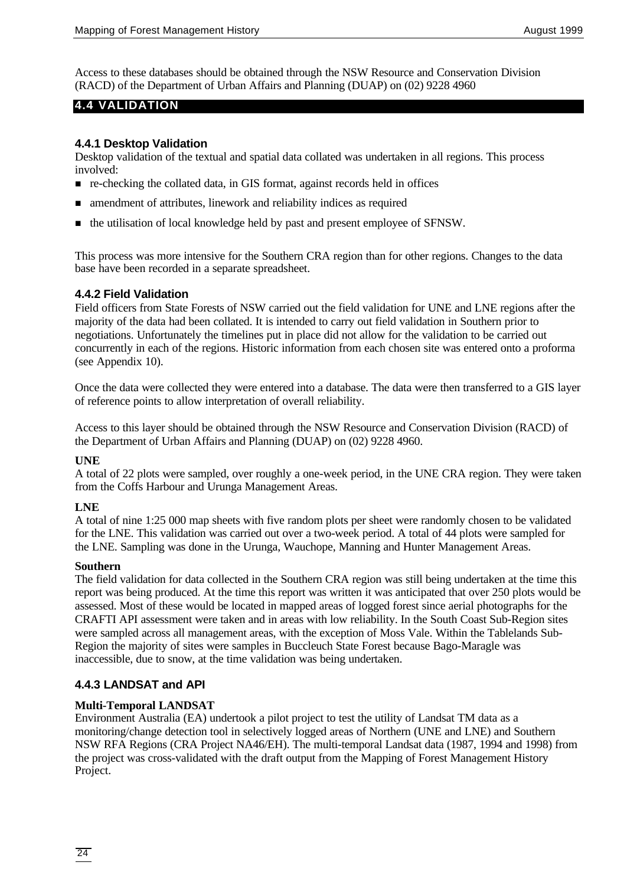Access to these databases should be obtained through the NSW Resource and Conservation Division (RACD) of the Department of Urban Affairs and Planning (DUAP) on (02) 9228 4960

## 4.4 VALIDATION

### 4.4.1 Desktop Validation

Desktop validation of the textual and spatial data collated was undertaken in all regions. This process involved:

- re-checking the collated data, in GIS format, against records held in offices
- amendment of attributes, linework and reliability indices as required
- the utilisation of local knowledge held by past and present employee of SFNSW.

This process was more intensive for the Southern CRA region than for other regions. Changes to the data base have been recorded in a separate spreadsheet.

### 4.4.2 Field Validation

Field officers from State Forests of NSW carried out the field validation for UNE and LNE regions after the majority of the data had been collated. It is intended to carry out field validation in Southern prior to negotiations. Unfortunately the timelines put in place did not allow for the validation to be carried out concurrently in each of the regions. Historic information from each chosen site was entered onto a proforma (see Appendix 10).

Once the data were collected they were entered into a database. The data were then transferred to a GIS layer of reference points to allow interpretation of overall reliability.

Access to this layer should be obtained through the NSW Resource and Conservation Division (RACD) of the Department of Urban Affairs and Planning (DUAP) on (02) 9228 4960.

**UNE**

A total of 22 plots were sampled, over roughly a one-week period, in the UNE CRA region. They were taken from the Coffs Harbour and Urunga Management Areas.

**LNE**

A total of nine 1:25 000 map sheets with five random plots per sheet were randomly chosen to be validated for the LNE. This validation was carried out over a two-week period. A total of 44 plots were sampled for the LNE. Sampling was done in the Urunga, Wauchope, Manning and Hunter Management Areas.

**Southern**

The field validation for data collected in the Southern CRA region was still being undertaken at the time this report was being produced. At the time this report was written it was anticipated that over 250 plots would be assessed. Most of these would be located in mapped areas of logged forest since aerial photographs for the CRAFTI API assessment were taken and in areas with low reliability. In the South Coast Sub-Region sites were sampled across all management areas, with the exception of Moss Vale. Within the Tablelands Sub-Region the majority of sites were samples in Buccleuch State Forest because Bago-Maragle was inaccessible, due to snow, at the time validation was being undertaken.

### 4.4.3 LANDSAT and API

**Multi-Temporal LANDSAT**

Environment Australia (EA) undertook a pilot project to test the utility of Landsat TM data as a monitoring/change detection tool in selectively logged areas of Northern (UNE and LNE) and Southern NSW RFA Regions (CRA Project NA46/EH). The multi-temporal Landsat data (1987, 1994 and 1998) from the project was cross-validated with the draft output from the Mapping of Forest Management History Project.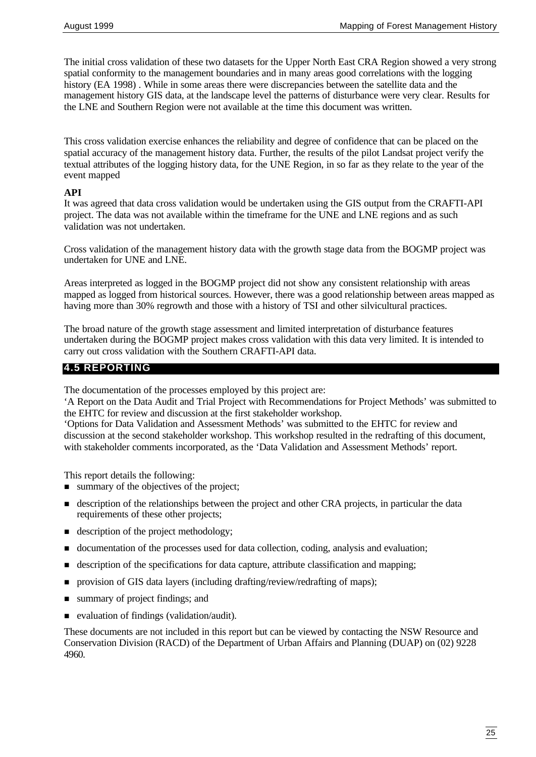The initial cross validation of these two datasets for the Upper North East CRA Region showed a very strong spatial conformity to the management boundaries and in many areas good correlations with the logging history (EA 1998) . While in some areas there were discrepancies between the satellite data and the management history GIS data, at the landscape level the patterns of disturbance were very clear. Results for the LNE and Southern Region were not available at the time this document was written.

This cross validation exercise enhances the reliability and degree of confidence that can be placed on the spatial accuracy of the management history data. Further, the results of the pilot Landsat project verify the textual attributes of the logging history data, for the UNE Region, in so far as they relate to the year of the event mapped

**API**

It was agreed that data cross validation would be undertaken using the GIS output from the CRAFTI-API project. The data was not available within the timeframe for the UNE and LNE regions and as such validation was not undertaken.

Cross validation of the management history data with the growth stage data from the BOGMP project was undertaken for UNE and LNE.

Areas interpreted as logged in the BOGMP project did not show any consistent relationship with areas mapped as logged from historical sources. However, there was a good relationship between areas mapped as having more than 30% regrowth and those with a history of TSI and other silvicultural practices.

The broad nature of the growth stage assessment and limited interpretation of disturbance features undertaken during the BOGMP project makes cross validation with this data very limited. It is intended to carry out cross validation with the Southern CRAFTI-API data.

## 4.5 REPORTING

The documentation of the processes employed by this project are:

'A Report on the Data Audit and Trial Project with Recommendations for Project Methods' was submitted to the EHTC for review and discussion at the first stakeholder workshop.

'Options for Data Validation and Assessment Methods' was submitted to the EHTC for review and discussion at the second stakeholder workshop. This workshop resulted in the redrafting of this document, with stakeholder comments incorporated, as the 'Data Validation and Assessment Methods' report.

This report details the following:

- summary of the objectives of the project;
- description of the relationships between the project and other CRA projects, in particular the data requirements of these other projects;
- description of the project methodology;
- documentation of the processes used for data collection, coding, analysis and evaluation;
- description of the specifications for data capture, attribute classification and mapping;
- provision of GIS data layers (including drafting/review/redrafting of maps);
- summary of project findings; and
- evaluation of findings (validation/audit).

These documents are not included in this report but can be viewed by contacting the NSW Resource and Conservation Division (RACD) of the Department of Urban Affairs and Planning (DUAP) on (02) 9228 4960.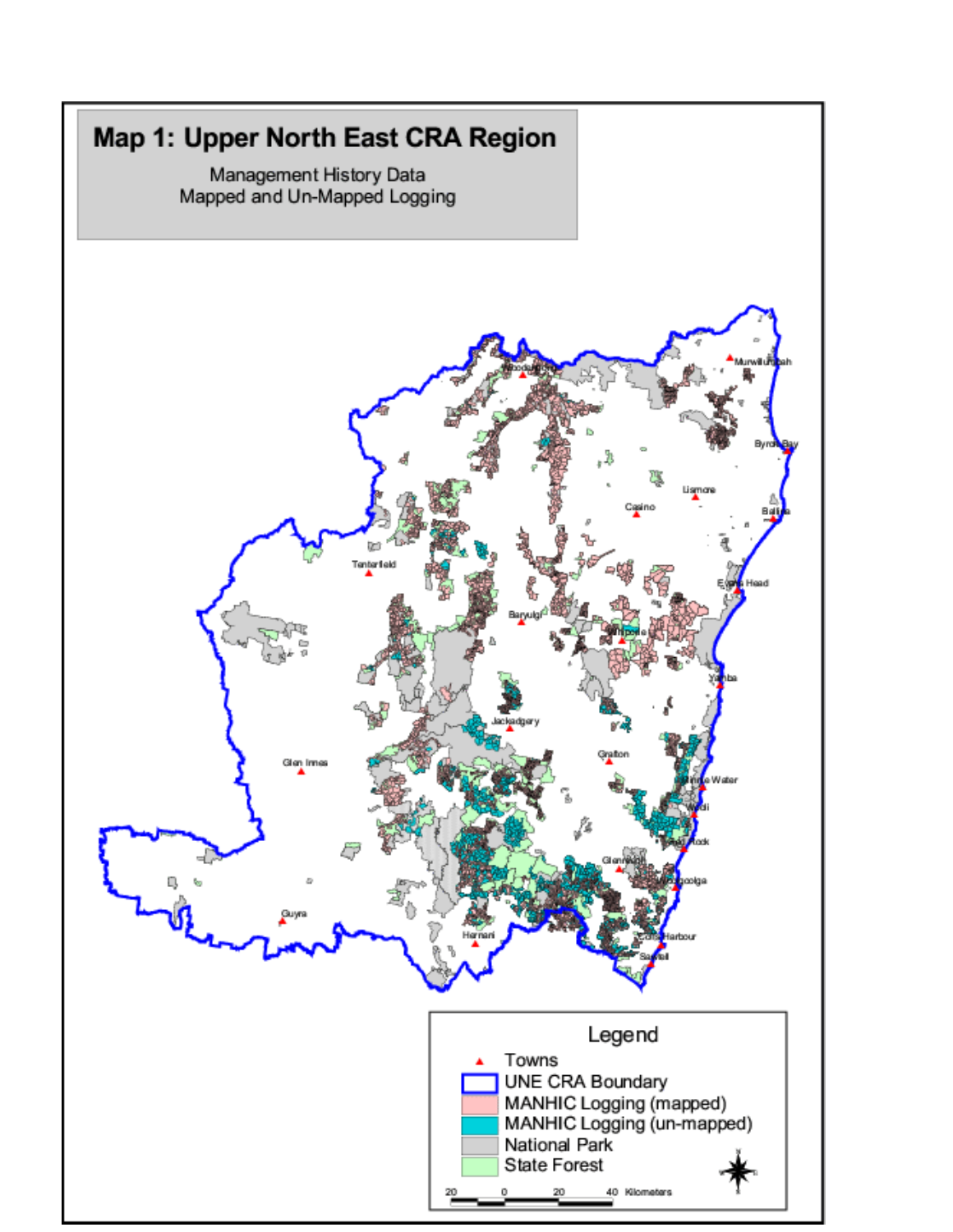# Map 1: Upper North East CRA Region

Management History Data
Mapped and Un-Mapped Logging

Legend

- Towns
- UNE CRA Boundary
- MANHIC Logging (mapped)
- MANHIC Logging (un-mapped)
- National Park
- State Forest

20 0 20 40 Kilometers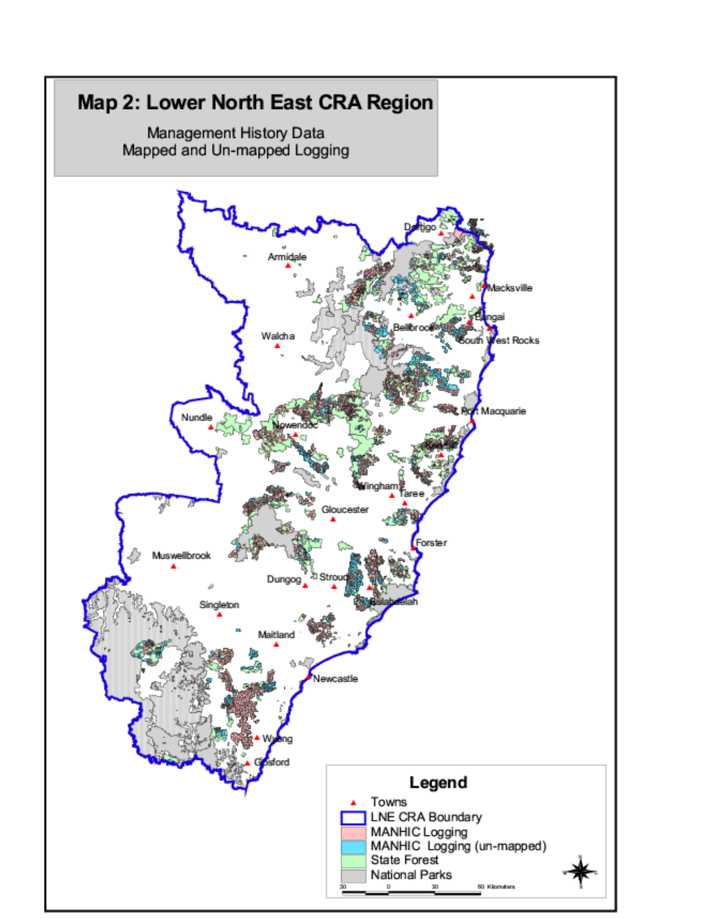# Map 2: Lower North East CRA Region

Management History Data
Mapped and Un-mapped Logging

Armidale, Walcha, Nundle, Nowendoc, Dorrigo, Macksville, Bellbrook, Bowraville, South West Rocks, Port Macquarie, Wauchope, Wingham, Taree, Gloucester, Forster, Muswellbrook, Dungog, Stroud, Bulahdelah, Singleton, Maitland, Newcastle, Wyong, Gosford

**Legend**

- Towns
- LNE CRA Boundary
- MANHIC Logging
- MANHIC Logging (un-mapped)
- State Forest
- National Parks

30 0 30 60 Kilometers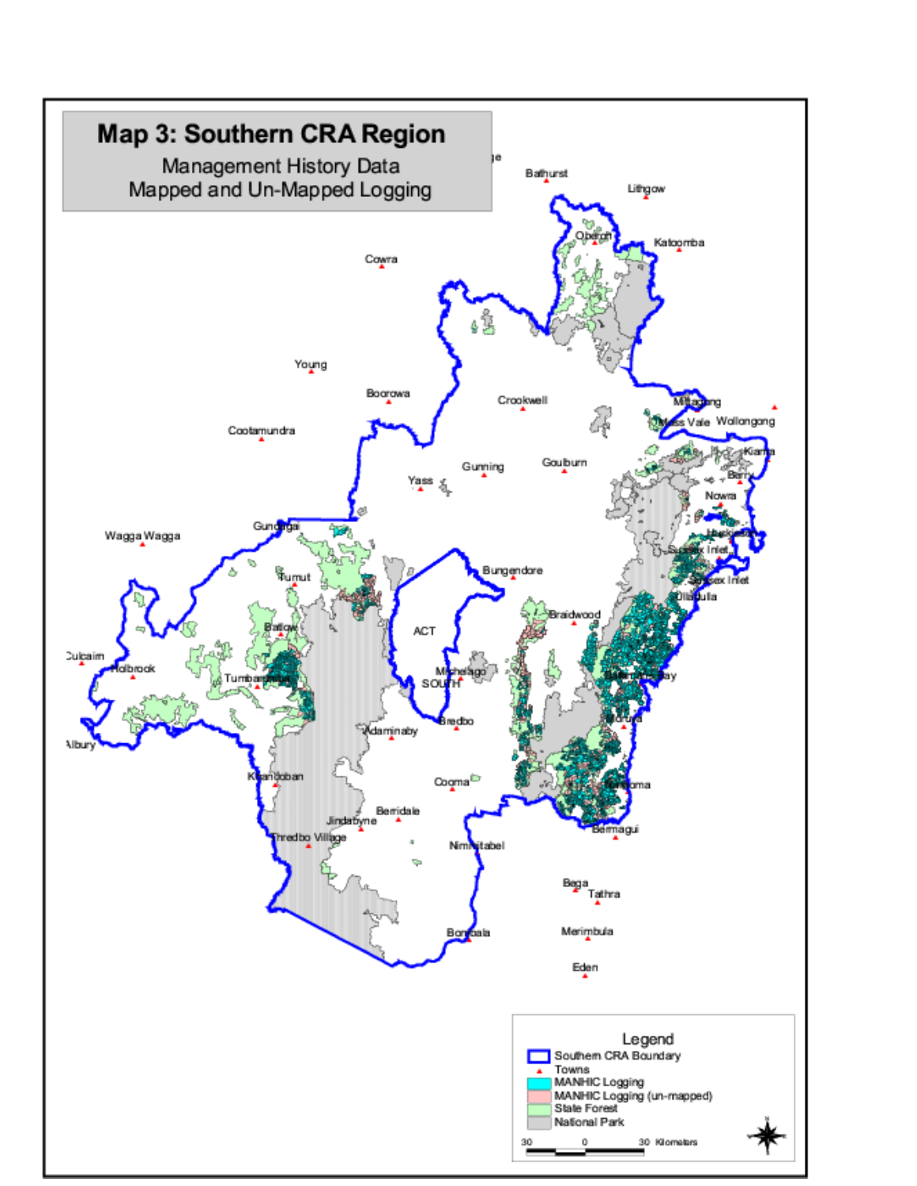# Map 3: Southern CRA Region

Management History Data
Mapped and Un-Mapped Logging

Bathurst
Lithgow
Oberon
Katoomba
Cowra
Young
Boorowa
Crookwell
Mittagong
Moss Vale
Wollongong
Cootamundra
Gunning
Goulburn
Kiama
Yass
Berry
Nowra
Gundagai
Wagga Wagga
Huskisson
Sussex Inlet
Tumut
Bungendore
Sussex Inlet
Ulladulla
Batlow
ACT
Braidwood
Culcairn
Holbrook
Michelago
Tumbarumba
SOUTH
Batemans Bay
Bredbo
Moruya
Albury
Adaminaby
Khancoban
Cooma
Narooma
Berridale
Jindabyne
Bermagui
Thredbo Village
Nimmitabel
Bega
Tathra
Merimbula
Bombala
Eden

## Legend

- Southern CRA Boundary
- Towns
- MANHIC Logging
- MANHIC Logging (un-mapped)
- State Forest
- National Park

30 0 30 Kilometers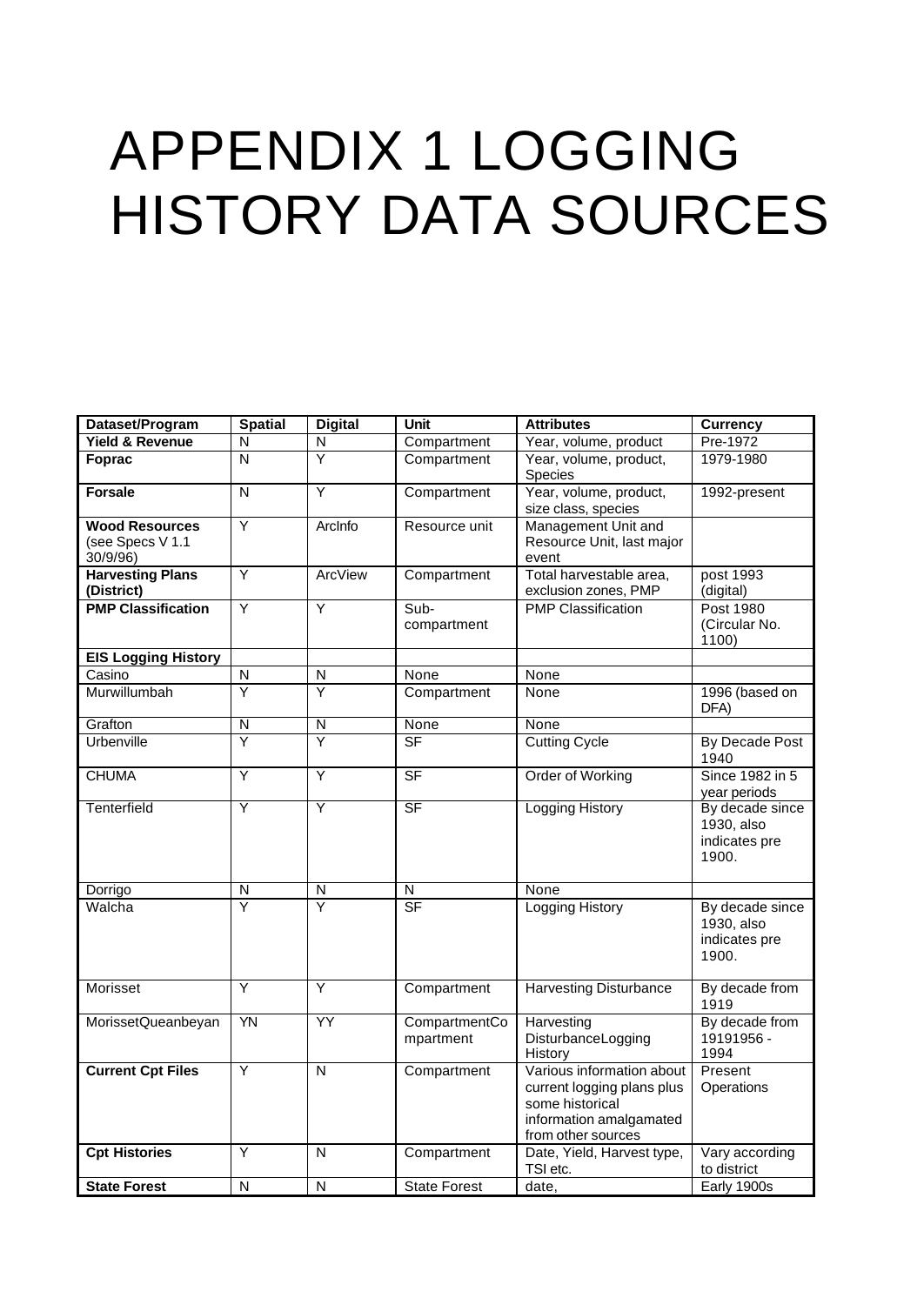# APPENDIX 1 LOGGING HISTORY DATA SOURCES

| Dataset/Program | Spatial | Digital | Unit | Attributes | Currency |
|---|---|---|---|---|---|
| **Yield & Revenue** | N | N | Compartment | Year, volume, product | Pre-1972 |
| **Foprac** | N | Y | Compartment | Year, volume, product, Species | 1979-1980 |
| **Forsale** | N | Y | Compartment | Year, volume, product, size class, species | 1992-present |
| **Wood Resources** (see Specs V 1.1 30/9/96) | Y | ArcInfo | Resource unit | Management Unit and Resource Unit, last major event | |
| **Harvesting Plans (District)** | Y | ArcView | Compartment | Total harvestable area, exclusion zones, PMP | post 1993 (digital) |
| **PMP Classification** | Y | Y | Sub-compartment | PMP Classification | Post 1980 (Circular No. 1100) |
| **EIS Logging History** | | | | | |
| Casino | N | N | None | None | |
| Murwillumbah | Y | Y | Compartment | None | 1996 (based on DFA) |
| Grafton | N | N | None | None | |
| Urbenville | Y | Y | SF | Cutting Cycle | By Decade Post 1940 |
| CHUMA | Y | Y | SF | Order of Working | Since 1982 in 5 year periods |
| Tenterfield | Y | Y | SF | Logging History | By decade since 1930, also indicates pre 1900. |
| Dorrigo | N | N | N | None | |
| Walcha | Y | Y | SF | Logging History | By decade since 1930, also indicates pre 1900. |
| Morisset | Y | Y | Compartment | Harvesting Disturbance | By decade from 1919 |
| MorissetQueanbeyan | YN | YY | CompartmentCompartment | Harvesting DisturbanceLogging History | By decade from 19191956 - 1994 |
| **Current Cpt Files** | Y | N | Compartment | Various information about current logging plans plus some historical information amalgamated from other sources | Present Operations |
| **Cpt Histories** | Y | N | Compartment | Date, Yield, Harvest type, TSI etc. | Vary according to district |
| **State Forest** | N | N | State Forest | date, | Early 1900s |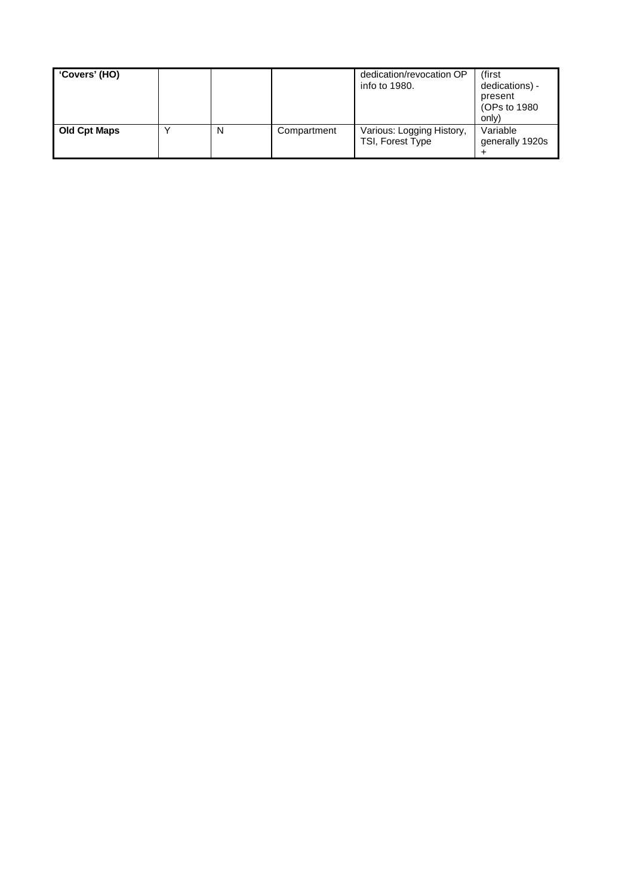| 'Covers' (HO) | | | | dedication/revocation OP info to 1980. | (first dedications) - present (OPs to 1980 only) |
|---|---|---|---|---|---|
| **Old Cpt Maps** | Y | N | Compartment | Various: Logging History, TSI, Forest Type | Variable generally 1920s + |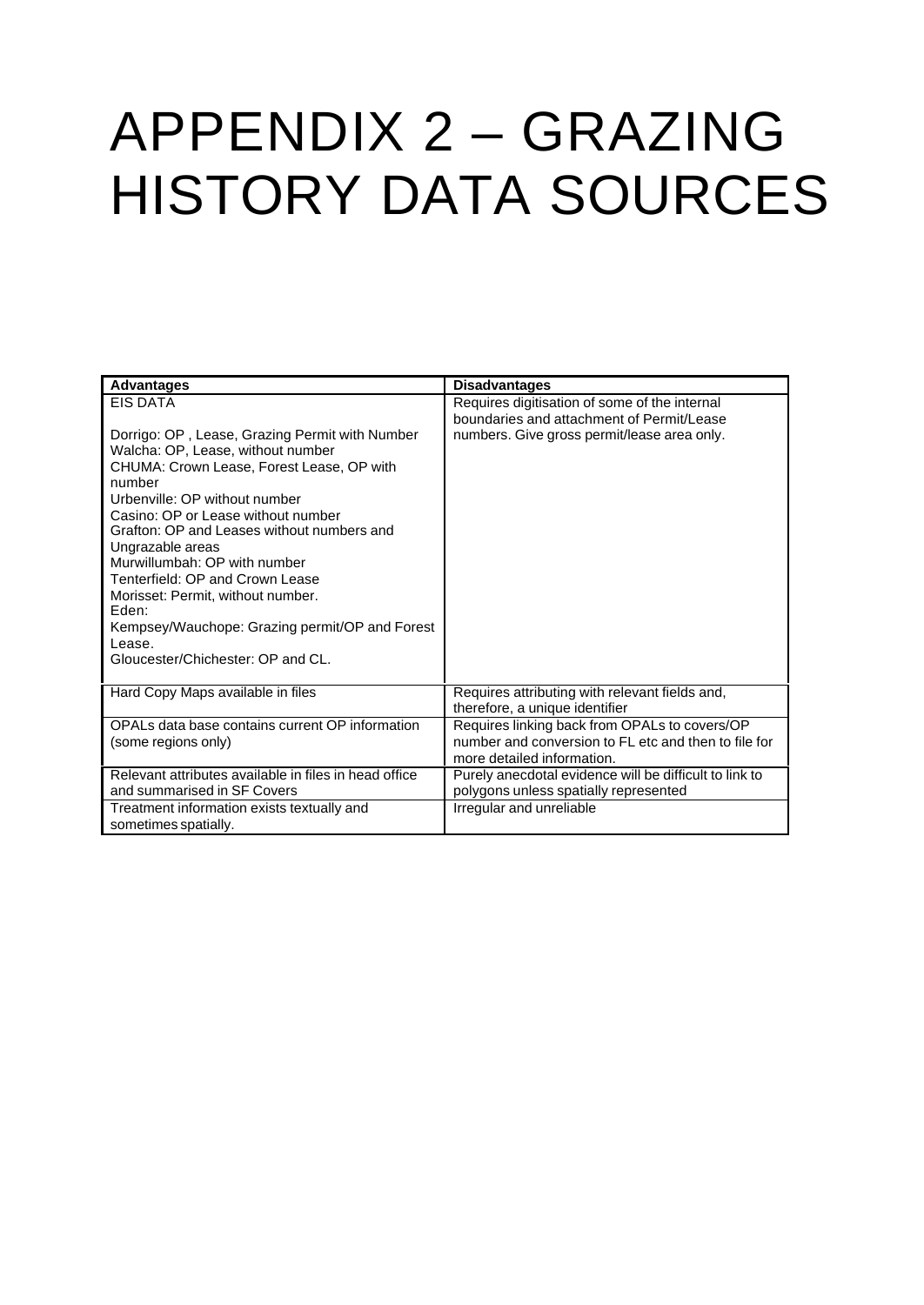# APPENDIX 2 – GRAZING HISTORY DATA SOURCES

| Advantages | Disadvantages |
|---|---|
| EIS DATA<br><br>Dorrigo: OP , Lease, Grazing Permit with Number<br>Walcha: OP, Lease, without number<br>CHUMA: Crown Lease, Forest Lease, OP with number<br>Urbenville: OP without number<br>Casino: OP or Lease without number<br>Grafton: OP and Leases without numbers and Ungrazable areas<br>Murwillumbah: OP with number<br>Tenterfield: OP and Crown Lease<br>Morisset: Permit, without number.<br>Eden:<br>Kempsey/Wauchope: Grazing permit/OP and Forest Lease.<br>Gloucester/Chichester: OP and CL. | Requires digitisation of some of the internal boundaries and attachment of Permit/Lease numbers. Give gross permit/lease area only. |
| Hard Copy Maps available in files | Requires attributing with relevant fields and, therefore, a unique identifier |
| OPALs data base contains current OP information (some regions only) | Requires linking back from OPALs to covers/OP number and conversion to FL etc and then to file for more detailed information. |
| Relevant attributes available in files in head office and summarised in SF Covers | Purely anecdotal evidence will be difficult to link to polygons unless spatially represented |
| Treatment information exists textually and sometimes spatially. | Irregular and unreliable |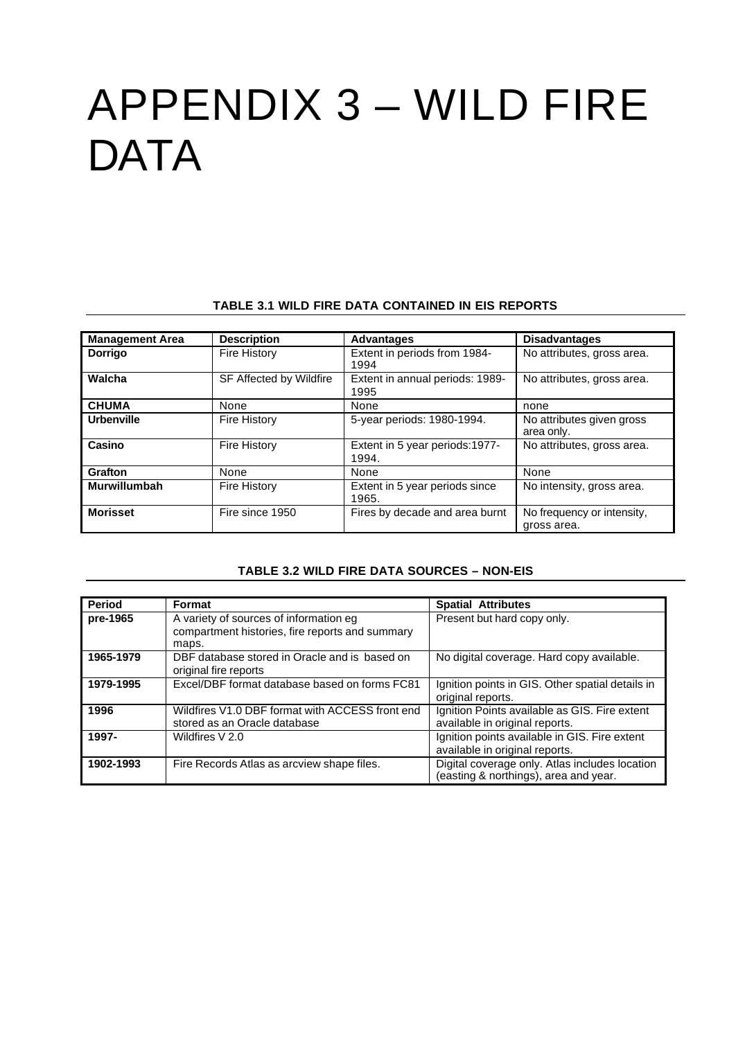# APPENDIX 3 – WILD FIRE DATA

**TABLE 3.1 WILD FIRE DATA CONTAINED IN EIS REPORTS**

| Management Area | Description | Advantages | Disadvantages |
|---|---|---|---|
| **Dorrigo** | Fire History | Extent in periods from 1984-1994 | No attributes, gross area. |
| **Walcha** | SF Affected by Wildfire | Extent in annual periods: 1989-1995 | No attributes, gross area. |
| **CHUMA** | None | None | none |
| **Urbenville** | Fire History | 5-year periods: 1980-1994. | No attributes given gross area only. |
| **Casino** | Fire History | Extent in 5 year periods:1977-1994. | No attributes, gross area. |
| **Grafton** | None | None | None |
| **Murwillumbah** | Fire History | Extent in 5 year periods since 1965. | No intensity, gross area. |
| **Morisset** | Fire since 1950 | Fires by decade and area burnt | No frequency or intensity, gross area. |

**TABLE 3.2 WILD FIRE DATA SOURCES – NON-EIS**

| Period | Format | Spatial Attributes |
|---|---|---|
| **pre-1965** | A variety of sources of information eg compartment histories, fire reports and summary maps. | Present but hard copy only. |
| **1965-1979** | DBF database stored in Oracle and is based on original fire reports | No digital coverage. Hard copy available. |
| **1979-1995** | Excel/DBF format database based on forms FC81 | Ignition points in GIS. Other spatial details in original reports. |
| **1996** | Wildfires V1.0 DBF format with ACCESS front end stored as an Oracle database | Ignition Points available as GIS. Fire extent available in original reports. |
| **1997-** | Wildfires V 2.0 | Ignition points available in GIS. Fire extent available in original reports. |
| **1902-1993** | Fire Records Atlas as arcview shape files. | Digital coverage only. Atlas includes location (easting & northings), area and year. |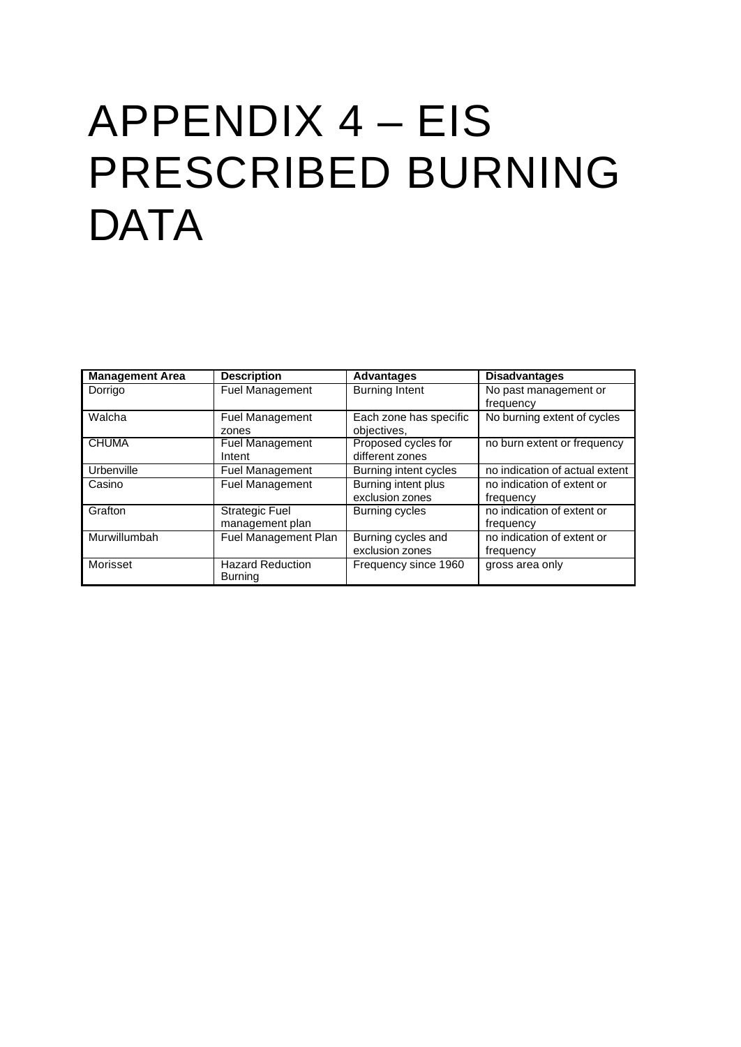# APPENDIX 4 – EIS PRESCRIBED BURNING DATA

| Management Area | Description | Advantages | Disadvantages |
|---|---|---|---|
| Dorrigo | Fuel Management | Burning Intent | No past management or frequency |
| Walcha | Fuel Management zones | Each zone has specific objectives, | No burning extent of cycles |
| CHUMA | Fuel Management Intent | Proposed cycles for different zones | no burn extent or frequency |
| Urbenville | Fuel Management | Burning intent cycles | no indication of actual extent |
| Casino | Fuel Management | Burning intent plus exclusion zones | no indication of extent or frequency |
| Grafton | Strategic Fuel management plan | Burning cycles | no indication of extent or frequency |
| Murwillumbah | Fuel Management Plan | Burning cycles and exclusion zones | no indication of extent or frequency |
| Morisset | Hazard Reduction Burning | Frequency since 1960 | gross area only |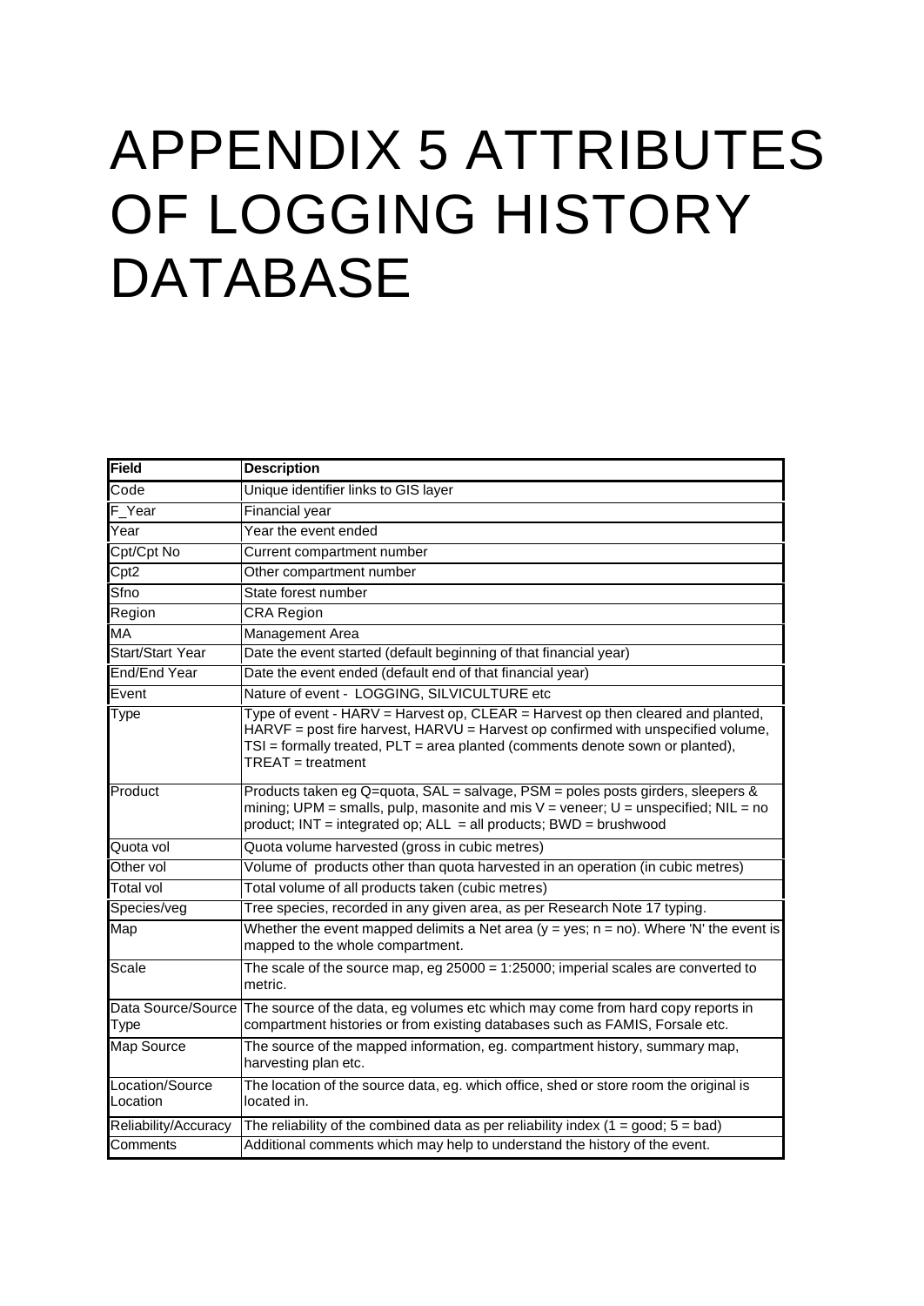# APPENDIX 5 ATTRIBUTES OF LOGGING HISTORY DATABASE

| Field | Description |
|---|---|
| Code | Unique identifier links to GIS layer |
| F_Year | Financial year |
| Year | Year the event ended |
| Cpt/Cpt No | Current compartment number |
| Cpt2 | Other compartment number |
| Sfno | State forest number |
| Region | CRA Region |
| MA | Management Area |
| Start/Start Year | Date the event started (default beginning of that financial year) |
| End/End Year | Date the event ended (default end of that financial year) |
| Event | Nature of event - LOGGING, SILVICULTURE etc |
| Type | Type of event - HARV = Harvest op, CLEAR = Harvest op then cleared and planted, HARVF = post fire harvest, HARVU = Harvest op confirmed with unspecified volume, TSI = formally treated, PLT = area planted (comments denote sown or planted), TREAT = treatment |
| Product | Products taken eg Q=quota, SAL = salvage, PSM = poles posts girders, sleepers & mining; UPM = smalls, pulp, masonite and mis V = veneer; U = unspecified; NIL = no product; INT = integrated op; ALL = all products; BWD = brushwood |
| Quota vol | Quota volume harvested (gross in cubic metres) |
| Other vol | Volume of products other than quota harvested in an operation (in cubic metres) |
| Total vol | Total volume of all products taken (cubic metres) |
| Species/veg | Tree species, recorded in any given area, as per Research Note 17 typing. |
| Map | Whether the event mapped delimits a Net area (y = yes; n = no). Where 'N' the event is mapped to the whole compartment. |
| Scale | The scale of the source map, eg 25000 = 1:25000; imperial scales are converted to metric. |
| Data Source/Source Type | The source of the data, eg volumes etc which may come from hard copy reports in compartment histories or from existing databases such as FAMIS, Forsale etc. |
| Map Source | The source of the mapped information, eg. compartment history, summary map, harvesting plan etc. |
| Location/Source Location | The location of the source data, eg. which office, shed or store room the original is located in. |
| Reliability/Accuracy | The reliability of the combined data as per reliability index (1 = good; 5 = bad) |
| Comments | Additional comments which may help to understand the history of the event. |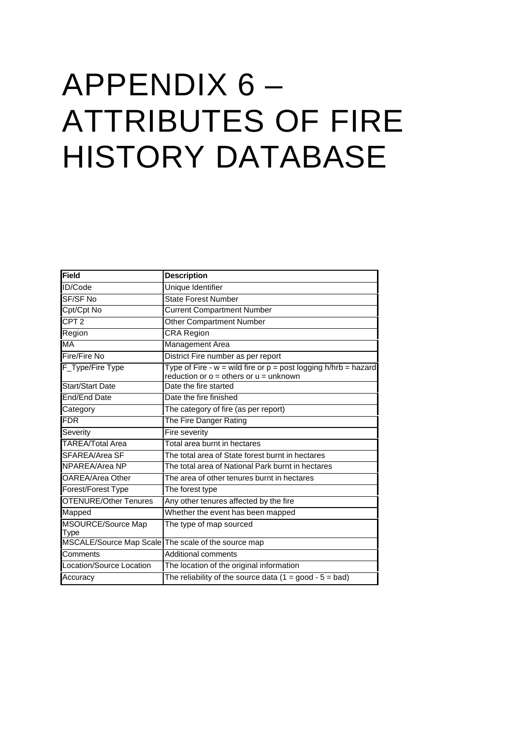# APPENDIX 6 – ATTRIBUTES OF FIRE HISTORY DATABASE

| Field | Description |
|---|---|
| ID/Code | Unique Identifier |
| SF/SF No | State Forest Number |
| Cpt/Cpt No | Current Compartment Number |
| CPT 2 | Other Compartment Number |
| Region | CRA Region |
| MA | Management Area |
| Fire/Fire No | District Fire number as per report |
| F_Type/Fire Type | Type of Fire - w = wild fire or p = post logging h/hrb = hazard reduction or o = others or u = unknown |
| Start/Start Date | Date the fire started |
| End/End Date | Date the fire finished |
| Category | The category of fire (as per report) |
| FDR | The Fire Danger Rating |
| Severity | Fire severity |
| TAREA/Total Area | Total area burnt in hectares |
| SFAREA/Area SF | The total area of State forest burnt in hectares |
| NPAREA/Area NP | The total area of National Park burnt in hectares |
| OAREA/Area Other | The area of other tenures burnt in hectares |
| Forest/Forest Type | The forest type |
| OTENURE/Other Tenures | Any other tenures affected by the fire |
| Mapped | Whether the event has been mapped |
| MSOURCE/Source Map Type | The type of map sourced |
| MSCALE/Source Map Scale | The scale of the source map |
| Comments | Additional comments |
| Location/Source Location | The location of the original information |
| Accuracy | The reliability of the source data (1 = good - 5 = bad) |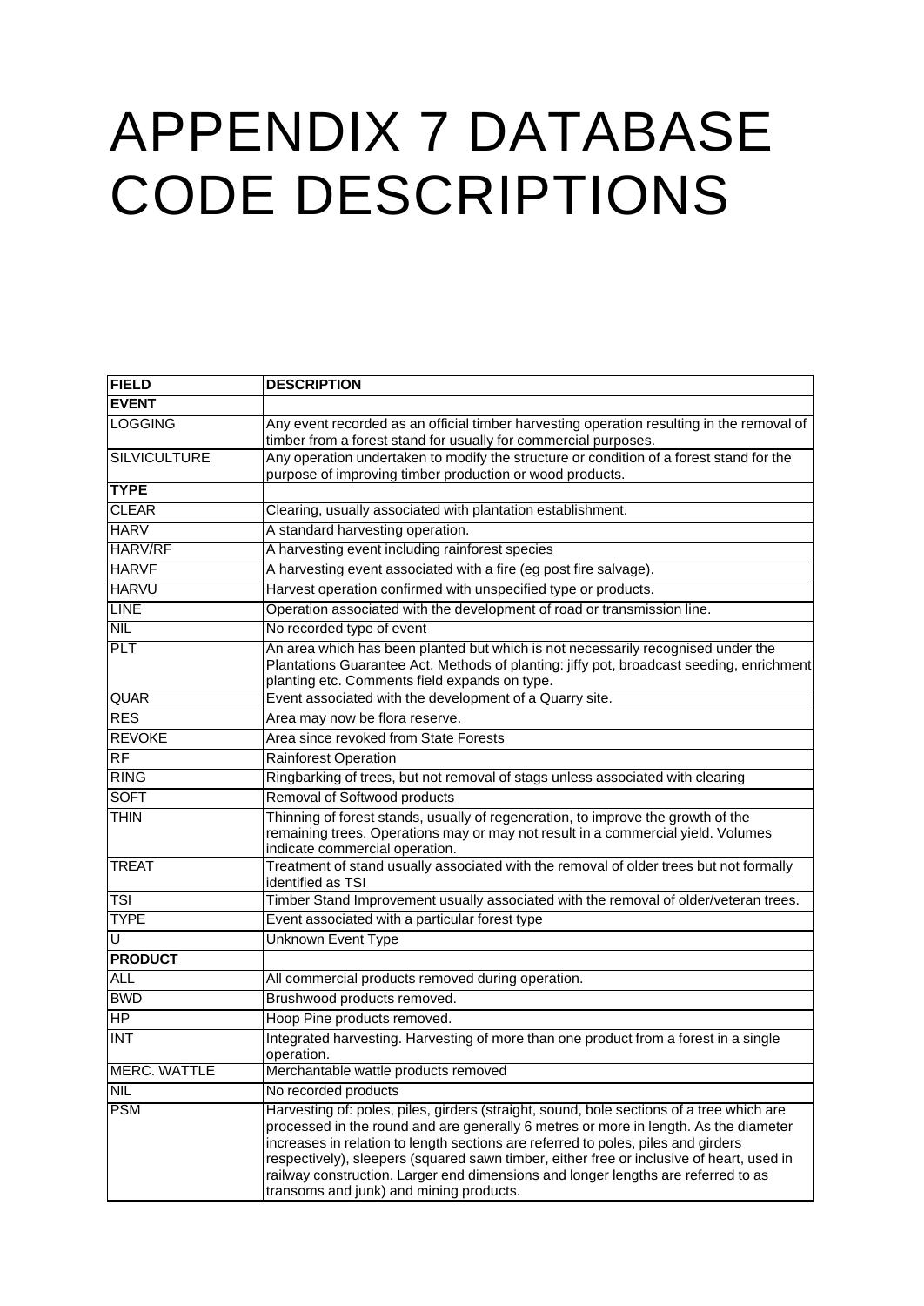# APPENDIX 7 DATABASE CODE DESCRIPTIONS

| FIELD | DESCRIPTION |
|---|---|
| **EVENT** | |
| LOGGING | Any event recorded as an official timber harvesting operation resulting in the removal of timber from a forest stand for usually for commercial purposes. |
| SILVICULTURE | Any operation undertaken to modify the structure or condition of a forest stand for the purpose of improving timber production or wood products. |
| **TYPE** | |
| CLEAR | Clearing, usually associated with plantation establishment. |
| HARV | A standard harvesting operation. |
| HARV/RF | A harvesting event including rainforest species |
| HARVF | A harvesting event associated with a fire (eg post fire salvage). |
| HARVU | Harvest operation confirmed with unspecified type or products. |
| LINE | Operation associated with the development of road or transmission line. |
| NIL | No recorded type of event |
| PLT | An area which has been planted but which is not necessarily recognised under the Plantations Guarantee Act. Methods of planting: jiffy pot, broadcast seeding, enrichment planting etc. Comments field expands on type. |
| QUAR | Event associated with the development of a Quarry site. |
| RES | Area may now be flora reserve. |
| REVOKE | Area since revoked from State Forests |
| RF | Rainforest Operation |
| RING | Ringbarking of trees, but not removal of stags unless associated with clearing |
| SOFT | Removal of Softwood products |
| THIN | Thinning of forest stands, usually of regeneration, to improve the growth of the remaining trees. Operations may or may not result in a commercial yield. Volumes indicate commercial operation. |
| TREAT | Treatment of stand usually associated with the removal of older trees but not formally identified as TSI |
| TSI | Timber Stand Improvement usually associated with the removal of older/veteran trees. |
| TYPE | Event associated with a particular forest type |
| U | Unknown Event Type |
| **PRODUCT** | |
| ALL | All commercial products removed during operation. |
| BWD | Brushwood products removed. |
| HP | Hoop Pine products removed. |
| INT | Integrated harvesting. Harvesting of more than one product from a forest in a single operation. |
| MERC. WATTLE | Merchantable wattle products removed |
| NIL | No recorded products |
| PSM | Harvesting of: poles, piles, girders (straight, sound, bole sections of a tree which are processed in the round and are generally 6 metres or more in length. As the diameter increases in relation to length sections are referred to poles, piles and girders respectively), sleepers (squared sawn timber, either free or inclusive of heart, used in railway construction. Larger end dimensions and longer lengths are referred to as transoms and junk) and mining products. |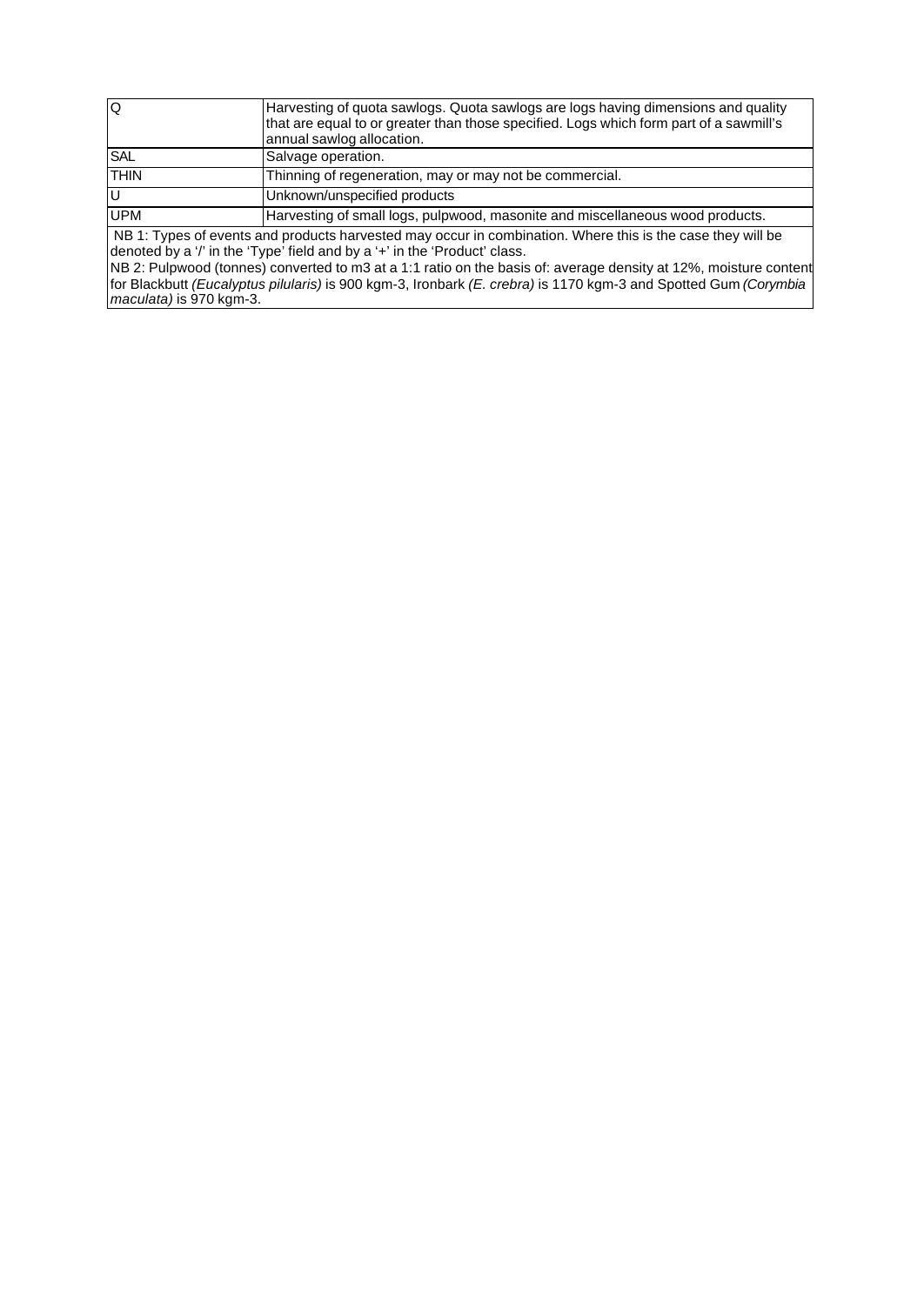| | |
|---|---|
| Q | Harvesting of quota sawlogs. Quota sawlogs are logs having dimensions and quality that are equal to or greater than those specified. Logs which form part of a sawmill's annual sawlog allocation. |
| SAL | Salvage operation. |
| THIN | Thinning of regeneration, may or may not be commercial. |
| U | Unknown/unspecified products |
| UPM | Harvesting of small logs, pulpwood, masonite and miscellaneous wood products. |

NB 1: Types of events and products harvested may occur in combination. Where this is the case they will be denoted by a '/' in the 'Type' field and by a '+' in the 'Product' class.

NB 2: Pulpwood (tonnes) converted to m3 at a 1:1 ratio on the basis of: average density at 12%, moisture content for Blackbutt *(Eucalyptus pilularis)* is 900 kgm-3, Ironbark *(E. crebra)* is 1170 kgm-3 and Spotted Gum *(Corymbia maculata)* is 970 kgm-3.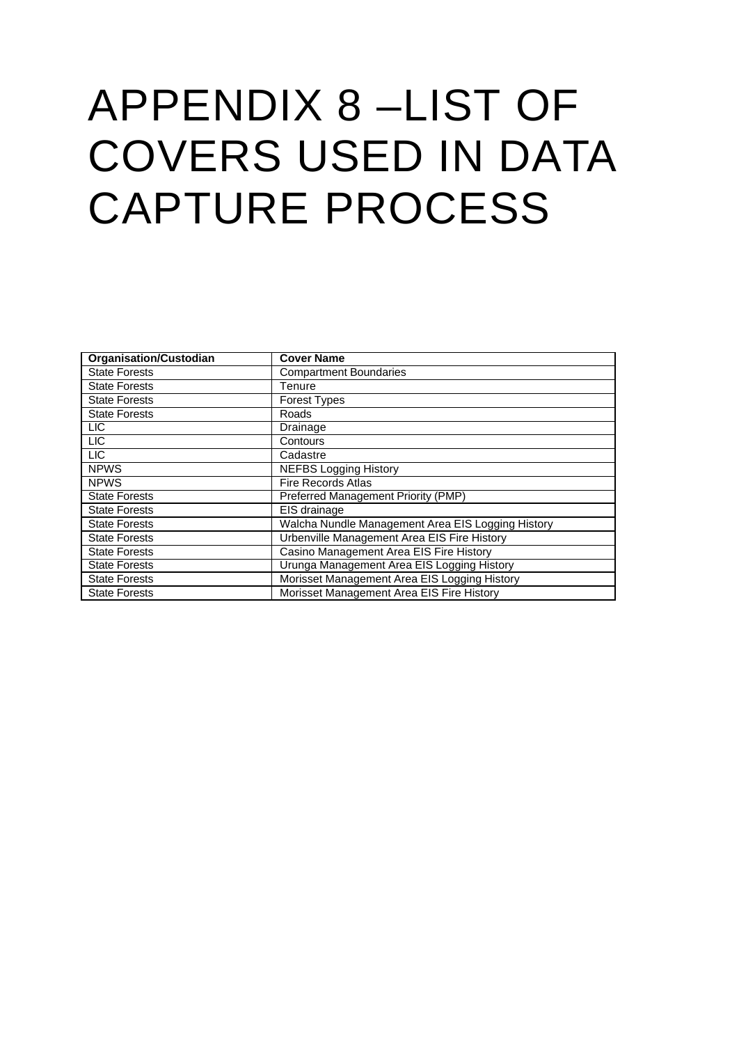# APPENDIX 8 –LIST OF COVERS USED IN DATA CAPTURE PROCESS

| Organisation/Custodian | Cover Name |
|---|---|
| State Forests | Compartment Boundaries |
| State Forests | Tenure |
| State Forests | Forest Types |
| State Forests | Roads |
| LIC | Drainage |
| LIC | Contours |
| LIC | Cadastre |
| NPWS | NEFBS Logging History |
| NPWS | Fire Records Atlas |
| State Forests | Preferred Management Priority (PMP) |
| State Forests | EIS drainage |
| State Forests | Walcha Nundle Management Area EIS Logging History |
| State Forests | Urbenville Management Area EIS Fire History |
| State Forests | Casino Management Area EIS Fire History |
| State Forests | Urunga Management Area EIS Logging History |
| State Forests | Morisset Management Area EIS Logging History |
| State Forests | Morisset Management Area EIS Fire History |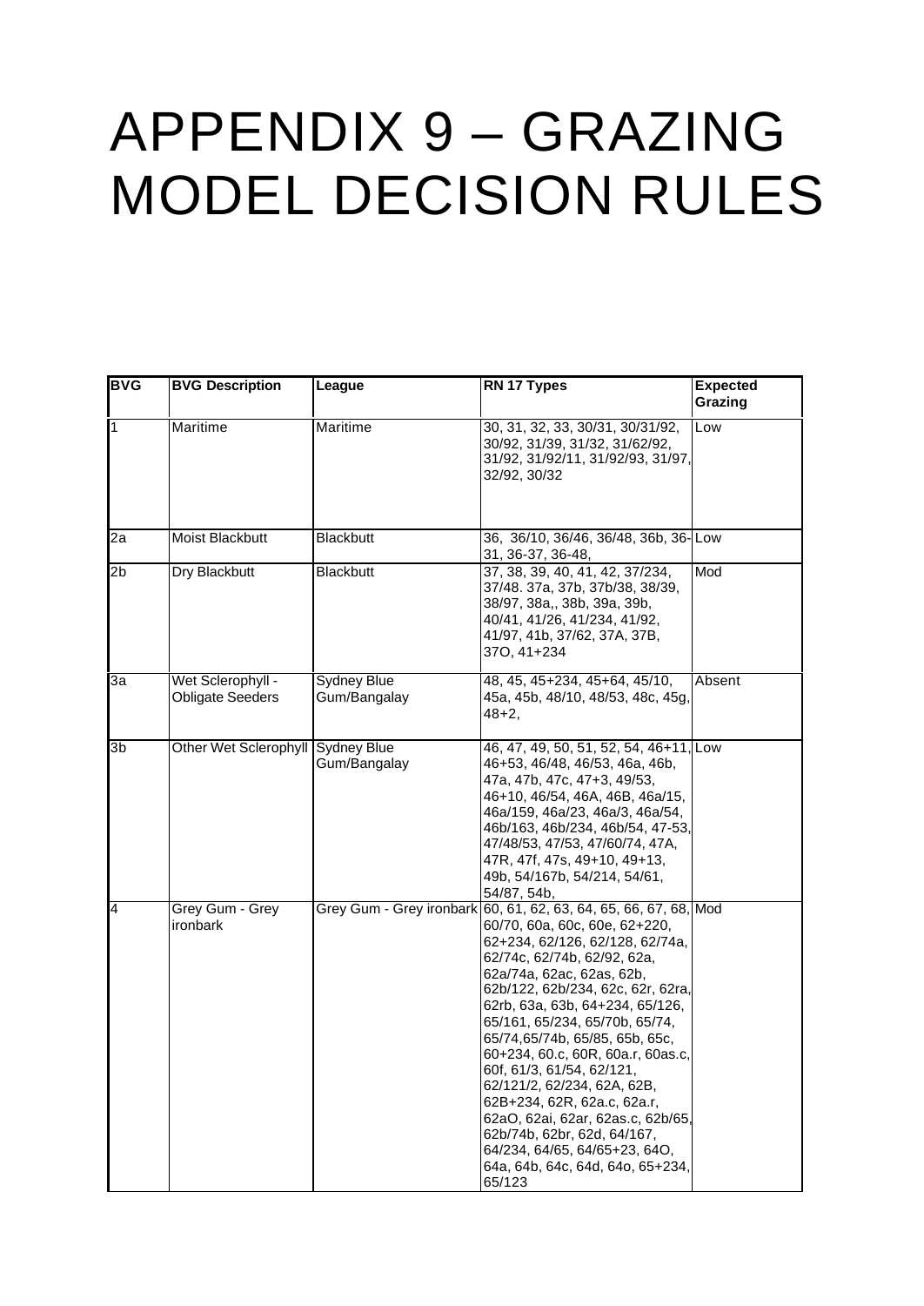# APPENDIX 9 – GRAZING MODEL DECISION RULES

| BVG | BVG Description | League | RN 17 Types | Expected Grazing |
|---|---|---|---|---|
| 1 | Maritime | Maritime | 30, 31, 32, 33, 30/31, 30/31/92, 30/92, 31/39, 31/32, 31/62/92, 31/92, 31/92/11, 31/92/93, 31/97, 32/92, 30/32 | Low |
| 2a | Moist Blackbutt | Blackbutt | 36, 36/10, 36/46, 36/48, 36b, 36-31, 36-37, 36-48, | Low |
| 2b | Dry Blackbutt | Blackbutt | 37, 38, 39, 40, 41, 42, 37/234, 37/48. 37a, 37b, 37b/38, 38/39, 38/97, 38a,, 38b, 39a, 39b, 40/41, 41/26, 41/234, 41/92, 41/97, 41b, 37/62, 37A, 37B, 37O, 41+234 | Mod |
| 3a | Wet Sclerophyll - Obligate Seeders | Sydney Blue Gum/Bangalay | 48, 45, 45+234, 45+64, 45/10, 45a, 45b, 48/10, 48/53, 48c, 45g, 48+2, | Absent |
| 3b | Other Wet Sclerophyll | Sydney Blue Gum/Bangalay | 46, 47, 49, 50, 51, 52, 54, 46+11, 46+53, 46/48, 46/53, 46a, 46b, 47a, 47b, 47c, 47+3, 49/53, 46+10, 46/54, 46A, 46B, 46a/15, 46a/159, 46a/23, 46a/3, 46a/54, 46b/163, 46b/234, 46b/54, 47-53, 47/48/53, 47/53, 47/60/74, 47A, 47R, 47f, 47s, 49+10, 49+13, 49b, 54/167b, 54/214, 54/61, 54/87, 54b, | Low |
| 4 | Grey Gum - Grey ironbark | Grey Gum - Grey ironbark | 60, 61, 62, 63, 64, 65, 66, 67, 68, 60/70, 60a, 60c, 60e, 62+220, 62+234, 62/126, 62/128, 62/74a, 62/74c, 62/74b, 62/92, 62a, 62a/74a, 62ac, 62as, 62b, 62b/122, 62b/234, 62c, 62r, 62ra, 62rb, 63a, 63b, 64+234, 65/126, 65/161, 65/234, 65/70b, 65/74, 65/74,65/74b, 65/85, 65b, 65c, 60+234, 60.c, 60R, 60a.r, 60as.c, 60f, 61/3, 61/54, 62/121, 62/121/2, 62/234, 62A, 62B, 62B+234, 62R, 62a.c, 62a.r, 62aO, 62ai, 62ar, 62as.c, 62b/65, 62b/74b, 62br, 62d, 64/167, 64/234, 64/65, 64/65+23, 64O, 64a, 64b, 64c, 64d, 64o, 65+234, 65/123 | Mod |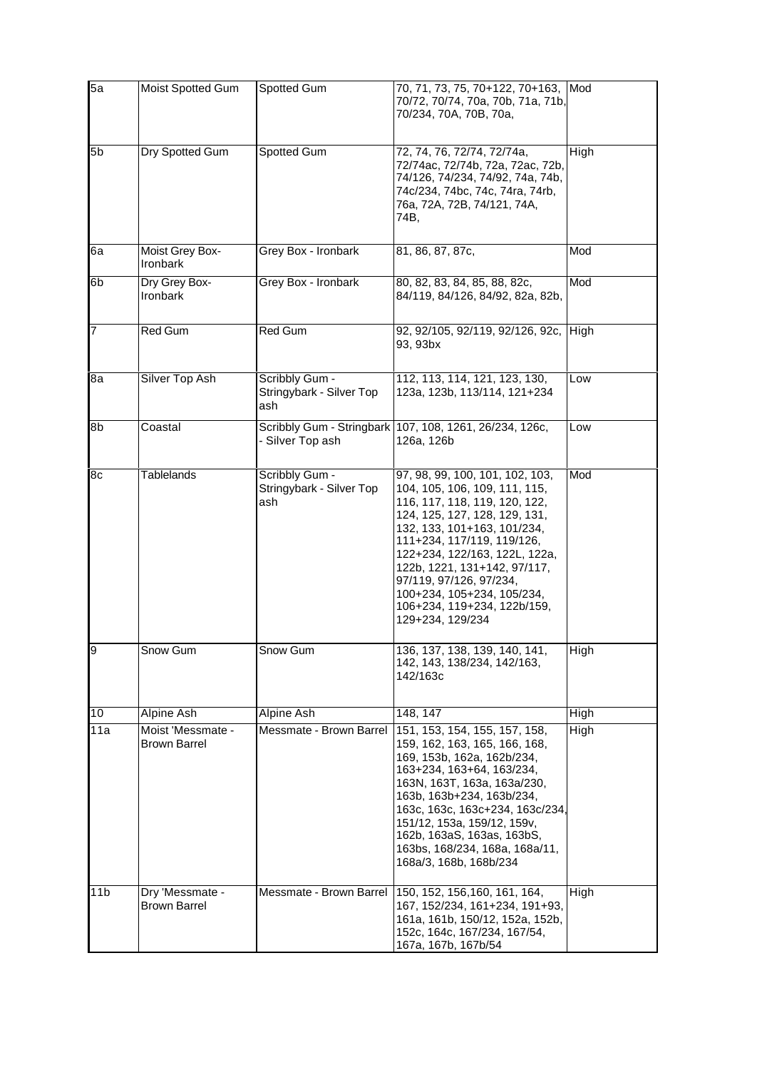| 5a | Moist Spotted Gum | Spotted Gum | 70, 71, 73, 75, 70+122, 70+163, 70/72, 70/74, 70a, 70b, 71a, 71b, 70/234, 70A, 70B, 70a, | Mod |
|---|---|---|---|---|
| 5b | Dry Spotted Gum | Spotted Gum | 72, 74, 76, 72/74, 72/74a, 72/74ac, 72/74b, 72a, 72ac, 72b, 74/126, 74/234, 74/92, 74a, 74b, 74c/234, 74bc, 74c, 74ra, 74rb, 76a, 72A, 72B, 74/121, 74A, 74B, | High |
| 6a | Moist Grey Box-Ironbark | Grey Box - Ironbark | 81, 86, 87, 87c, | Mod |
| 6b | Dry Grey Box-Ironbark | Grey Box - Ironbark | 80, 82, 83, 84, 85, 88, 82c, 84/119, 84/126, 84/92, 82a, 82b, | Mod |
| 7 | Red Gum | Red Gum | 92, 92/105, 92/119, 92/126, 92c, 93, 93bx | High |
| 8a | Silver Top Ash | Scribbly Gum - Stringybark - Silver Top ash | 112, 113, 114, 121, 123, 130, 123a, 123b, 113/114, 121+234 | Low |
| 8b | Coastal | Scribbly Gum - Stringbark - Silver Top ash | 107, 108, 1261, 26/234, 126c, 126a, 126b | Low |
| 8c | Tablelands | Scribbly Gum - Stringybark - Silver Top ash | 97, 98, 99, 100, 101, 102, 103, 104, 105, 106, 109, 111, 115, 116, 117, 118, 119, 120, 122, 124, 125, 127, 128, 129, 131, 132, 133, 101+163, 101/234, 111+234, 117/119, 119/126, 122+234, 122/163, 122L, 122a, 122b, 1221, 131+142, 97/117, 97/119, 97/126, 97/234, 100+234, 105+234, 105/234, 106+234, 119+234, 122b/159, 129+234, 129/234 | Mod |
| 9 | Snow Gum | Snow Gum | 136, 137, 138, 139, 140, 141, 142, 143, 138/234, 142/163, 142/163c | High |
| 10 | Alpine Ash | Alpine Ash | 148, 147 | High |
| 11a | Moist 'Messmate - Brown Barrel | Messmate - Brown Barrel | 151, 153, 154, 155, 157, 158, 159, 162, 163, 165, 166, 168, 169, 153b, 162a, 162b/234, 163+234, 163+64, 163/234, 163N, 163T, 163a, 163a/230, 163b, 163b+234, 163b/234, 163c, 163c, 163c+234, 163c/234, 151/12, 153a, 159/12, 159v, 162b, 163aS, 163as, 163bS, 163bs, 168/234, 168a, 168a/11, 168a/3, 168b, 168b/234 | High |
| 11b | Dry 'Messmate - Brown Barrel | Messmate - Brown Barrel | 150, 152, 156,160, 161, 164, 167, 152/234, 161+234, 191+93, 161a, 161b, 150/12, 152a, 152b, 152c, 164c, 167/234, 167/54, 167a, 167b, 167b/54 | High |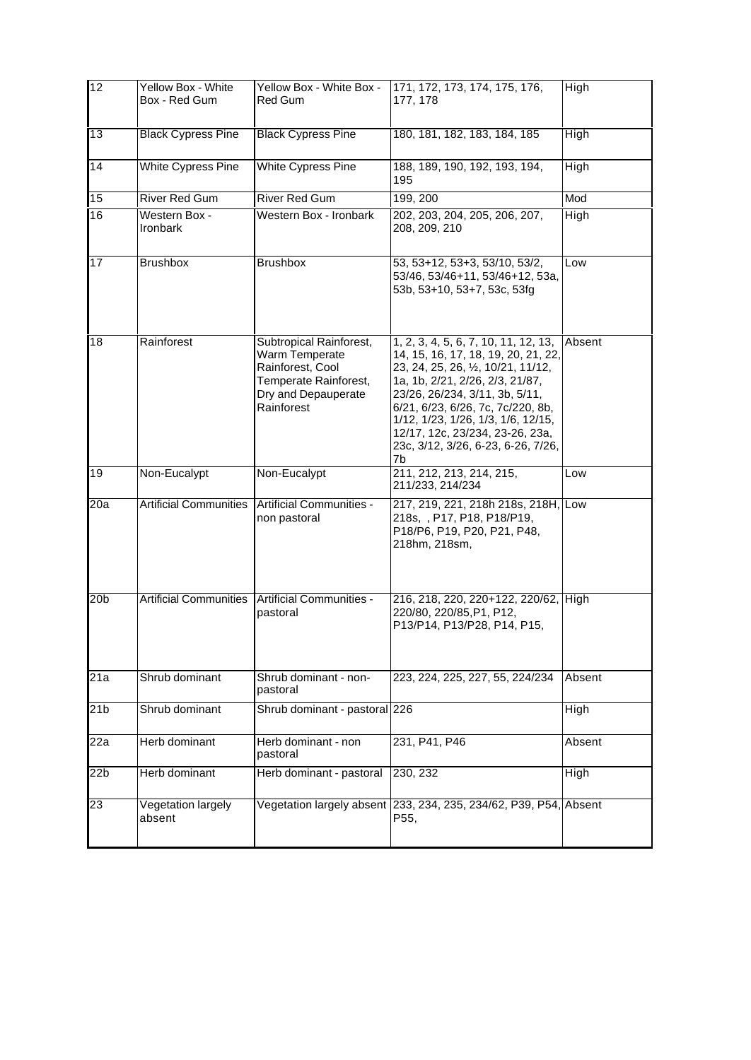| 12 | Yellow Box - White Box - Red Gum | Yellow Box - White Box - Red Gum | 171, 172, 173, 174, 175, 176, 177, 178 | High |
|---|---|---|---|---|
| 13 | Black Cypress Pine | Black Cypress Pine | 180, 181, 182, 183, 184, 185 | High |
| 14 | White Cypress Pine | White Cypress Pine | 188, 189, 190, 192, 193, 194, 195 | High |
| 15 | River Red Gum | River Red Gum | 199, 200 | Mod |
| 16 | Western Box - Ironbark | Western Box - Ironbark | 202, 203, 204, 205, 206, 207, 208, 209, 210 | High |
| 17 | Brushbox | Brushbox | 53, 53+12, 53+3, 53/10, 53/2, 53/46, 53/46+11, 53/46+12, 53a, 53b, 53+10, 53+7, 53c, 53fg | Low |
| 18 | Rainforest | Subtropical Rainforest, Warm Temperate Rainforest, Cool Temperate Rainforest, Dry and Depauperate Rainforest | 1, 2, 3, 4, 5, 6, 7, 10, 11, 12, 13, 14, 15, 16, 17, 18, 19, 20, 21, 22, 23, 24, 25, 26, ½, 10/21, 11/12, 1a, 1b, 2/21, 2/26, 2/3, 21/87, 23/26, 26/234, 3/11, 3b, 5/11, 6/21, 6/23, 6/26, 7c, 7c/220, 8b, 1/12, 1/23, 1/26, 1/3, 1/6, 12/15, 12/17, 12c, 23/234, 23-26, 23a, 23c, 3/12, 3/26, 6-23, 6-26, 7/26, 7b | Absent |
| 19 | Non-Eucalypt | Non-Eucalypt | 211, 212, 213, 214, 215, 211/233, 214/234 | Low |
| 20a | Artificial Communities | Artificial Communities - non pastoral | 217, 219, 221, 218h 218s, 218H, 218s, , P17, P18, P18/P19, P18/P6, P19, P20, P21, P48, 218hm, 218sm, | Low |
| 20b | Artificial Communities | Artificial Communities - pastoral | 216, 218, 220, 220+122, 220/62, 220/80, 220/85,P1, P12, P13/P14, P13/P28, P14, P15, | High |
| 21a | Shrub dominant | Shrub dominant - non-pastoral | 223, 224, 225, 227, 55, 224/234 | Absent |
| 21b | Shrub dominant | Shrub dominant - pastoral | 226 | High |
| 22a | Herb dominant | Herb dominant - non pastoral | 231, P41, P46 | Absent |
| 22b | Herb dominant | Herb dominant - pastoral | 230, 232 | High |
| 23 | Vegetation largely absent | Vegetation largely absent | 233, 234, 235, 234/62, P39, P54, P55, | Absent |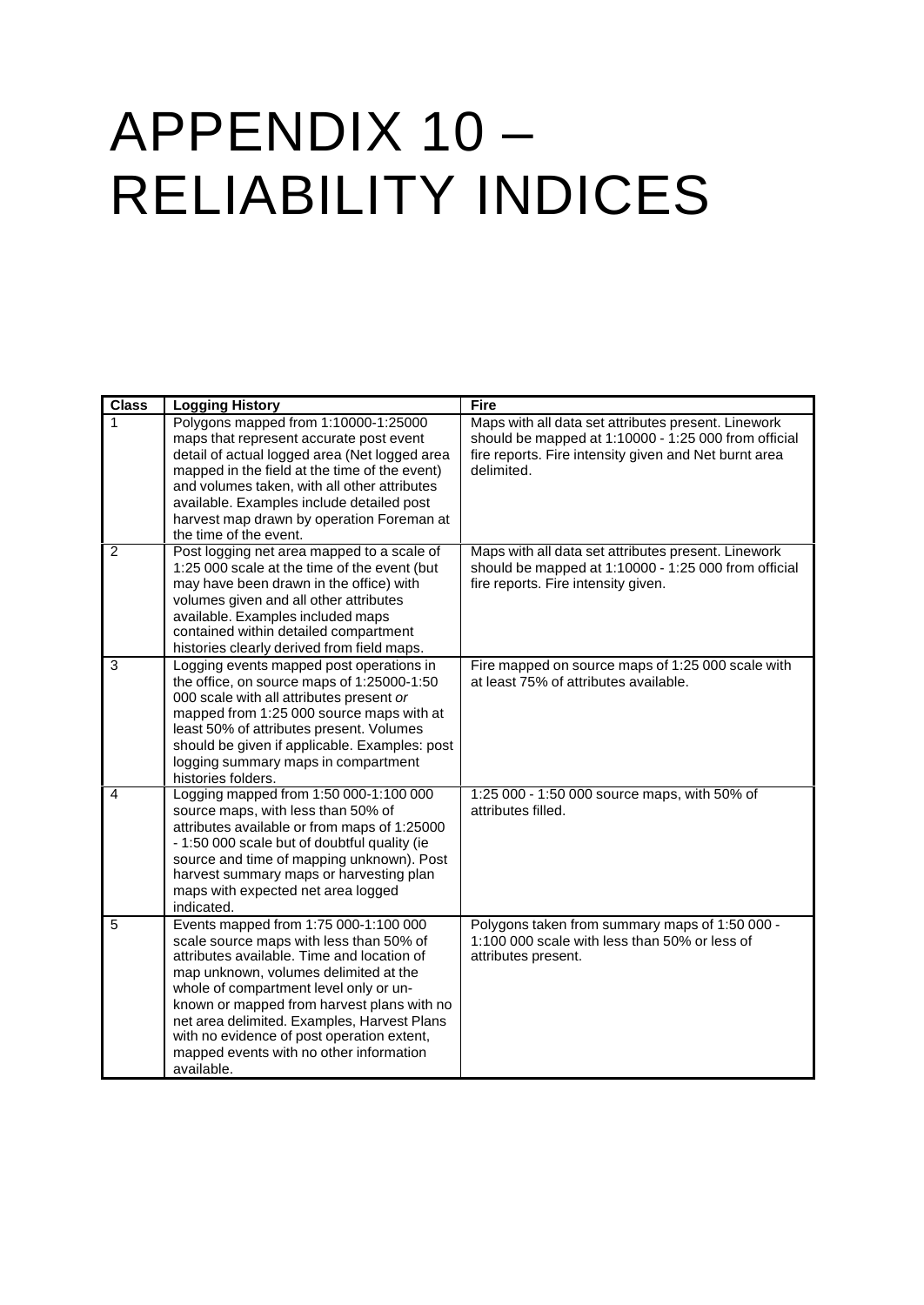# APPENDIX 10 – RELIABILITY INDICES

| Class | Logging History | Fire |
|---|---|---|
| 1 | Polygons mapped from 1:10000-1:25000 maps that represent accurate post event detail of actual logged area (Net logged area mapped in the field at the time of the event) and volumes taken, with all other attributes available. Examples include detailed post harvest map drawn by operation Foreman at the time of the event. | Maps with all data set attributes present. Linework should be mapped at 1:10000 - 1:25 000 from official fire reports. Fire intensity given and Net burnt area delimited. |
| 2 | Post logging net area mapped to a scale of 1:25 000 scale at the time of the event (but may have been drawn in the office) with volumes given and all other attributes available. Examples included maps contained within detailed compartment histories clearly derived from field maps. | Maps with all data set attributes present. Linework should be mapped at 1:10000 - 1:25 000 from official fire reports. Fire intensity given. |
| 3 | Logging events mapped post operations in the office, on source maps of 1:25000-1:50 000 scale with all attributes present *or* mapped from 1:25 000 source maps with at least 50% of attributes present. Volumes should be given if applicable. Examples: post logging summary maps in compartment histories folders. | Fire mapped on source maps of 1:25 000 scale with at least 75% of attributes available. |
| 4 | Logging mapped from 1:50 000-1:100 000 source maps, with less than 50% of attributes available or from maps of 1:25000 - 1:50 000 scale but of doubtful quality (ie source and time of mapping unknown). Post harvest summary maps or harvesting plan maps with expected net area logged indicated. | 1:25 000 - 1:50 000 source maps, with 50% of attributes filled. |
| 5 | Events mapped from 1:75 000-1:100 000 scale source maps with less than 50% of attributes available. Time and location of map unknown, volumes delimited at the whole of compartment level only or un-known or mapped from harvest plans with no net area delimited. Examples, Harvest Plans with no evidence of post operation extent, mapped events with no other information available. | Polygons taken from summary maps of 1:50 000 - 1:100 000 scale with less than 50% or less of attributes present. |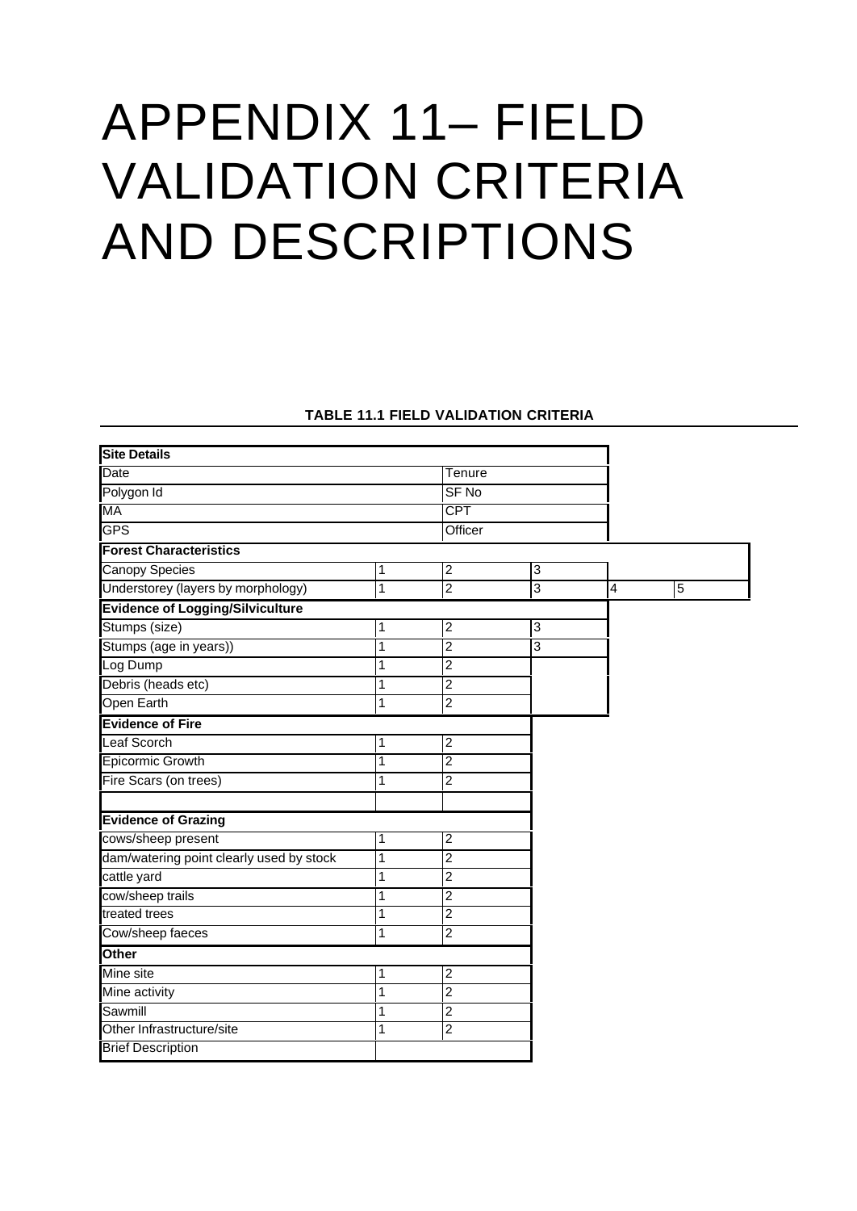# APPENDIX 11– FIELD VALIDATION CRITERIA AND DESCRIPTIONS

**TABLE 11.1 FIELD VALIDATION CRITERIA**

| **Site Details** | | | | | |
|---|---|---|---|---|---|
| Date | | Tenure | | | |
| Polygon Id | | SF No | | | |
| MA | | CPT | | | |
| GPS | | Officer | | | |
| **Forest Characteristics** | | | | | |
| Canopy Species | 1 | 2 | 3 | | |
| Understorey (layers by morphology) | 1 | 2 | 3 | 4 | 5 |
| **Evidence of Logging/Silviculture** | | | | | |
| Stumps (size) | 1 | 2 | 3 | | |
| Stumps (age in years)) | 1 | 2 | 3 | | |
| Log Dump | 1 | 2 | | | |
| Debris (heads etc) | 1 | 2 | | | |
| Open Earth | 1 | 2 | | | |
| **Evidence of Fire** | | | | | |
| Leaf Scorch | 1 | 2 | | | |
| Epicormic Growth | 1 | 2 | | | |
| Fire Scars (on trees) | 1 | 2 | | | |
| | | | | | |
| **Evidence of Grazing** | | | | | |
| cows/sheep present | 1 | 2 | | | |
| dam/watering point clearly used by stock | 1 | 2 | | | |
| cattle yard | 1 | 2 | | | |
| cow/sheep trails | 1 | 2 | | | |
| treated trees | 1 | 2 | | | |
| Cow/sheep faeces | 1 | 2 | | | |
| **Other** | | | | | |
| Mine site | 1 | 2 | | | |
| Mine activity | 1 | 2 | | | |
| Sawmill | 1 | 2 | | | |
| Other Infrastructure/site | 1 | 2 | | | |
| Brief Description | | | | | |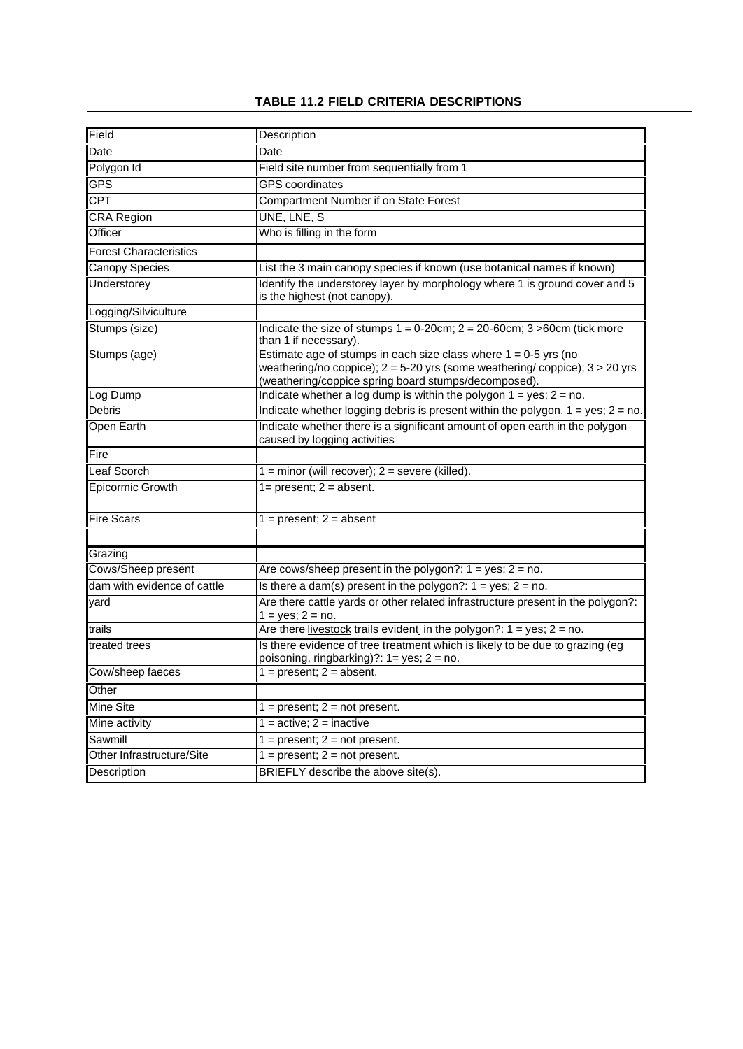**TABLE 11.2 FIELD CRITERIA DESCRIPTIONS**

| Field | Description |
|---|---|
| Date | Date |
| Polygon Id | Field site number from sequentially from 1 |
| GPS | GPS coordinates |
| CPT | Compartment Number if on State Forest |
| CRA Region | UNE, LNE, S |
| Officer | Who is filling in the form |
| Forest Characteristics | |
| Canopy Species | List the 3 main canopy species if known (use botanical names if known) |
| Understorey | Identify the understorey layer by morphology where 1 is ground cover and 5 is the highest (not canopy). |
| Logging/Silviculture | |
| Stumps (size) | Indicate the size of stumps 1 = 0-20cm; 2 = 20-60cm; 3 >60cm (tick more than 1 if necessary). |
| Stumps (age) | Estimate age of stumps in each size class where 1 = 0-5 yrs (no weathering/no coppice); 2 = 5-20 yrs (some weathering/ coppice); 3 > 20 yrs (weathering/coppice spring board stumps/decomposed). |
| Log Dump | Indicate whether a log dump is within the polygon 1 = yes; 2 = no. |
| Debris | Indicate whether logging debris is present within the polygon, 1 = yes; 2 = no. |
| Open Earth | Indicate whether there is a significant amount of open earth in the polygon caused by logging activities |
| Fire | |
| Leaf Scorch | 1 = minor (will recover); 2 = severe (killed). |
| Epicormic Growth | 1= present; 2 = absent. |
| Fire Scars | 1 = present; 2 = absent |
| | |
| Grazing | |
| Cows/Sheep present | Are cows/sheep present in the polygon?: 1 = yes; 2 = no. |
| dam with evidence of cattle | Is there a dam(s) present in the polygon?: 1 = yes; 2 = no. |
| yard | Are there cattle yards or other related infrastructure present in the polygon?: 1 = yes; 2 = no. |
| trails | Are there livestock trails evident in the polygon?: 1 = yes; 2 = no. |
| treated trees | Is there evidence of tree treatment which is likely to be due to grazing (eg poisoning, ringbarking)?: 1= yes; 2 = no. |
| Cow/sheep faeces | 1 = present; 2 = absent. |
| Other | |
| Mine Site | 1 = present; 2 = not present. |
| Mine activity | 1 = active; 2 = inactive |
| Sawmill | 1 = present; 2 = not present. |
| Other Infrastructure/Site | 1 = present; 2 = not present. |
| Description | BRIEFLY describe the above site(s). |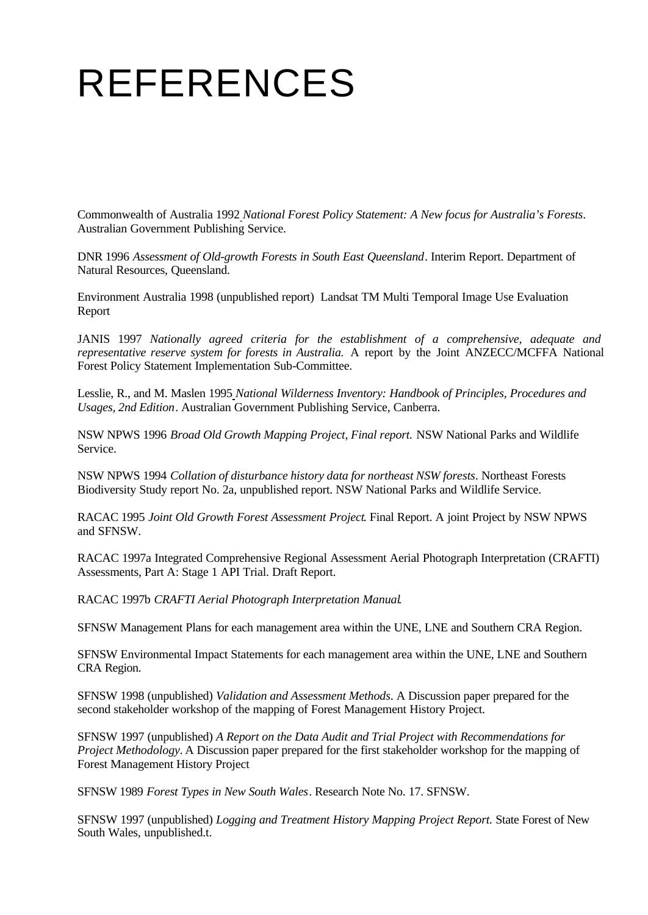# REFERENCES

Commonwealth of Australia 1992 *National Forest Policy Statement: A New focus for Australia's Forests*. Australian Government Publishing Service.

DNR 1996 *Assessment of Old-growth Forests in South East Queensland*. Interim Report. Department of Natural Resources, Queensland.

Environment Australia 1998 (unpublished report) Landsat TM Multi Temporal Image Use Evaluation Report

JANIS 1997 *Nationally agreed criteria for the establishment of a comprehensive, adequate and representative reserve system for forests in Australia.* A report by the Joint ANZECC/MCFFA National Forest Policy Statement Implementation Sub-Committee.

Lesslie, R., and M. Maslen 1995 *National Wilderness Inventory: Handbook of Principles, Procedures and Usages, 2nd Edition*. Australian Government Publishing Service, Canberra.

NSW NPWS 1996 *Broad Old Growth Mapping Project, Final report.* NSW National Parks and Wildlife Service.

NSW NPWS 1994 *Collation of disturbance history data for northeast NSW forests.* Northeast Forests Biodiversity Study report No. 2a, unpublished report. NSW National Parks and Wildlife Service.

RACAC 1995 *Joint Old Growth Forest Assessment Project*. Final Report. A joint Project by NSW NPWS and SFNSW.

RACAC 1997a Integrated Comprehensive Regional Assessment Aerial Photograph Interpretation (CRAFTI) Assessments, Part A: Stage 1 API Trial. Draft Report.

RACAC 1997b *CRAFTI Aerial Photograph Interpretation Manual*.

SFNSW Management Plans for each management area within the UNE, LNE and Southern CRA Region.

SFNSW Environmental Impact Statements for each management area within the UNE, LNE and Southern CRA Region.

SFNSW 1998 (unpublished) *Validation and Assessment Methods.* A Discussion paper prepared for the second stakeholder workshop of the mapping of Forest Management History Project.

SFNSW 1997 (unpublished) *A Report on the Data Audit and Trial Project with Recommendations for Project Methodology.* A Discussion paper prepared for the first stakeholder workshop for the mapping of Forest Management History Project

SFNSW 1989 *Forest Types in New South Wales*. Research Note No. 17. SFNSW.

SFNSW 1997 (unpublished) *Logging and Treatment History Mapping Project Report.* State Forest of New South Wales, unpublished.t.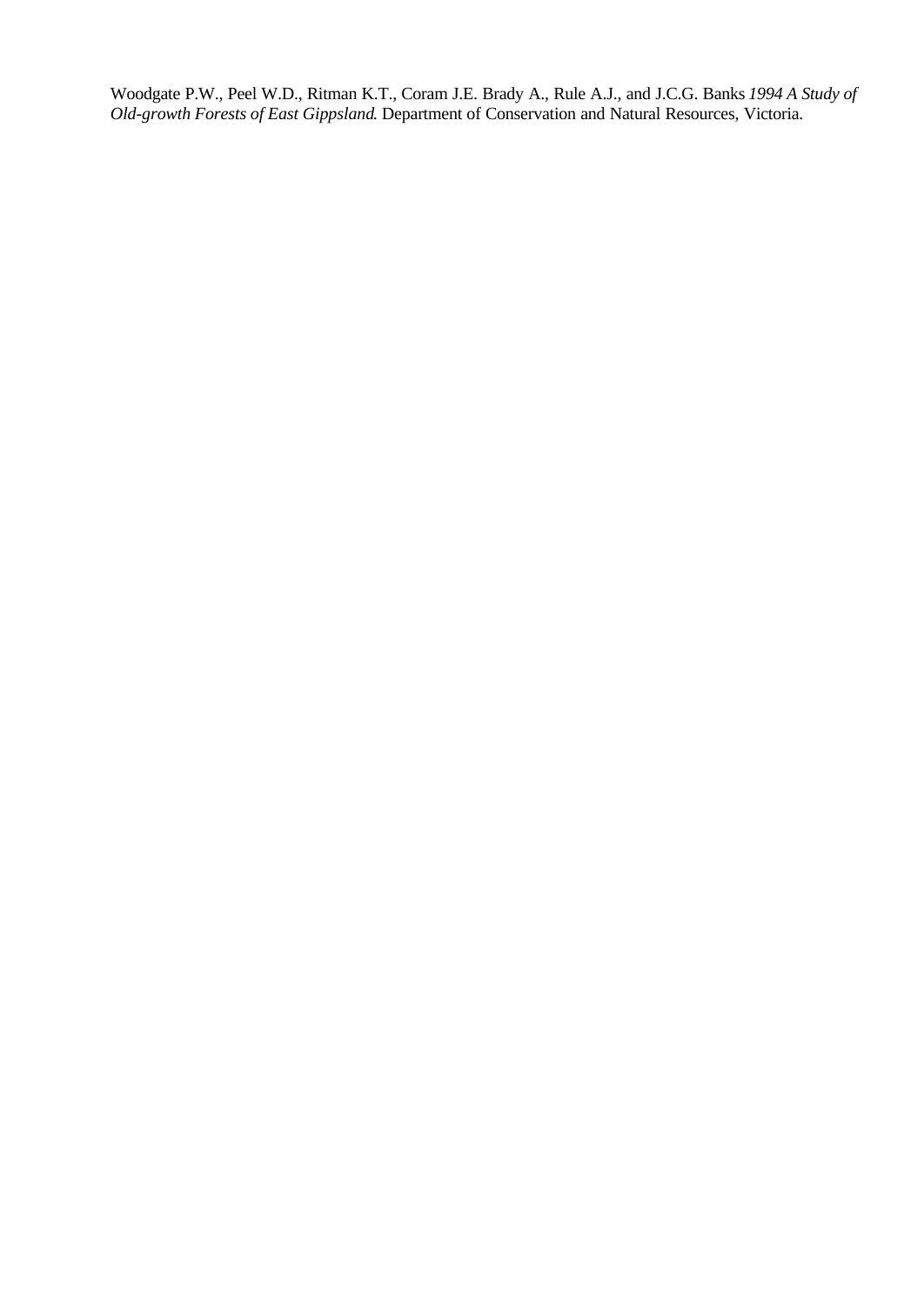Woodgate P.W., Peel W.D., Ritman K.T., Coram J.E. Brady A., Rule A.J., and J.C.G. Banks *1994 A Study of Old-growth Forests of East Gippsland*. Department of Conservation and Natural Resources, Victoria.